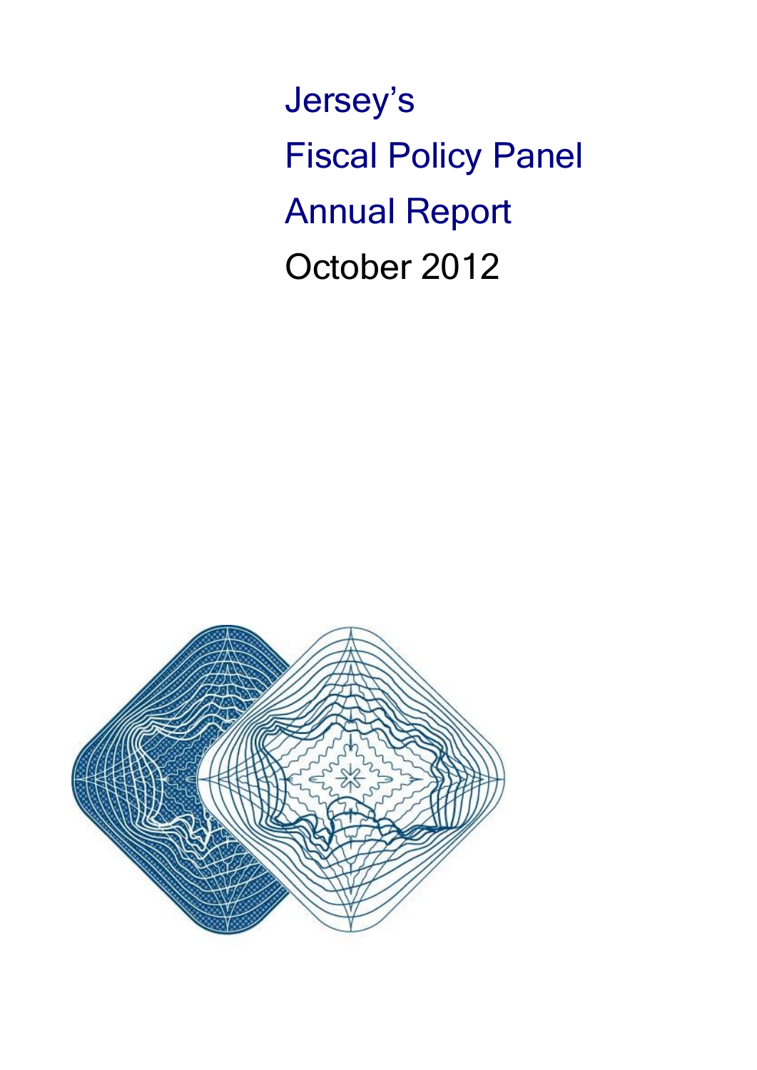# Jersey's Fiscal Policy Panel Annual Report

October 2012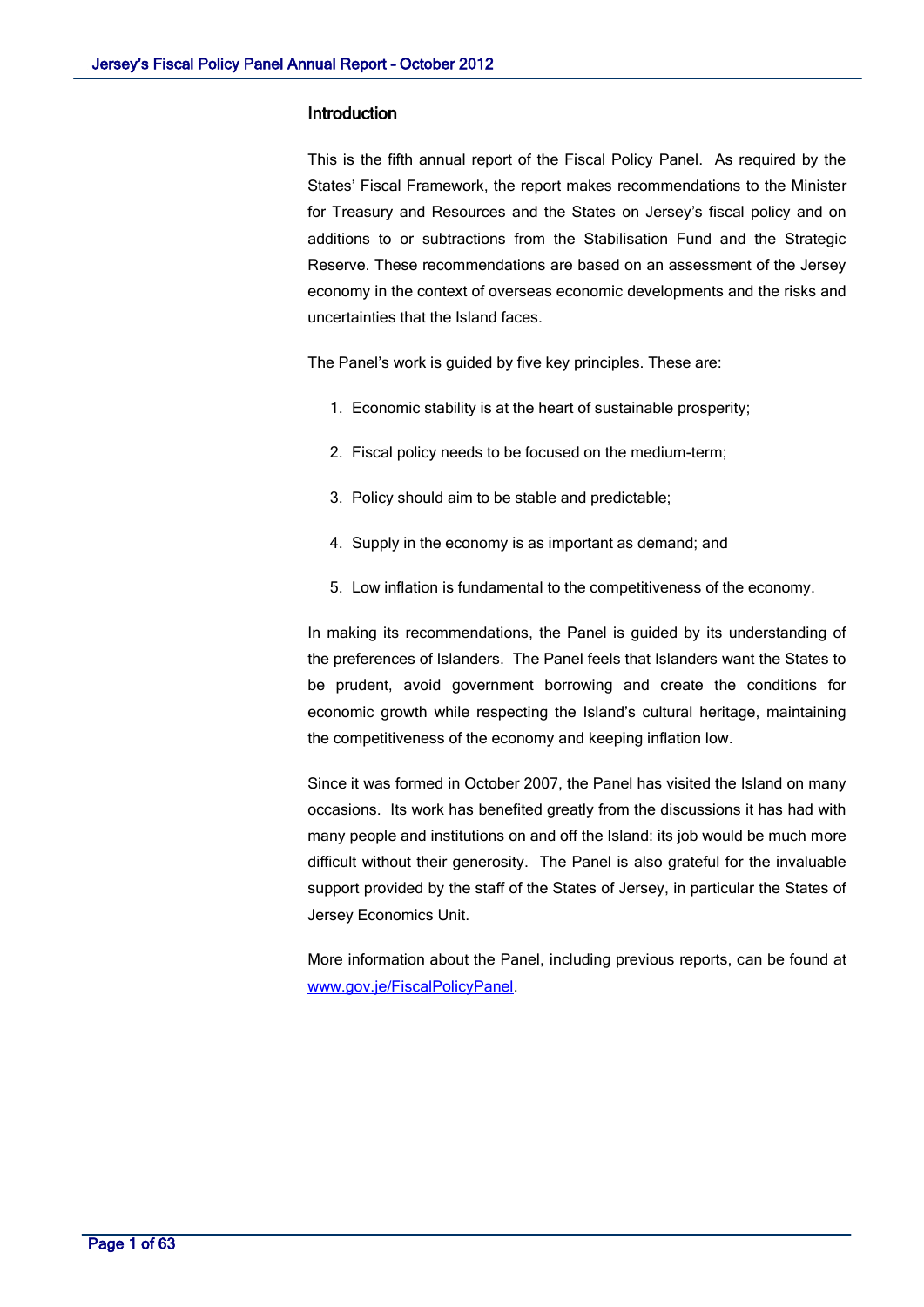## Introduction

This is the fifth annual report of the Fiscal Policy Panel. As required by the States' Fiscal Framework, the report makes recommendations to the Minister for Treasury and Resources and the States on Jersey's fiscal policy and on additions to or subtractions from the Stabilisation Fund and the Strategic Reserve. These recommendations are based on an assessment of the Jersey economy in the context of overseas economic developments and the risks and uncertainties that the Island faces.

The Panel's work is guided by five key principles. These are:

1. Economic stability is at the heart of sustainable prosperity;
2. Fiscal policy needs to be focused on the medium-term;
3. Policy should aim to be stable and predictable;
4. Supply in the economy is as important as demand; and
5. Low inflation is fundamental to the competitiveness of the economy.

In making its recommendations, the Panel is guided by its understanding of the preferences of Islanders. The Panel feels that Islanders want the States to be prudent, avoid government borrowing and create the conditions for economic growth while respecting the Island's cultural heritage, maintaining the competitiveness of the economy and keeping inflation low.

Since it was formed in October 2007, the Panel has visited the Island on many occasions. Its work has benefited greatly from the discussions it has had with many people and institutions on and off the Island: its job would be much more difficult without their generosity. The Panel is also grateful for the invaluable support provided by the staff of the States of Jersey, in particular the States of Jersey Economics Unit.

More information about the Panel, including previous reports, can be found at [www.gov.je/FiscalPolicyPanel](www.gov.je/FiscalPolicyPanel).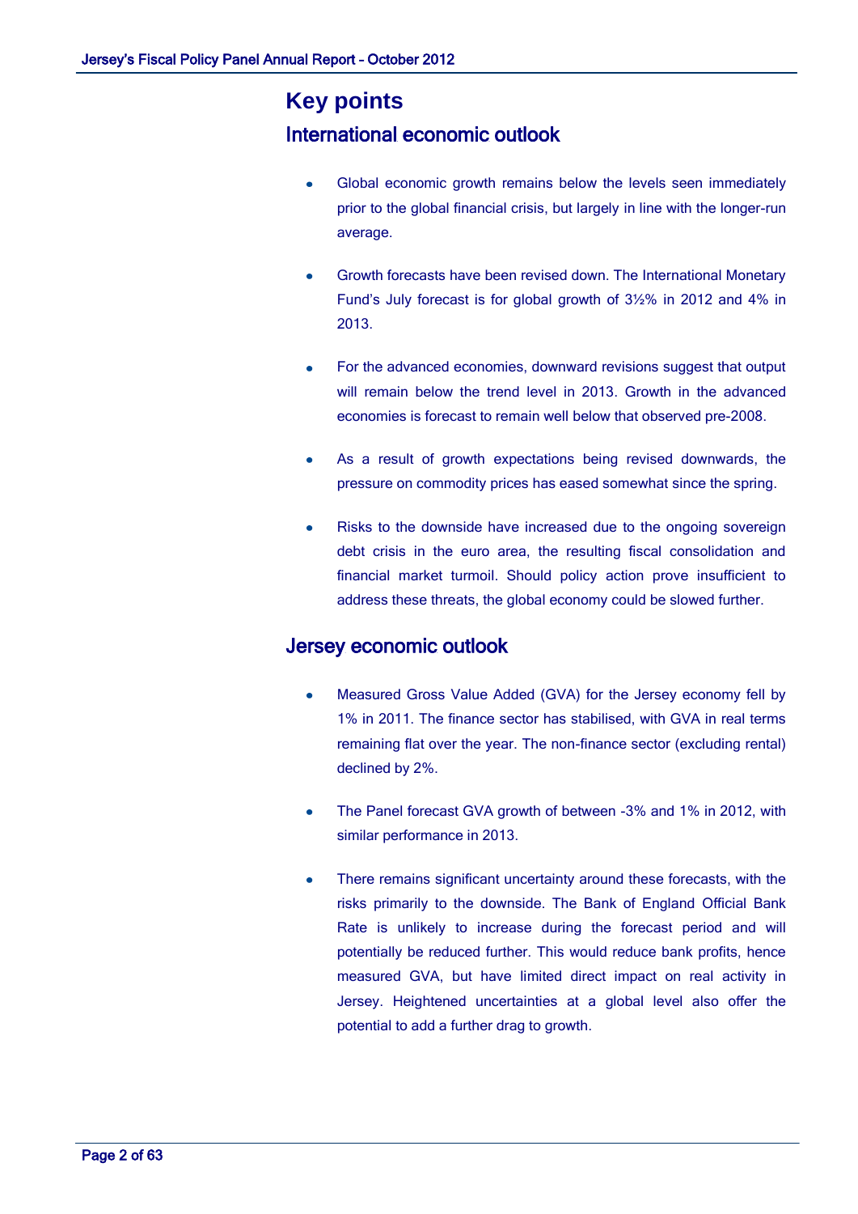# Key points

## International economic outlook

- Global economic growth remains below the levels seen immediately prior to the global financial crisis, but largely in line with the longer-run average.
- Growth forecasts have been revised down. The International Monetary Fund's July forecast is for global growth of 3½% in 2012 and 4% in 2013.
- For the advanced economies, downward revisions suggest that output will remain below the trend level in 2013. Growth in the advanced economies is forecast to remain well below that observed pre-2008.
- As a result of growth expectations being revised downwards, the pressure on commodity prices has eased somewhat since the spring.
- Risks to the downside have increased due to the ongoing sovereign debt crisis in the euro area, the resulting fiscal consolidation and financial market turmoil. Should policy action prove insufficient to address these threats, the global economy could be slowed further.

## Jersey economic outlook

- Measured Gross Value Added (GVA) for the Jersey economy fell by 1% in 2011. The finance sector has stabilised, with GVA in real terms remaining flat over the year. The non-finance sector (excluding rental) declined by 2%.
- The Panel forecast GVA growth of between -3% and 1% in 2012, with similar performance in 2013.
- There remains significant uncertainty around these forecasts, with the risks primarily to the downside. The Bank of England Official Bank Rate is unlikely to increase during the forecast period and will potentially be reduced further. This would reduce bank profits, hence measured GVA, but have limited direct impact on real activity in Jersey. Heightened uncertainties at a global level also offer the potential to add a further drag to growth.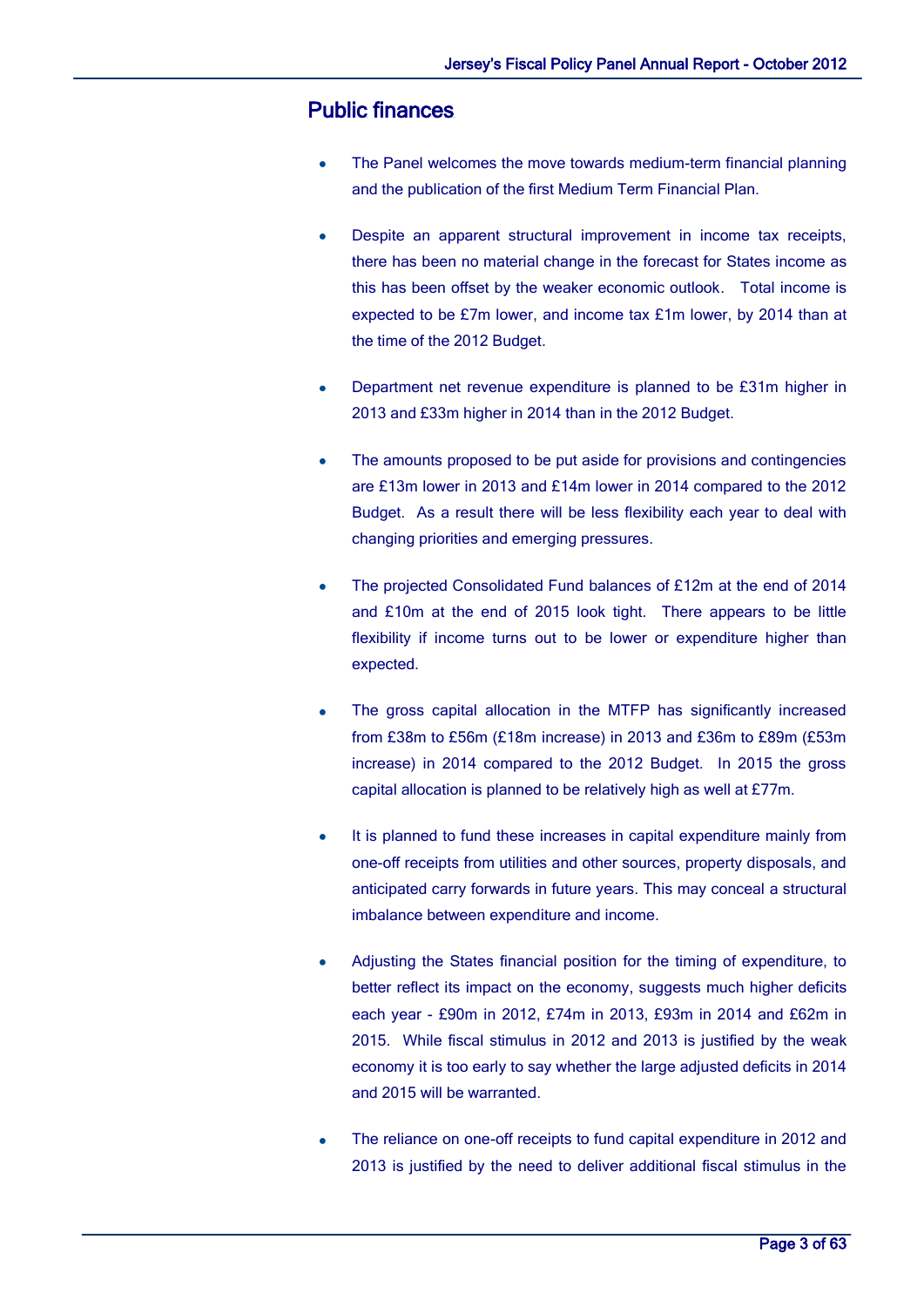## Public finances

- The Panel welcomes the move towards medium-term financial planning and the publication of the first Medium Term Financial Plan.
- Despite an apparent structural improvement in income tax receipts, there has been no material change in the forecast for States income as this has been offset by the weaker economic outlook. Total income is expected to be £7m lower, and income tax £1m lower, by 2014 than at the time of the 2012 Budget.
- Department net revenue expenditure is planned to be £31m higher in 2013 and £33m higher in 2014 than in the 2012 Budget.
- The amounts proposed to be put aside for provisions and contingencies are £13m lower in 2013 and £14m lower in 2014 compared to the 2012 Budget. As a result there will be less flexibility each year to deal with changing priorities and emerging pressures.
- The projected Consolidated Fund balances of £12m at the end of 2014 and £10m at the end of 2015 look tight. There appears to be little flexibility if income turns out to be lower or expenditure higher than expected.
- The gross capital allocation in the MTFP has significantly increased from £38m to £56m (£18m increase) in 2013 and £36m to £89m (£53m increase) in 2014 compared to the 2012 Budget. In 2015 the gross capital allocation is planned to be relatively high as well at £77m.
- It is planned to fund these increases in capital expenditure mainly from one-off receipts from utilities and other sources, property disposals, and anticipated carry forwards in future years. This may conceal a structural imbalance between expenditure and income.
- Adjusting the States financial position for the timing of expenditure, to better reflect its impact on the economy, suggests much higher deficits each year - £90m in 2012, £74m in 2013, £93m in 2014 and £62m in 2015. While fiscal stimulus in 2012 and 2013 is justified by the weak economy it is too early to say whether the large adjusted deficits in 2014 and 2015 will be warranted.
- The reliance on one-off receipts to fund capital expenditure in 2012 and 2013 is justified by the need to deliver additional fiscal stimulus in the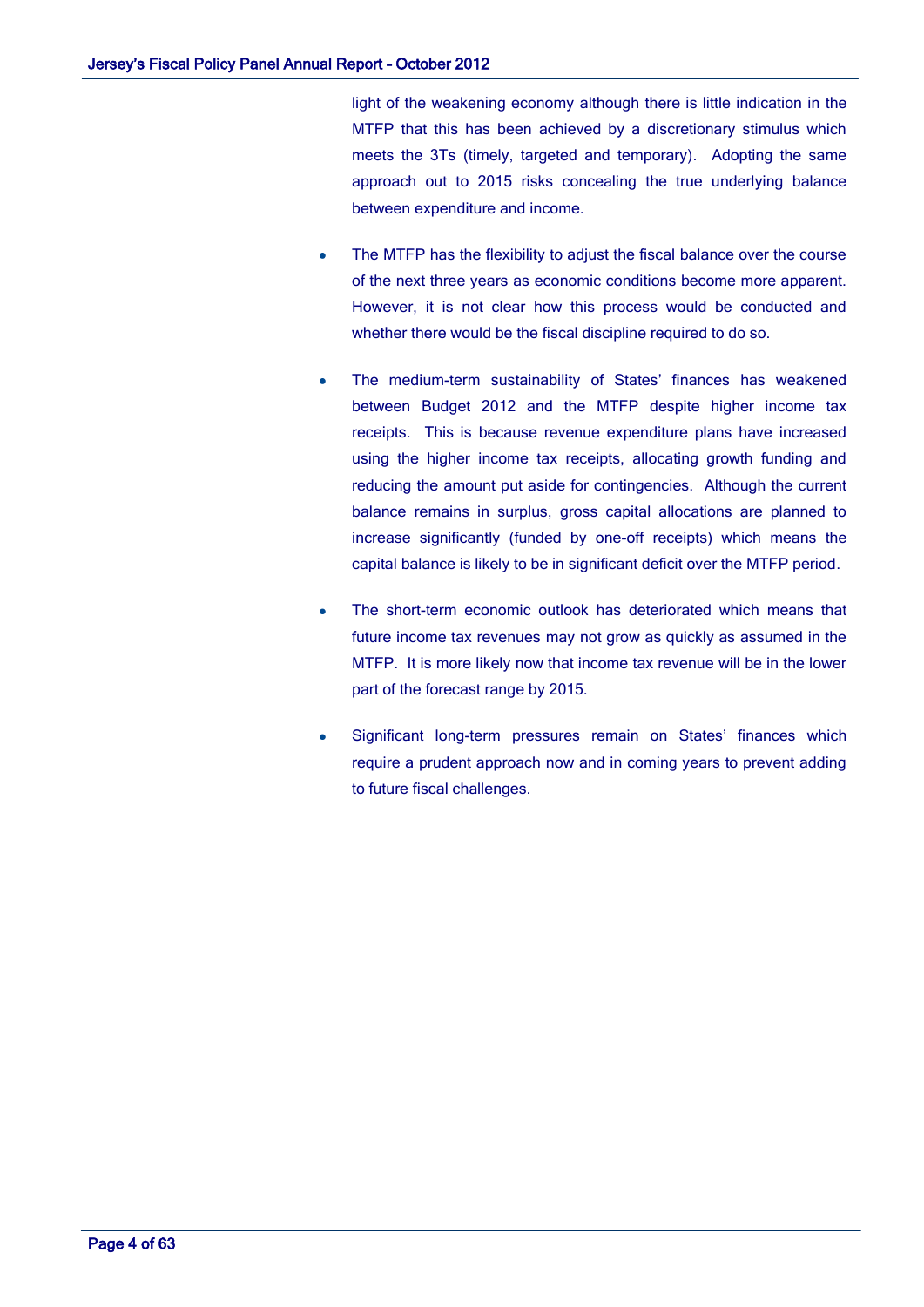light of the weakening economy although there is little indication in the MTFP that this has been achieved by a discretionary stimulus which meets the 3Ts (timely, targeted and temporary). Adopting the same approach out to 2015 risks concealing the true underlying balance between expenditure and income.

- The MTFP has the flexibility to adjust the fiscal balance over the course of the next three years as economic conditions become more apparent. However, it is not clear how this process would be conducted and whether there would be the fiscal discipline required to do so.

- The medium-term sustainability of States' finances has weakened between Budget 2012 and the MTFP despite higher income tax receipts. This is because revenue expenditure plans have increased using the higher income tax receipts, allocating growth funding and reducing the amount put aside for contingencies. Although the current balance remains in surplus, gross capital allocations are planned to increase significantly (funded by one-off receipts) which means the capital balance is likely to be in significant deficit over the MTFP period.

- The short-term economic outlook has deteriorated which means that future income tax revenues may not grow as quickly as assumed in the MTFP. It is more likely now that income tax revenue will be in the lower part of the forecast range by 2015.

- Significant long-term pressures remain on States' finances which require a prudent approach now and in coming years to prevent adding to future fiscal challenges.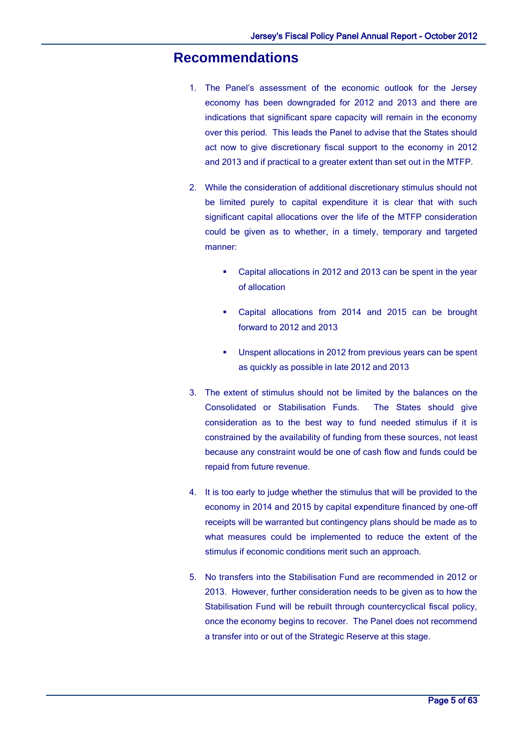# Recommendations

1. The Panel's assessment of the economic outlook for the Jersey economy has been downgraded for 2012 and 2013 and there are indications that significant spare capacity will remain in the economy over this period. This leads the Panel to advise that the States should act now to give discretionary fiscal support to the economy in 2012 and 2013 and if practical to a greater extent than set out in the MTFP.

2. While the consideration of additional discretionary stimulus should not be limited purely to capital expenditure it is clear that with such significant capital allocations over the life of the MTFP consideration could be given as to whether, in a timely, temporary and targeted manner:

   - Capital allocations in 2012 and 2013 can be spent in the year of allocation

   - Capital allocations from 2014 and 2015 can be brought forward to 2012 and 2013

   - Unspent allocations in 2012 from previous years can be spent as quickly as possible in late 2012 and 2013

3. The extent of stimulus should not be limited by the balances on the Consolidated or Stabilisation Funds. The States should give consideration as to the best way to fund needed stimulus if it is constrained by the availability of funding from these sources, not least because any constraint would be one of cash flow and funds could be repaid from future revenue.

4. It is too early to judge whether the stimulus that will be provided to the economy in 2014 and 2015 by capital expenditure financed by one-off receipts will be warranted but contingency plans should be made as to what measures could be implemented to reduce the extent of the stimulus if economic conditions merit such an approach.

5. No transfers into the Stabilisation Fund are recommended in 2012 or 2013. However, further consideration needs to be given as to how the Stabilisation Fund will be rebuilt through countercyclical fiscal policy, once the economy begins to recover. The Panel does not recommend a transfer into or out of the Strategic Reserve at this stage.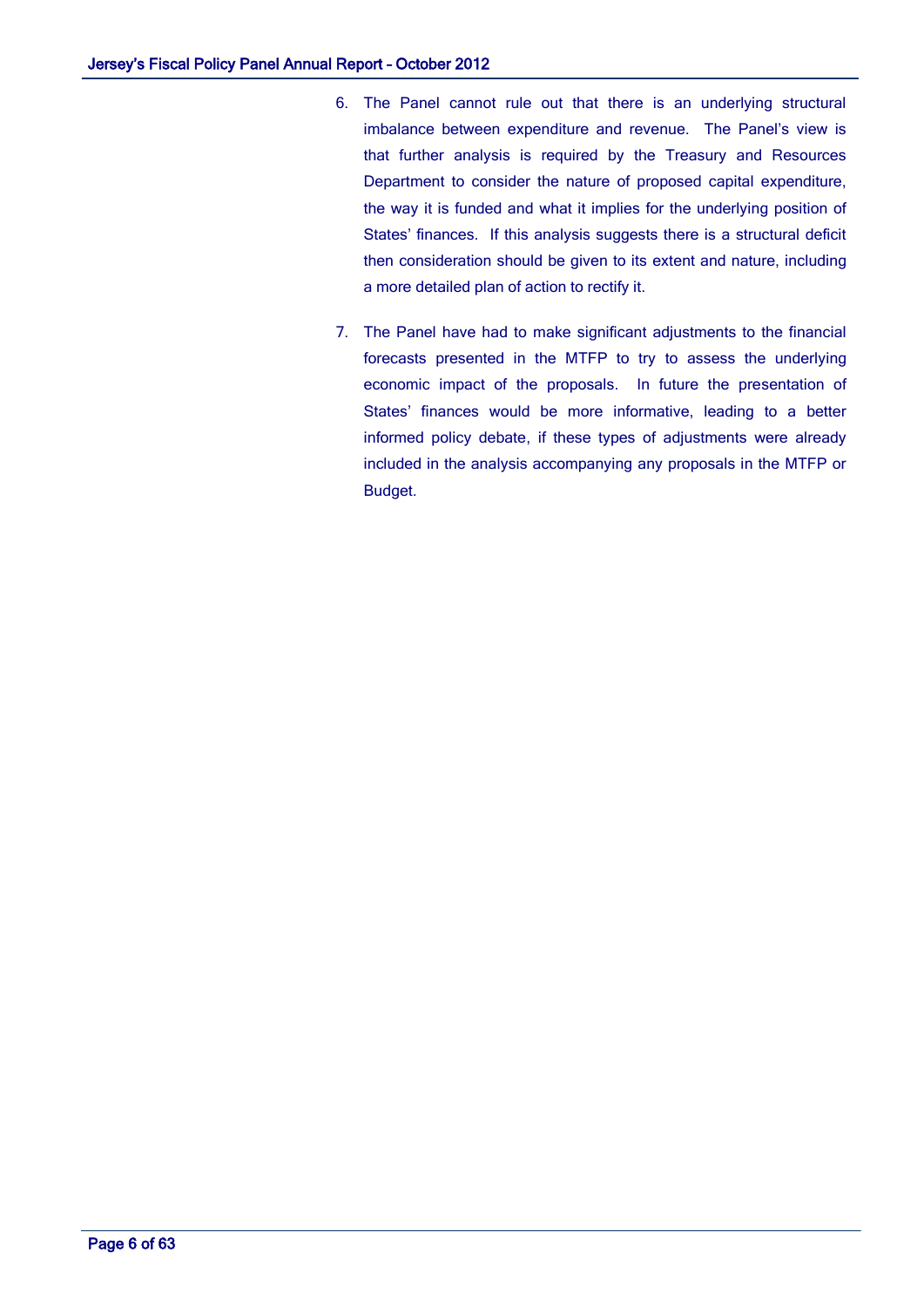6. The Panel cannot rule out that there is an underlying structural imbalance between expenditure and revenue. The Panel's view is that further analysis is required by the Treasury and Resources Department to consider the nature of proposed capital expenditure, the way it is funded and what it implies for the underlying position of States' finances. If this analysis suggests there is a structural deficit then consideration should be given to its extent and nature, including a more detailed plan of action to rectify it.

7. The Panel have had to make significant adjustments to the financial forecasts presented in the MTFP to try to assess the underlying economic impact of the proposals. In future the presentation of States' finances would be more informative, leading to a better informed policy debate, if these types of adjustments were already included in the analysis accompanying any proposals in the MTFP or Budget.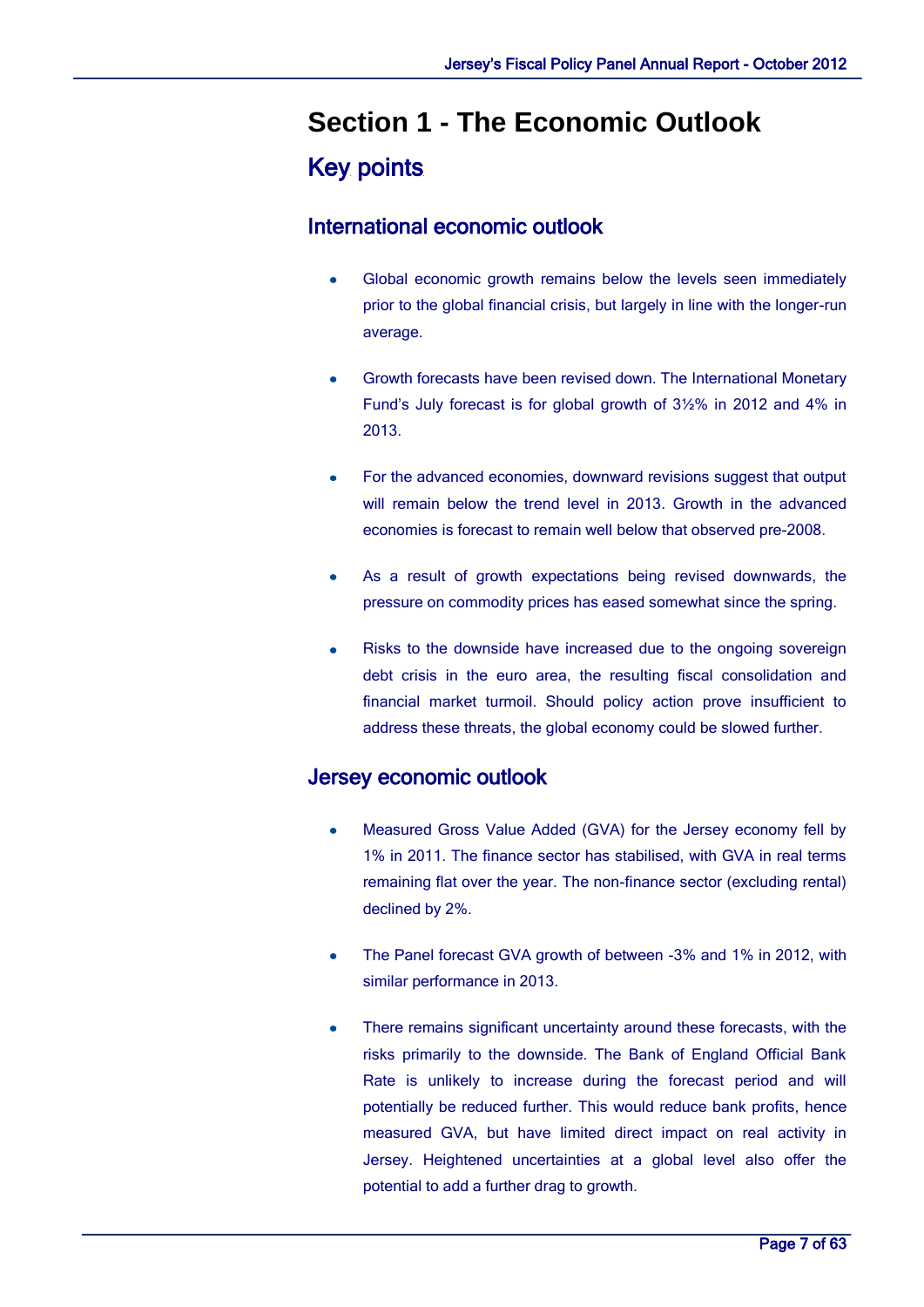# Section 1 - The Economic Outlook

## Key points

### International economic outlook

- Global economic growth remains below the levels seen immediately prior to the global financial crisis, but largely in line with the longer-run average.
- Growth forecasts have been revised down. The International Monetary Fund's July forecast is for global growth of 3½% in 2012 and 4% in 2013.
- For the advanced economies, downward revisions suggest that output will remain below the trend level in 2013. Growth in the advanced economies is forecast to remain well below that observed pre-2008.
- As a result of growth expectations being revised downwards, the pressure on commodity prices has eased somewhat since the spring.
- Risks to the downside have increased due to the ongoing sovereign debt crisis in the euro area, the resulting fiscal consolidation and financial market turmoil. Should policy action prove insufficient to address these threats, the global economy could be slowed further.

### Jersey economic outlook

- Measured Gross Value Added (GVA) for the Jersey economy fell by 1% in 2011. The finance sector has stabilised, with GVA in real terms remaining flat over the year. The non-finance sector (excluding rental) declined by 2%.
- The Panel forecast GVA growth of between -3% and 1% in 2012, with similar performance in 2013.
- There remains significant uncertainty around these forecasts, with the risks primarily to the downside. The Bank of England Official Bank Rate is unlikely to increase during the forecast period and will potentially be reduced further. This would reduce bank profits, hence measured GVA, but have limited direct impact on real activity in Jersey. Heightened uncertainties at a global level also offer the potential to add a further drag to growth.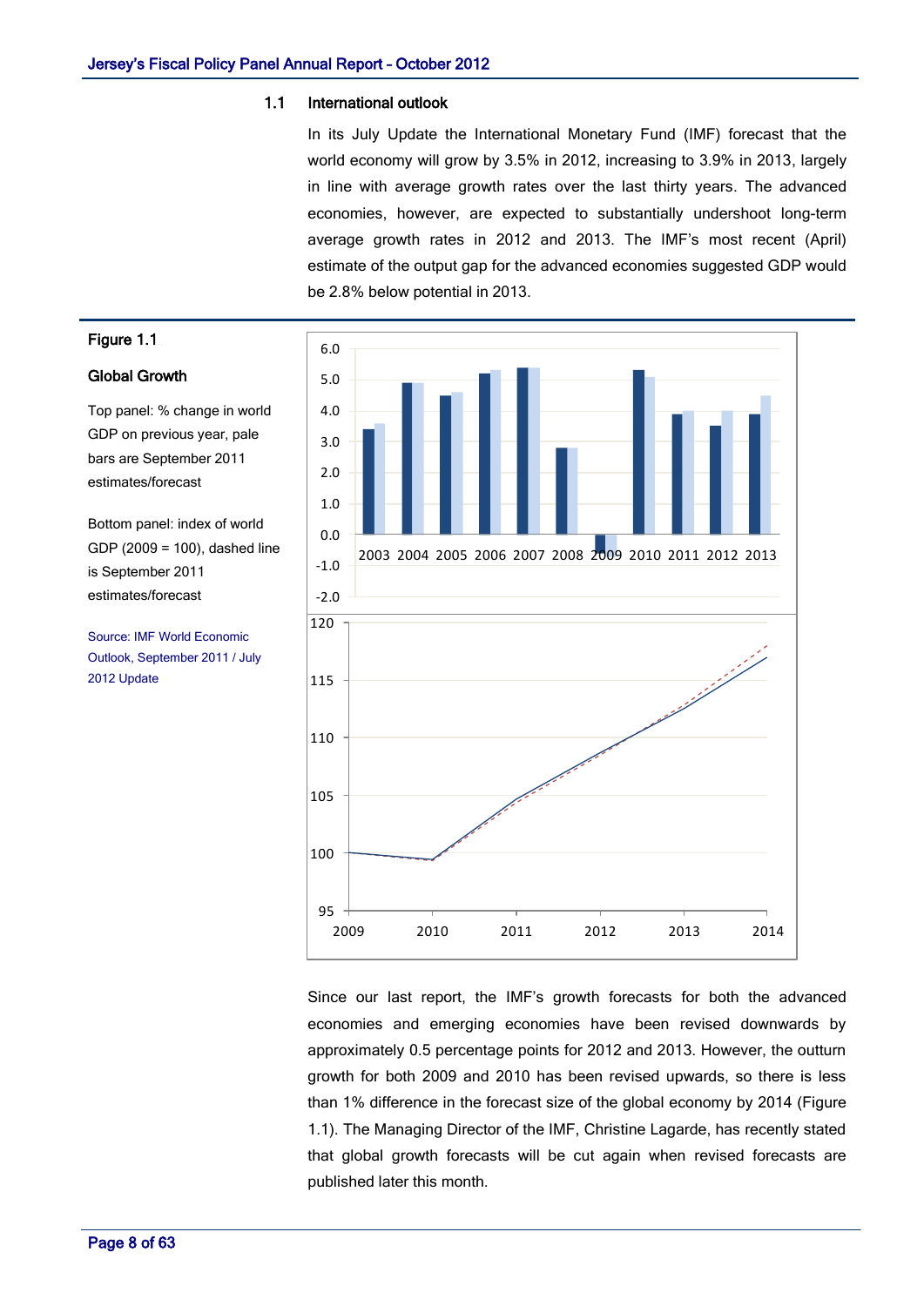### 1.1 International outlook

In its July Update the International Monetary Fund (IMF) forecast that the world economy will grow by 3.5% in 2012, increasing to 3.9% in 2013, largely in line with average growth rates over the last thirty years. The advanced economies, however, are expected to substantially undershoot long-term average growth rates in 2012 and 2013. The IMF's most recent (April) estimate of the output gap for the advanced economies suggested GDP would be 2.8% below potential in 2013.

**Figure 1.1**

**Global Growth**

Top panel: % change in world GDP on previous year, pale bars are September 2011 estimates/forecast

Bottom panel: index of world GDP (2009 = 100), dashed line is September 2011 estimates/forecast

Source: IMF World Economic Outlook, September 2011 / July 2012 Update

Since our last report, the IMF's growth forecasts for both the advanced economies and emerging economies have been revised downwards by approximately 0.5 percentage points for 2012 and 2013. However, the outturn growth for both 2009 and 2010 has been revised upwards, so there is less than 1% difference in the forecast size of the global economy by 2014 (Figure 1.1). The Managing Director of the IMF, Christine Lagarde, has recently stated that global growth forecasts will be cut again when revised forecasts are published later this month.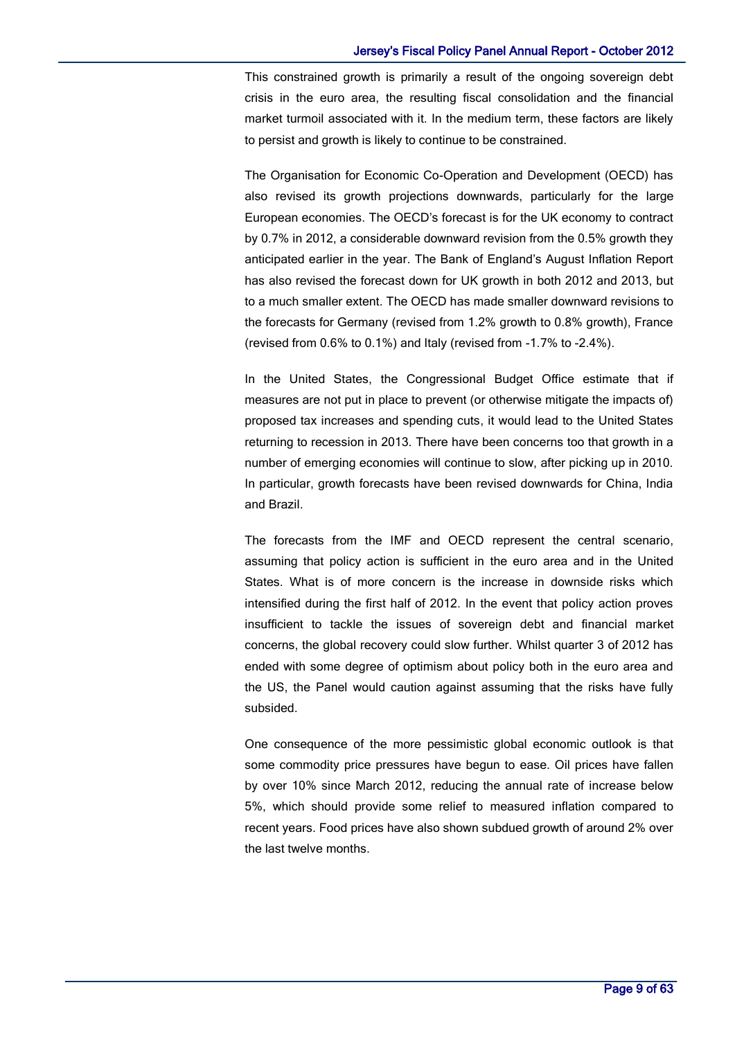This constrained growth is primarily a result of the ongoing sovereign debt crisis in the euro area, the resulting fiscal consolidation and the financial market turmoil associated with it. In the medium term, these factors are likely to persist and growth is likely to continue to be constrained.

The Organisation for Economic Co-Operation and Development (OECD) has also revised its growth projections downwards, particularly for the large European economies. The OECD's forecast is for the UK economy to contract by 0.7% in 2012, a considerable downward revision from the 0.5% growth they anticipated earlier in the year. The Bank of England's August Inflation Report has also revised the forecast down for UK growth in both 2012 and 2013, but to a much smaller extent. The OECD has made smaller downward revisions to the forecasts for Germany (revised from 1.2% growth to 0.8% growth), France (revised from 0.6% to 0.1%) and Italy (revised from -1.7% to -2.4%).

In the United States, the Congressional Budget Office estimate that if measures are not put in place to prevent (or otherwise mitigate the impacts of) proposed tax increases and spending cuts, it would lead to the United States returning to recession in 2013. There have been concerns too that growth in a number of emerging economies will continue to slow, after picking up in 2010. In particular, growth forecasts have been revised downwards for China, India and Brazil.

The forecasts from the IMF and OECD represent the central scenario, assuming that policy action is sufficient in the euro area and in the United States. What is of more concern is the increase in downside risks which intensified during the first half of 2012. In the event that policy action proves insufficient to tackle the issues of sovereign debt and financial market concerns, the global recovery could slow further. Whilst quarter 3 of 2012 has ended with some degree of optimism about policy both in the euro area and the US, the Panel would caution against assuming that the risks have fully subsided.

One consequence of the more pessimistic global economic outlook is that some commodity price pressures have begun to ease. Oil prices have fallen by over 10% since March 2012, reducing the annual rate of increase below 5%, which should provide some relief to measured inflation compared to recent years. Food prices have also shown subdued growth of around 2% over the last twelve months.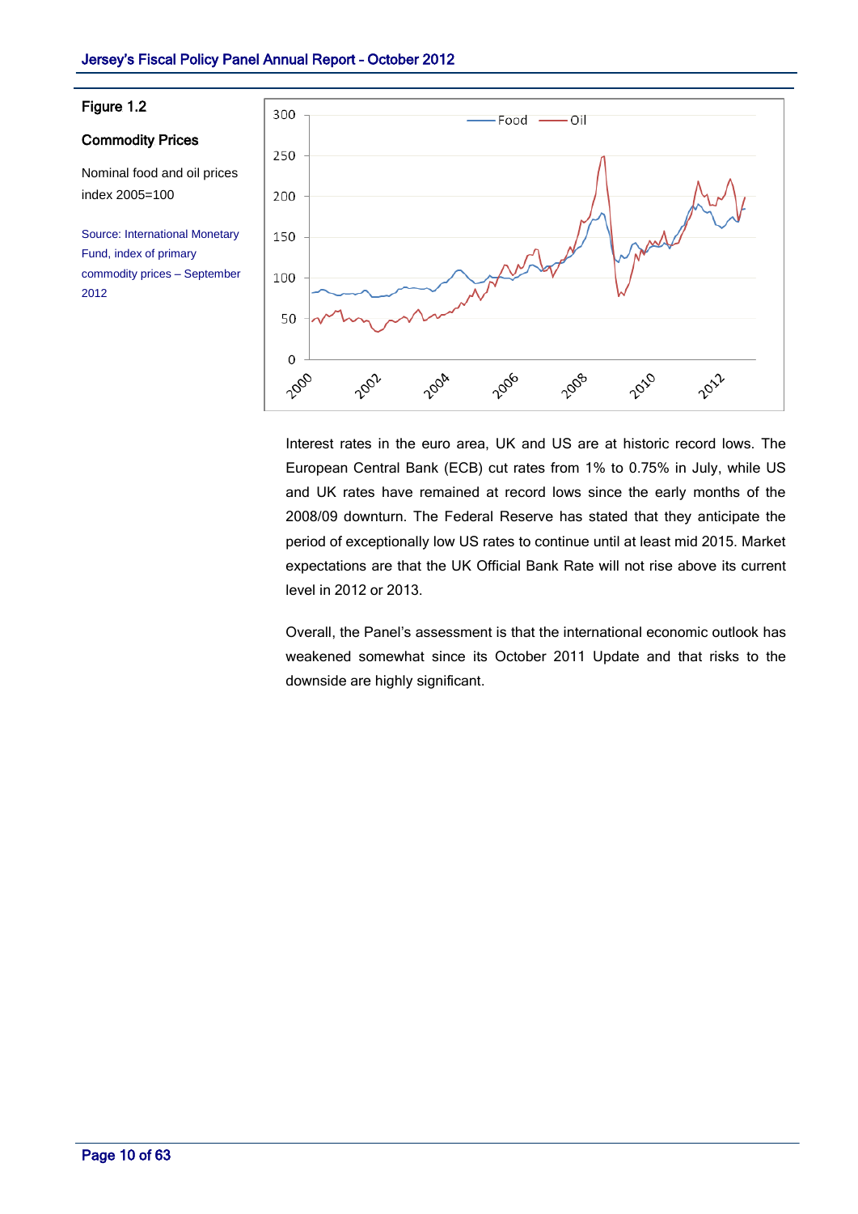**Figure 1.2**

**Commodity Prices**

Nominal food and oil prices index 2005=100

Source: International Monetary Fund, index of primary commodity prices – September 2012

Interest rates in the euro area, UK and US are at historic record lows. The European Central Bank (ECB) cut rates from 1% to 0.75% in July, while US and UK rates have remained at record lows since the early months of the 2008/09 downturn. The Federal Reserve has stated that they anticipate the period of exceptionally low US rates to continue until at least mid 2015. Market expectations are that the UK Official Bank Rate will not rise above its current level in 2012 or 2013.

Overall, the Panel's assessment is that the international economic outlook has weakened somewhat since its October 2011 Update and that risks to the downside are highly significant.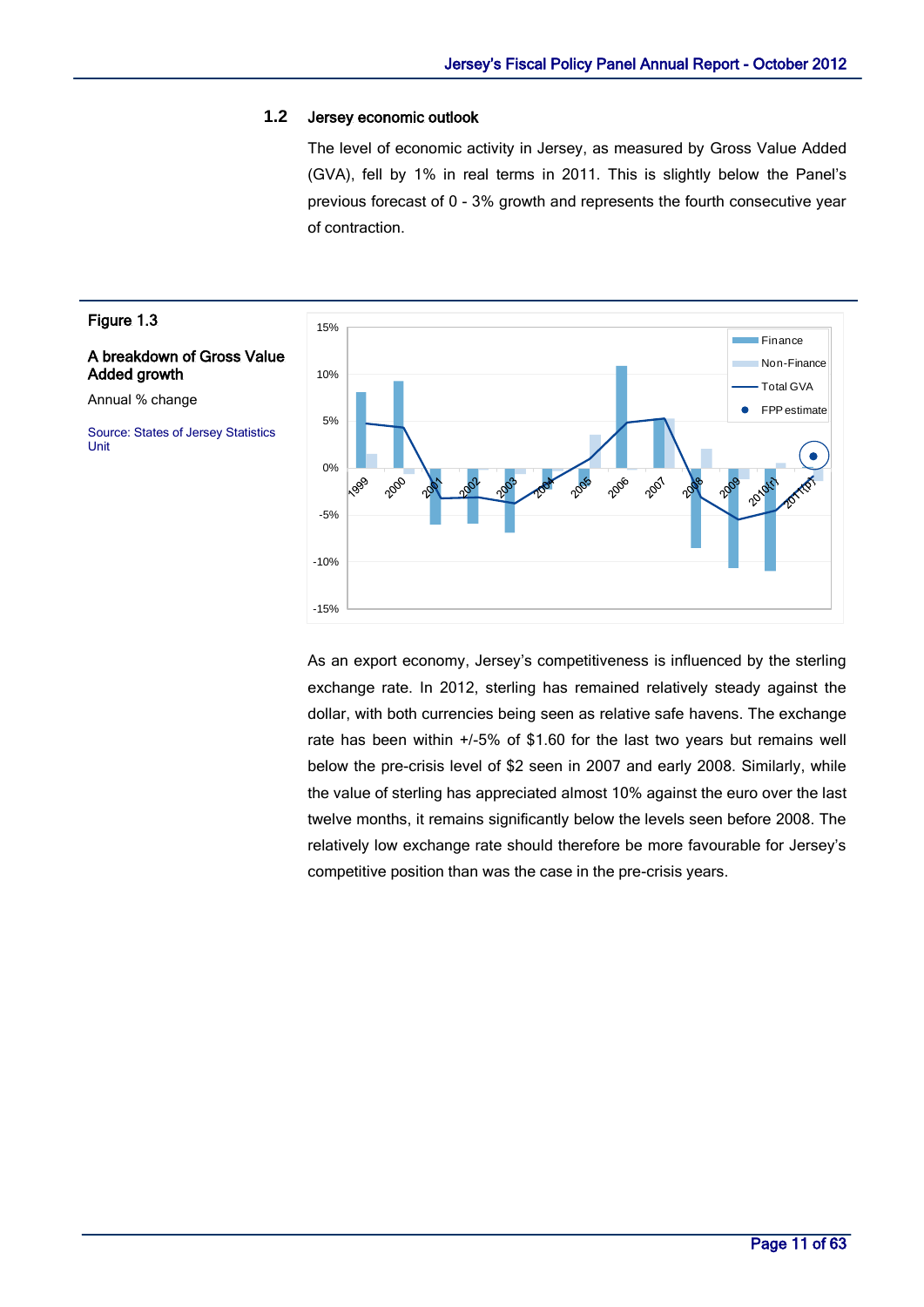## 1.2 Jersey economic outlook

The level of economic activity in Jersey, as measured by Gross Value Added (GVA), fell by 1% in real terms in 2011. This is slightly below the Panel's previous forecast of 0 - 3% growth and represents the fourth consecutive year of contraction.

**Figure 1.3**

**A breakdown of Gross Value Added growth**

Annual % change

Source: States of Jersey Statistics Unit

As an export economy, Jersey's competitiveness is influenced by the sterling exchange rate. In 2012, sterling has remained relatively steady against the dollar, with both currencies being seen as relative safe havens. The exchange rate has been within +/-5% of $1.60 for the last two years but remains well below the pre-crisis level of $2 seen in 2007 and early 2008. Similarly, while the value of sterling has appreciated almost 10% against the euro over the last twelve months, it remains significantly below the levels seen before 2008. The relatively low exchange rate should therefore be more favourable for Jersey's competitive position than was the case in the pre-crisis years.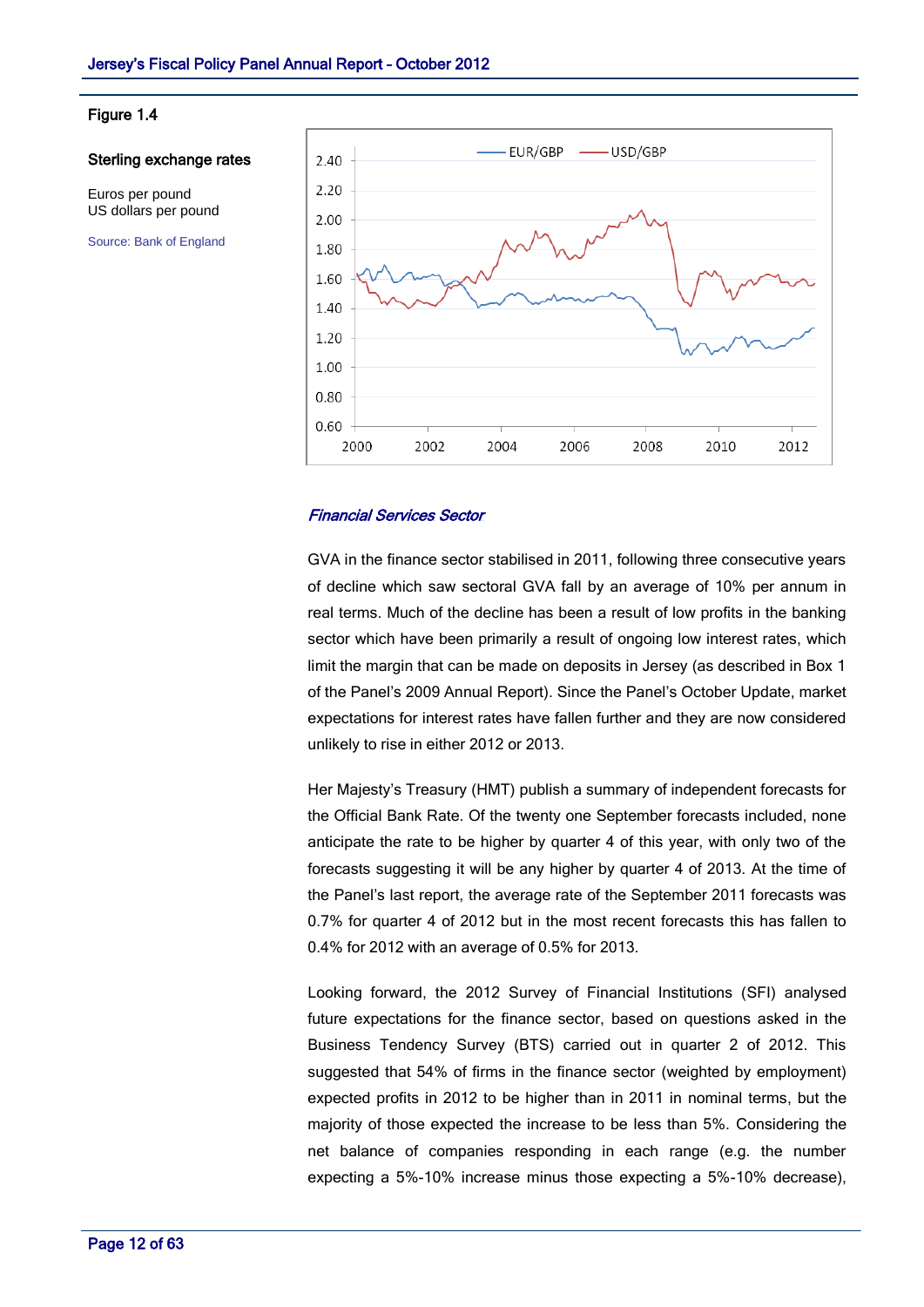Figure 1.4

**Sterling exchange rates**

Euros per pound
US dollars per pound

Source: Bank of England

### *Financial Services Sector*

GVA in the finance sector stabilised in 2011, following three consecutive years of decline which saw sectoral GVA fall by an average of 10% per annum in real terms. Much of the decline has been a result of low profits in the banking sector which have been primarily a result of ongoing low interest rates, which limit the margin that can be made on deposits in Jersey (as described in Box 1 of the Panel's 2009 Annual Report). Since the Panel's October Update, market expectations for interest rates have fallen further and they are now considered unlikely to rise in either 2012 or 2013.

Her Majesty's Treasury (HMT) publish a summary of independent forecasts for the Official Bank Rate. Of the twenty one September forecasts included, none anticipate the rate to be higher by quarter 4 of this year, with only two of the forecasts suggesting it will be any higher by quarter 4 of 2013. At the time of the Panel's last report, the average rate of the September 2011 forecasts was 0.7% for quarter 4 of 2012 but in the most recent forecasts this has fallen to 0.4% for 2012 with an average of 0.5% for 2013.

Looking forward, the 2012 Survey of Financial Institutions (SFI) analysed future expectations for the finance sector, based on questions asked in the Business Tendency Survey (BTS) carried out in quarter 2 of 2012. This suggested that 54% of firms in the finance sector (weighted by employment) expected profits in 2012 to be higher than in 2011 in nominal terms, but the majority of those expected the increase to be less than 5%. Considering the net balance of companies responding in each range (e.g. the number expecting a 5%-10% increase minus those expecting a 5%-10% decrease),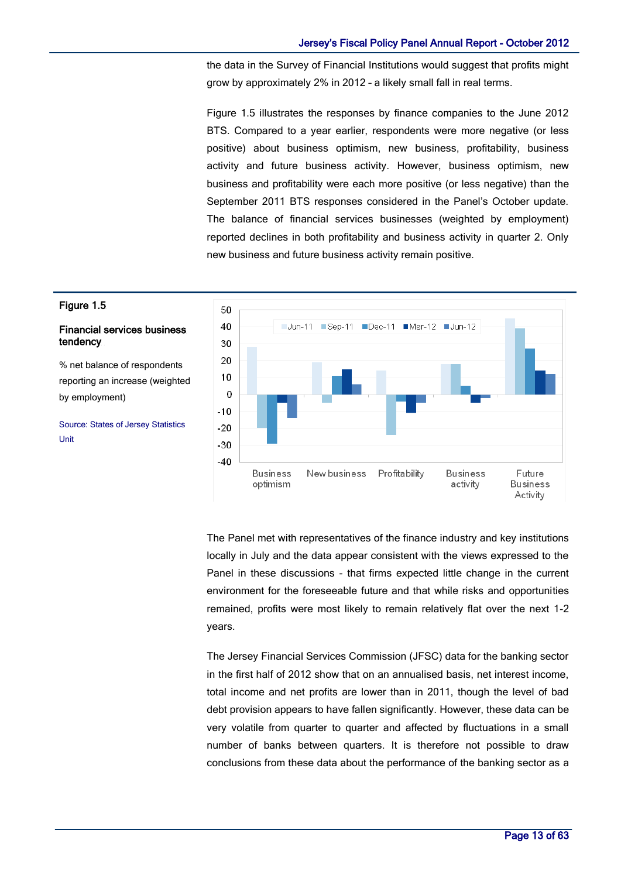the data in the Survey of Financial Institutions would suggest that profits might grow by approximately 2% in 2012 – a likely small fall in real terms.

Figure 1.5 illustrates the responses by finance companies to the June 2012 BTS. Compared to a year earlier, respondents were more negative (or less positive) about business optimism, new business, profitability, business activity and future business activity. However, business optimism, new business and profitability were each more positive (or less negative) than the September 2011 BTS responses considered in the Panel's October update. The balance of financial services businesses (weighted by employment) reported declines in both profitability and business activity in quarter 2. Only new business and future business activity remain positive.

**Figure 1.5**

**Financial services business tendency**

% net balance of respondents reporting an increase (weighted by employment)

Source: States of Jersey Statistics Unit

The Panel met with representatives of the finance industry and key institutions locally in July and the data appear consistent with the views expressed to the Panel in these discussions - that firms expected little change in the current environment for the foreseeable future and that while risks and opportunities remained, profits were most likely to remain relatively flat over the next 1-2 years.

The Jersey Financial Services Commission (JFSC) data for the banking sector in the first half of 2012 show that on an annualised basis, net interest income, total income and net profits are lower than in 2011, though the level of bad debt provision appears to have fallen significantly. However, these data can be very volatile from quarter to quarter and affected by fluctuations in a small number of banks between quarters. It is therefore not possible to draw conclusions from these data about the performance of the banking sector as a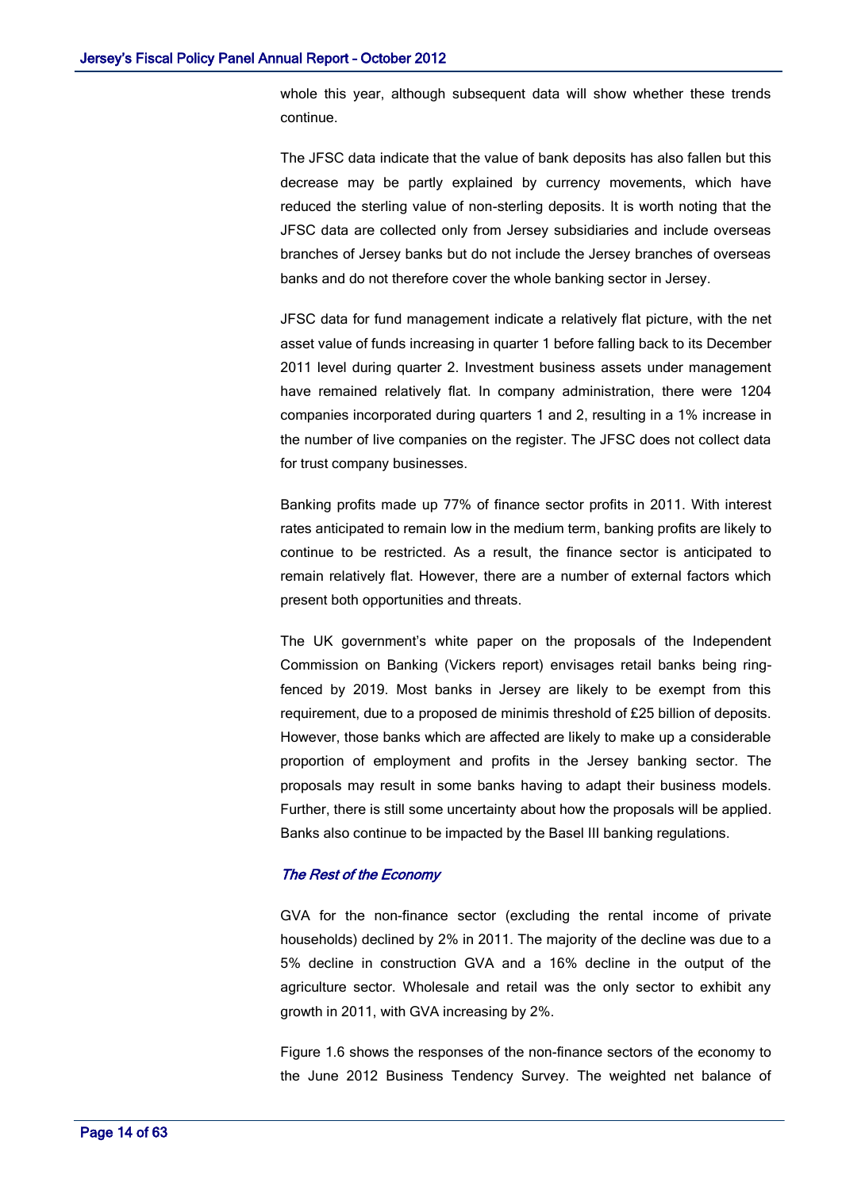whole this year, although subsequent data will show whether these trends continue.

The JFSC data indicate that the value of bank deposits has also fallen but this decrease may be partly explained by currency movements, which have reduced the sterling value of non-sterling deposits. It is worth noting that the JFSC data are collected only from Jersey subsidiaries and include overseas branches of Jersey banks but do not include the Jersey branches of overseas banks and do not therefore cover the whole banking sector in Jersey.

JFSC data for fund management indicate a relatively flat picture, with the net asset value of funds increasing in quarter 1 before falling back to its December 2011 level during quarter 2. Investment business assets under management have remained relatively flat. In company administration, there were 1204 companies incorporated during quarters 1 and 2, resulting in a 1% increase in the number of live companies on the register. The JFSC does not collect data for trust company businesses.

Banking profits made up 77% of finance sector profits in 2011. With interest rates anticipated to remain low in the medium term, banking profits are likely to continue to be restricted. As a result, the finance sector is anticipated to remain relatively flat. However, there are a number of external factors which present both opportunities and threats.

The UK government's white paper on the proposals of the Independent Commission on Banking (Vickers report) envisages retail banks being ring-fenced by 2019. Most banks in Jersey are likely to be exempt from this requirement, due to a proposed de minimis threshold of £25 billion of deposits. However, those banks which are affected are likely to make up a considerable proportion of employment and profits in the Jersey banking sector. The proposals may result in some banks having to adapt their business models. Further, there is still some uncertainty about how the proposals will be applied. Banks also continue to be impacted by the Basel III banking regulations.

### *The Rest of the Economy*

GVA for the non-finance sector (excluding the rental income of private households) declined by 2% in 2011. The majority of the decline was due to a 5% decline in construction GVA and a 16% decline in the output of the agriculture sector. Wholesale and retail was the only sector to exhibit any growth in 2011, with GVA increasing by 2%.

Figure 1.6 shows the responses of the non-finance sectors of the economy to the June 2012 Business Tendency Survey. The weighted net balance of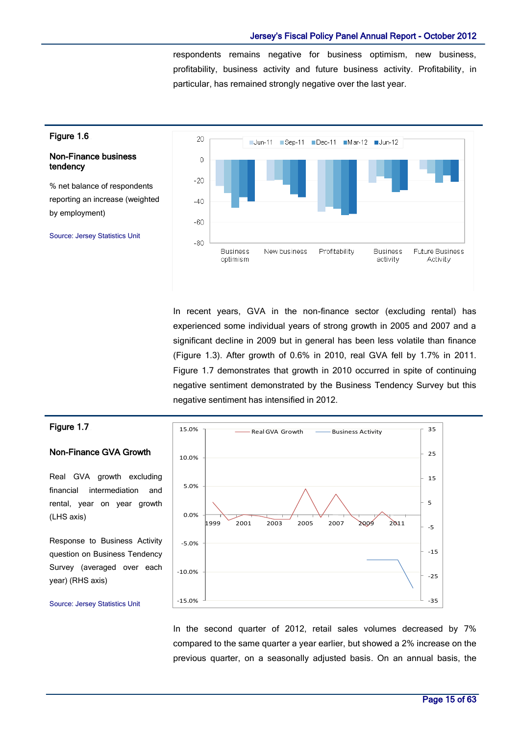respondents remains negative for business optimism, new business, profitability, business activity and future business activity. Profitability, in particular, has remained strongly negative over the last year.

**Figure 1.6**

**Non-Finance business tendency**

% net balance of respondents reporting an increase (weighted by employment)

Source: Jersey Statistics Unit

In recent years, GVA in the non-finance sector (excluding rental) has experienced some individual years of strong growth in 2005 and 2007 and a significant decline in 2009 but in general has been less volatile than finance (Figure 1.3). After growth of 0.6% in 2010, real GVA fell by 1.7% in 2011. Figure 1.7 demonstrates that growth in 2010 occurred in spite of continuing negative sentiment demonstrated by the Business Tendency Survey but this negative sentiment has intensified in 2012.

**Figure 1.7**

**Non-Finance GVA Growth**

Real GVA growth excluding financial intermediation and rental, year on year growth (LHS axis)

Response to Business Activity question on Business Tendency Survey (averaged over each year) (RHS axis)

Source: Jersey Statistics Unit

In the second quarter of 2012, retail sales volumes decreased by 7% compared to the same quarter a year earlier, but showed a 2% increase on the previous quarter, on a seasonally adjusted basis. On an annual basis, the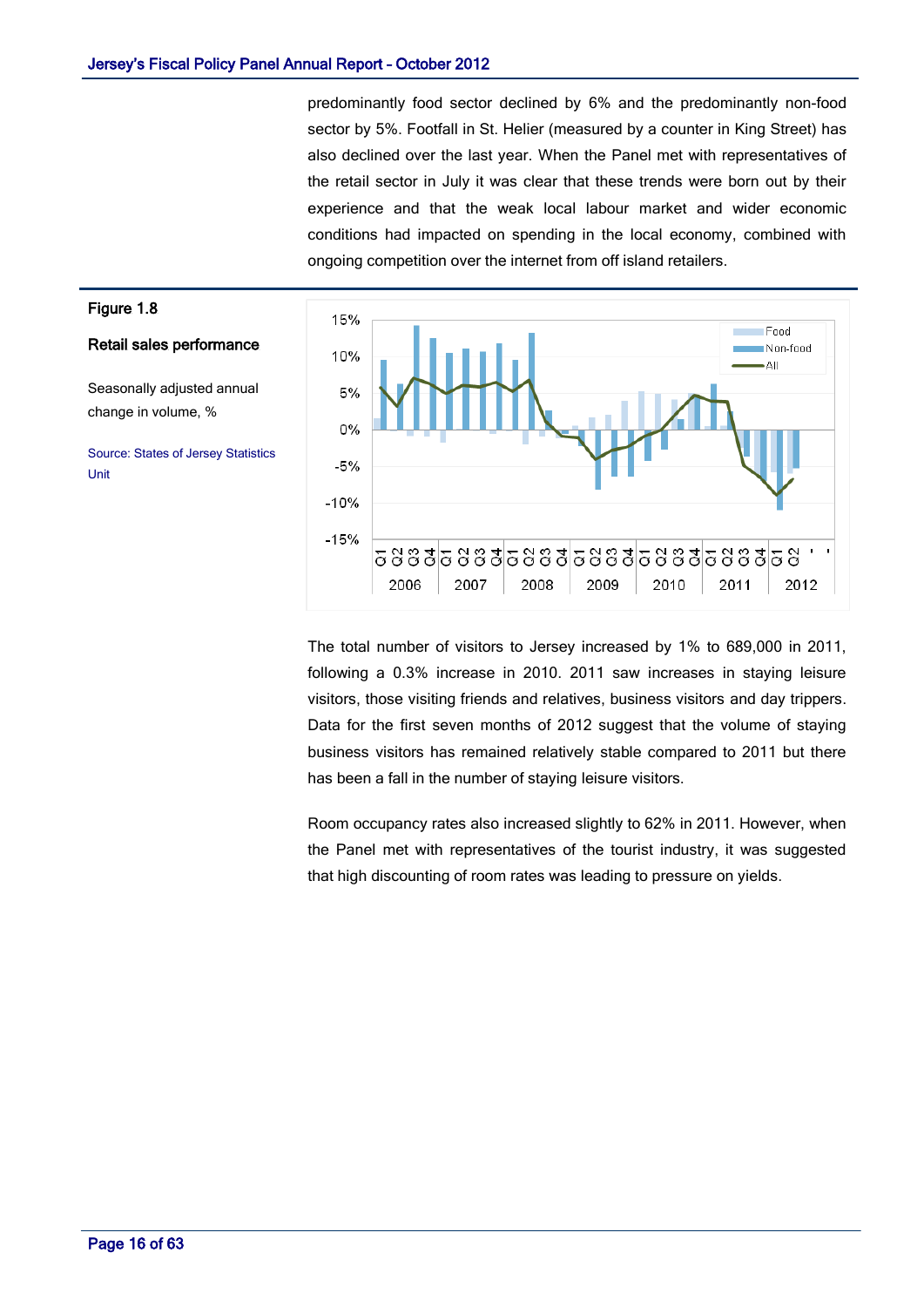predominantly food sector declined by 6% and the predominantly non-food sector by 5%. Footfall in St. Helier (measured by a counter in King Street) has also declined over the last year. When the Panel met with representatives of the retail sector in July it was clear that these trends were born out by their experience and that the weak local labour market and wider economic conditions had impacted on spending in the local economy, combined with ongoing competition over the internet from off island retailers.

**Figure 1.8**

**Retail sales performance**

Seasonally adjusted annual change in volume, %

Source: States of Jersey Statistics Unit

The total number of visitors to Jersey increased by 1% to 689,000 in 2011, following a 0.3% increase in 2010. 2011 saw increases in staying leisure visitors, those visiting friends and relatives, business visitors and day trippers. Data for the first seven months of 2012 suggest that the volume of staying business visitors has remained relatively stable compared to 2011 but there has been a fall in the number of staying leisure visitors.

Room occupancy rates also increased slightly to 62% in 2011. However, when the Panel met with representatives of the tourist industry, it was suggested that high discounting of room rates was leading to pressure on yields.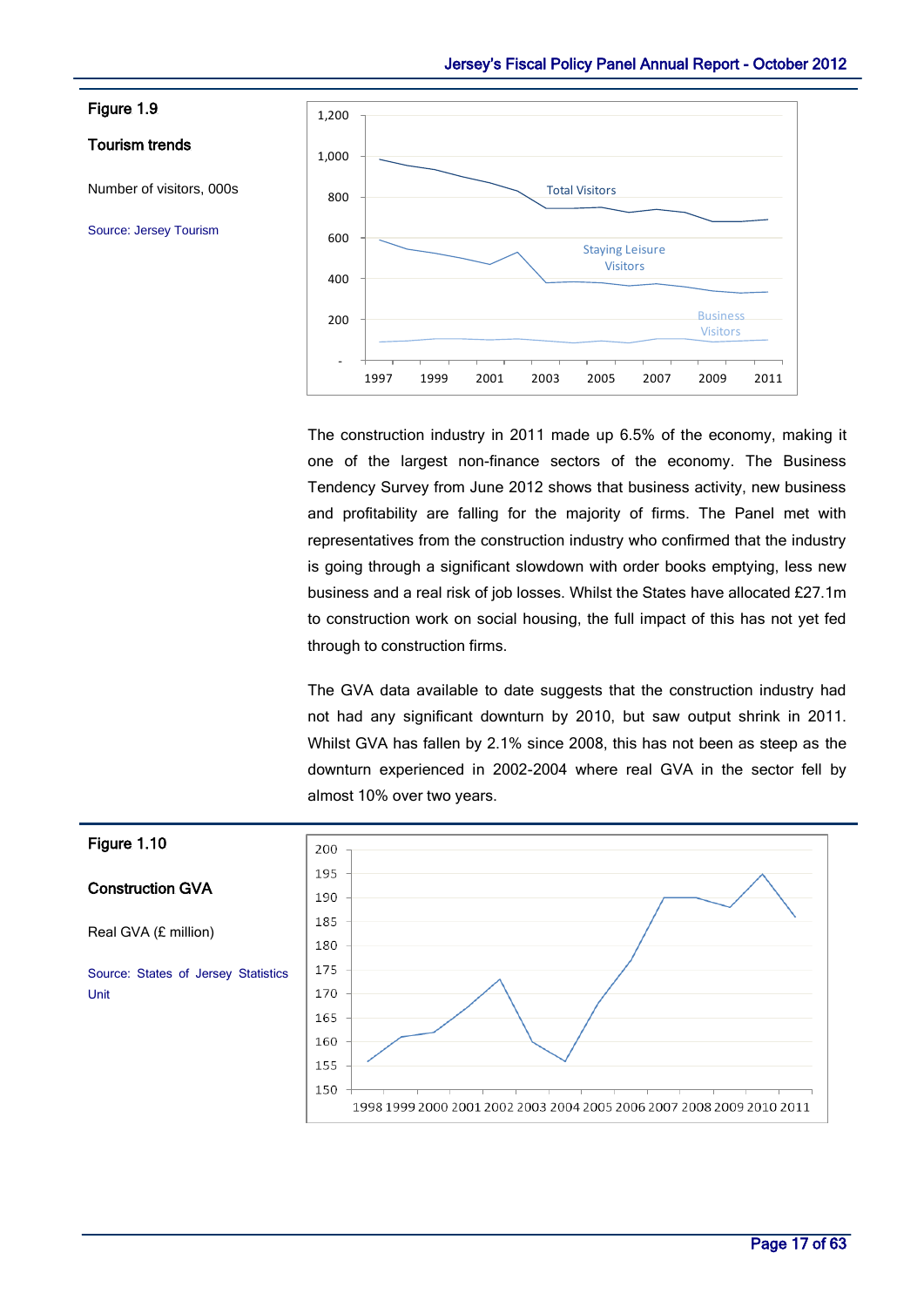**Figure 1.9**

**Tourism trends**

Number of visitors, 000s

Source: Jersey Tourism

The construction industry in 2011 made up 6.5% of the economy, making it one of the largest non-finance sectors of the economy. The Business Tendency Survey from June 2012 shows that business activity, new business and profitability are falling for the majority of firms. The Panel met with representatives from the construction industry who confirmed that the industry is going through a significant slowdown with order books emptying, less new business and a real risk of job losses. Whilst the States have allocated £27.1m to construction work on social housing, the full impact of this has not yet fed through to construction firms.

The GVA data available to date suggests that the construction industry had not had any significant downturn by 2010, but saw output shrink in 2011. Whilst GVA has fallen by 2.1% since 2008, this has not been as steep as the downturn experienced in 2002-2004 where real GVA in the sector fell by almost 10% over two years.

**Figure 1.10**

**Construction GVA**

Real GVA (£ million)

Source: States of Jersey Statistics Unit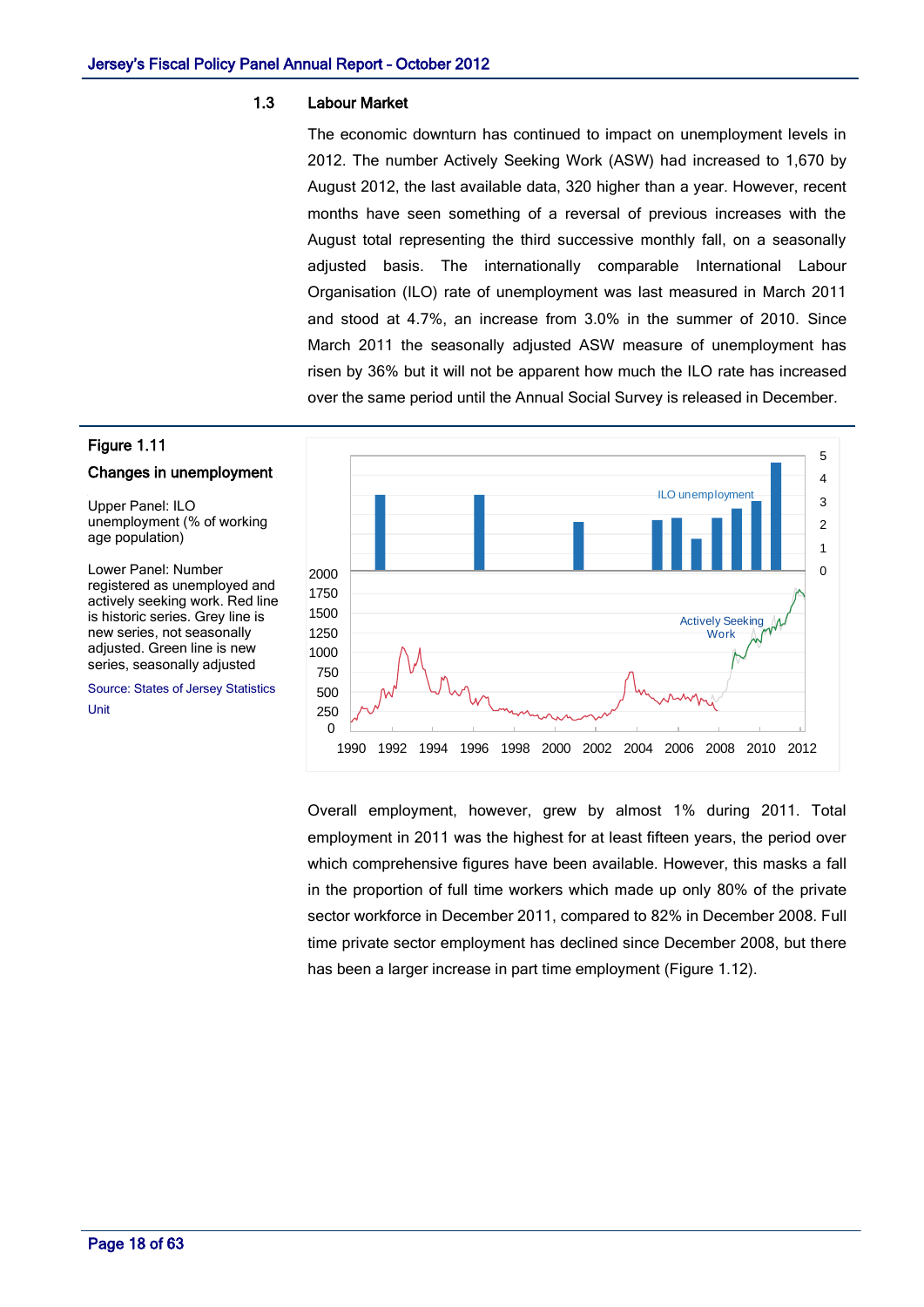## 1.3 Labour Market

The economic downturn has continued to impact on unemployment levels in 2012. The number Actively Seeking Work (ASW) had increased to 1,670 by August 2012, the last available data, 320 higher than a year. However, recent months have seen something of a reversal of previous increases with the August total representing the third successive monthly fall, on a seasonally adjusted basis. The internationally comparable International Labour Organisation (ILO) rate of unemployment was last measured in March 2011 and stood at 4.7%, an increase from 3.0% in the summer of 2010. Since March 2011 the seasonally adjusted ASW measure of unemployment has risen by 36% but it will not be apparent how much the ILO rate has increased over the same period until the Annual Social Survey is released in December.

**Figure 1.11**

**Changes in unemployment**

Upper Panel: ILO unemployment (% of working age population)

Lower Panel: Number registered as unemployed and actively seeking work. Red line is historic series. Grey line is new series, not seasonally adjusted. Green line is new series, seasonally adjusted

Source: States of Jersey Statistics Unit

Overall employment, however, grew by almost 1% during 2011. Total employment in 2011 was the highest for at least fifteen years, the period over which comprehensive figures have been available. However, this masks a fall in the proportion of full time workers which made up only 80% of the private sector workforce in December 2011, compared to 82% in December 2008. Full time private sector employment has declined since December 2008, but there has been a larger increase in part time employment (Figure 1.12).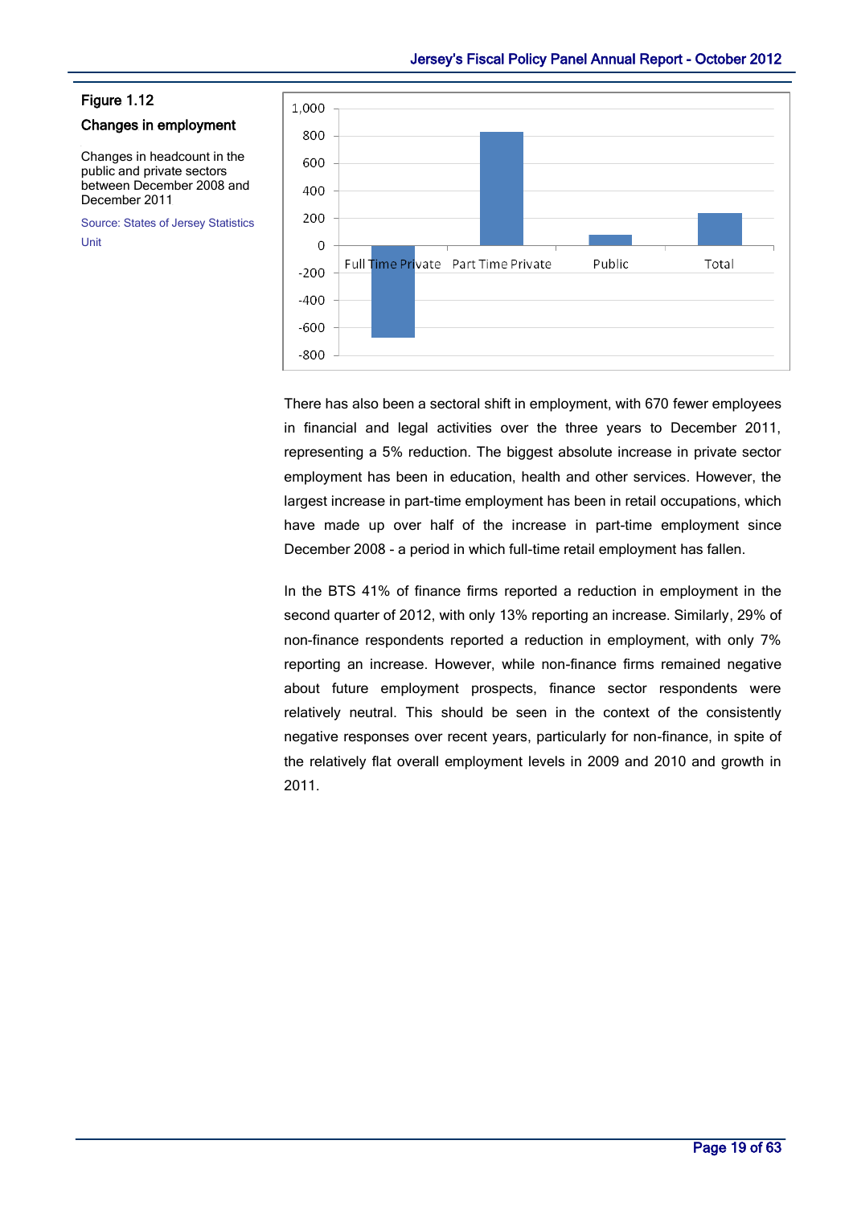**Figure 1.12**

**Changes in employment**

Changes in headcount in the public and private sectors between December 2008 and December 2011

Source: States of Jersey Statistics Unit

There has also been a sectoral shift in employment, with 670 fewer employees in financial and legal activities over the three years to December 2011, representing a 5% reduction. The biggest absolute increase in private sector employment has been in education, health and other services. However, the largest increase in part-time employment has been in retail occupations, which have made up over half of the increase in part-time employment since December 2008 - a period in which full-time retail employment has fallen.

In the BTS 41% of finance firms reported a reduction in employment in the second quarter of 2012, with only 13% reporting an increase. Similarly, 29% of non-finance respondents reported a reduction in employment, with only 7% reporting an increase. However, while non-finance firms remained negative about future employment prospects, finance sector respondents were relatively neutral. This should be seen in the context of the consistently negative responses over recent years, particularly for non-finance, in spite of the relatively flat overall employment levels in 2009 and 2010 and growth in 2011.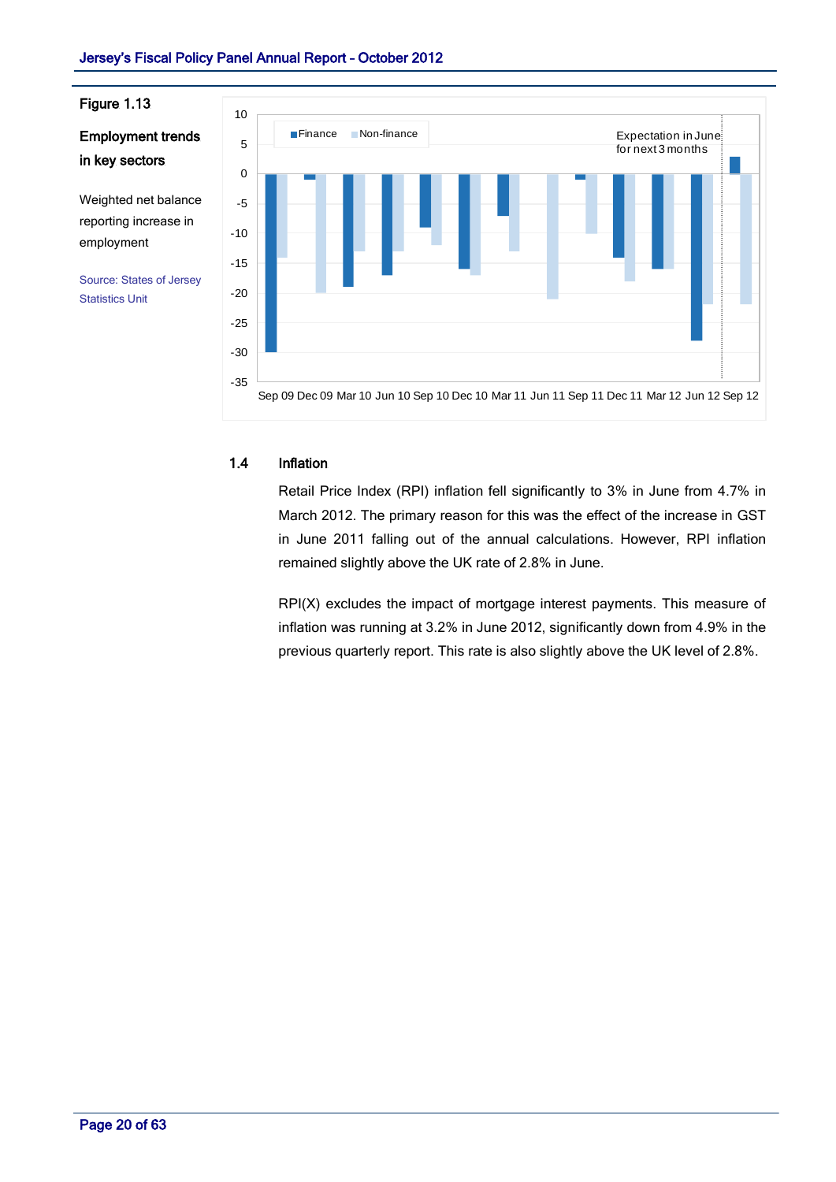Figure 1.13

**Employment trends in key sectors**

Weighted net balance reporting increase in employment

Source: States of Jersey Statistics Unit

## 1.4 Inflation

Retail Price Index (RPI) inflation fell significantly to 3% in June from 4.7% in March 2012. The primary reason for this was the effect of the increase in GST in June 2011 falling out of the annual calculations. However, RPI inflation remained slightly above the UK rate of 2.8% in June.

RPI(X) excludes the impact of mortgage interest payments. This measure of inflation was running at 3.2% in June 2012, significantly down from 4.9% in the previous quarterly report. This rate is also slightly above the UK level of 2.8%.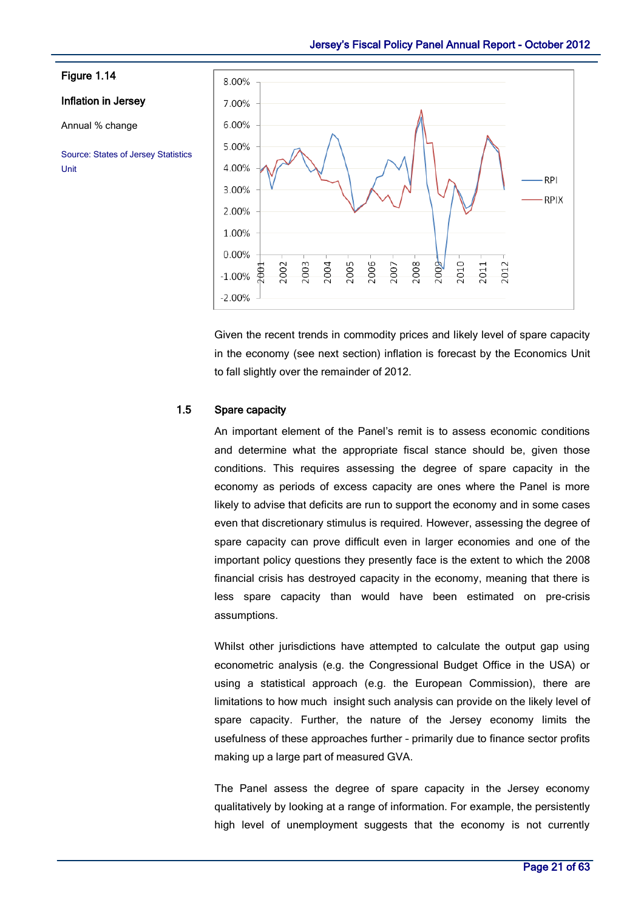**Figure 1.14**

**Inflation in Jersey**

Annual % change

Source: States of Jersey Statistics Unit

Given the recent trends in commodity prices and likely level of spare capacity in the economy (see next section) inflation is forecast by the Economics Unit to fall slightly over the remainder of 2012.

## 1.5 Spare capacity

An important element of the Panel's remit is to assess economic conditions and determine what the appropriate fiscal stance should be, given those conditions. This requires assessing the degree of spare capacity in the economy as periods of excess capacity are ones where the Panel is more likely to advise that deficits are run to support the economy and in some cases even that discretionary stimulus is required. However, assessing the degree of spare capacity can prove difficult even in larger economies and one of the important policy questions they presently face is the extent to which the 2008 financial crisis has destroyed capacity in the economy, meaning that there is less spare capacity than would have been estimated on pre-crisis assumptions.

Whilst other jurisdictions have attempted to calculate the output gap using econometric analysis (e.g. the Congressional Budget Office in the USA) or using a statistical approach (e.g. the European Commission), there are limitations to how much insight such analysis can provide on the likely level of spare capacity. Further, the nature of the Jersey economy limits the usefulness of these approaches further – primarily due to finance sector profits making up a large part of measured GVA.

The Panel assess the degree of spare capacity in the Jersey economy qualitatively by looking at a range of information. For example, the persistently high level of unemployment suggests that the economy is not currently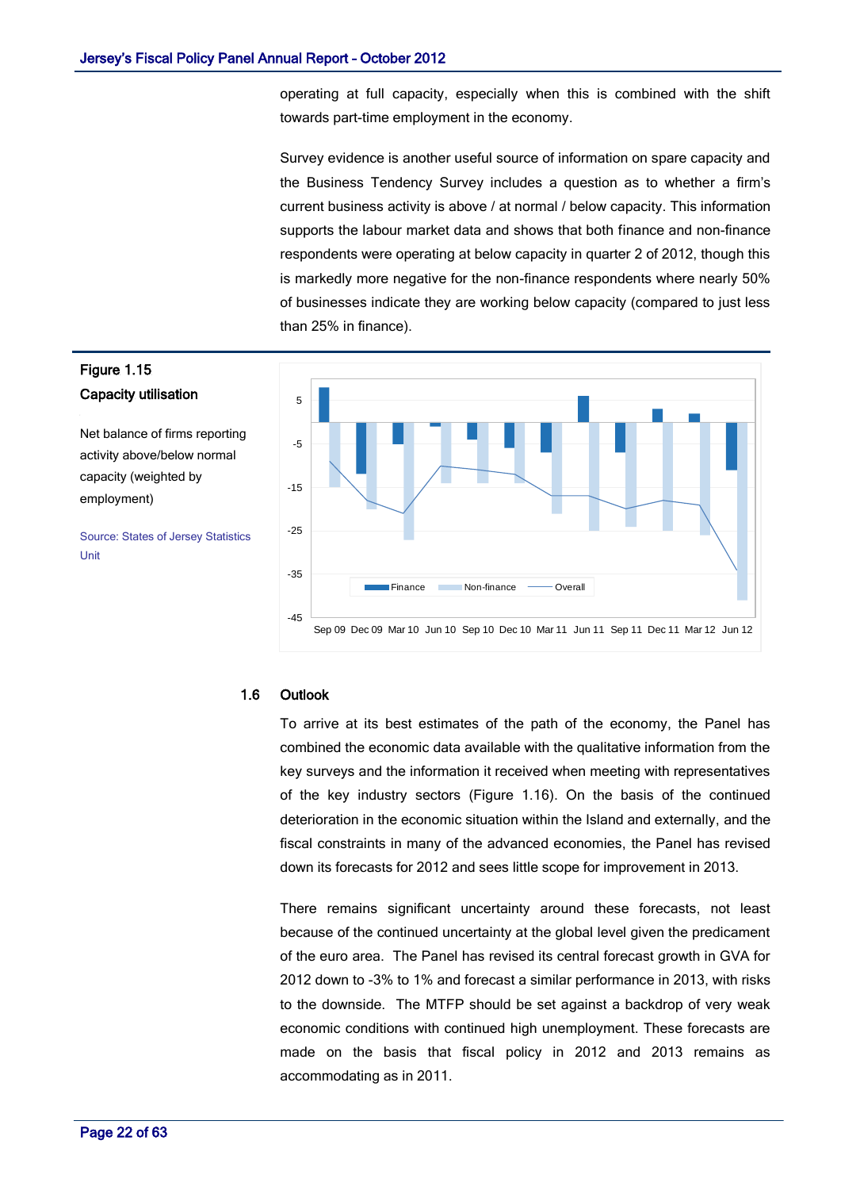operating at full capacity, especially when this is combined with the shift towards part-time employment in the economy.

Survey evidence is another useful source of information on spare capacity and the Business Tendency Survey includes a question as to whether a firm's current business activity is above / at normal / below capacity. This information supports the labour market data and shows that both finance and non-finance respondents were operating at below capacity in quarter 2 of 2012, though this is markedly more negative for the non-finance respondents where nearly 50% of businesses indicate they are working below capacity (compared to just less than 25% in finance).

**Figure 1.15**

**Capacity utilisation**

Net balance of firms reporting activity above/below normal capacity (weighted by employment)

Source: States of Jersey Statistics Unit

## 1.6 Outlook

To arrive at its best estimates of the path of the economy, the Panel has combined the economic data available with the qualitative information from the key surveys and the information it received when meeting with representatives of the key industry sectors (Figure 1.16). On the basis of the continued deterioration in the economic situation within the Island and externally, and the fiscal constraints in many of the advanced economies, the Panel has revised down its forecasts for 2012 and sees little scope for improvement in 2013.

There remains significant uncertainty around these forecasts, not least because of the continued uncertainty at the global level given the predicament of the euro area. The Panel has revised its central forecast growth in GVA for 2012 down to -3% to 1% and forecast a similar performance in 2013, with risks to the downside. The MTFP should be set against a backdrop of very weak economic conditions with continued high unemployment. These forecasts are made on the basis that fiscal policy in 2012 and 2013 remains as accommodating as in 2011.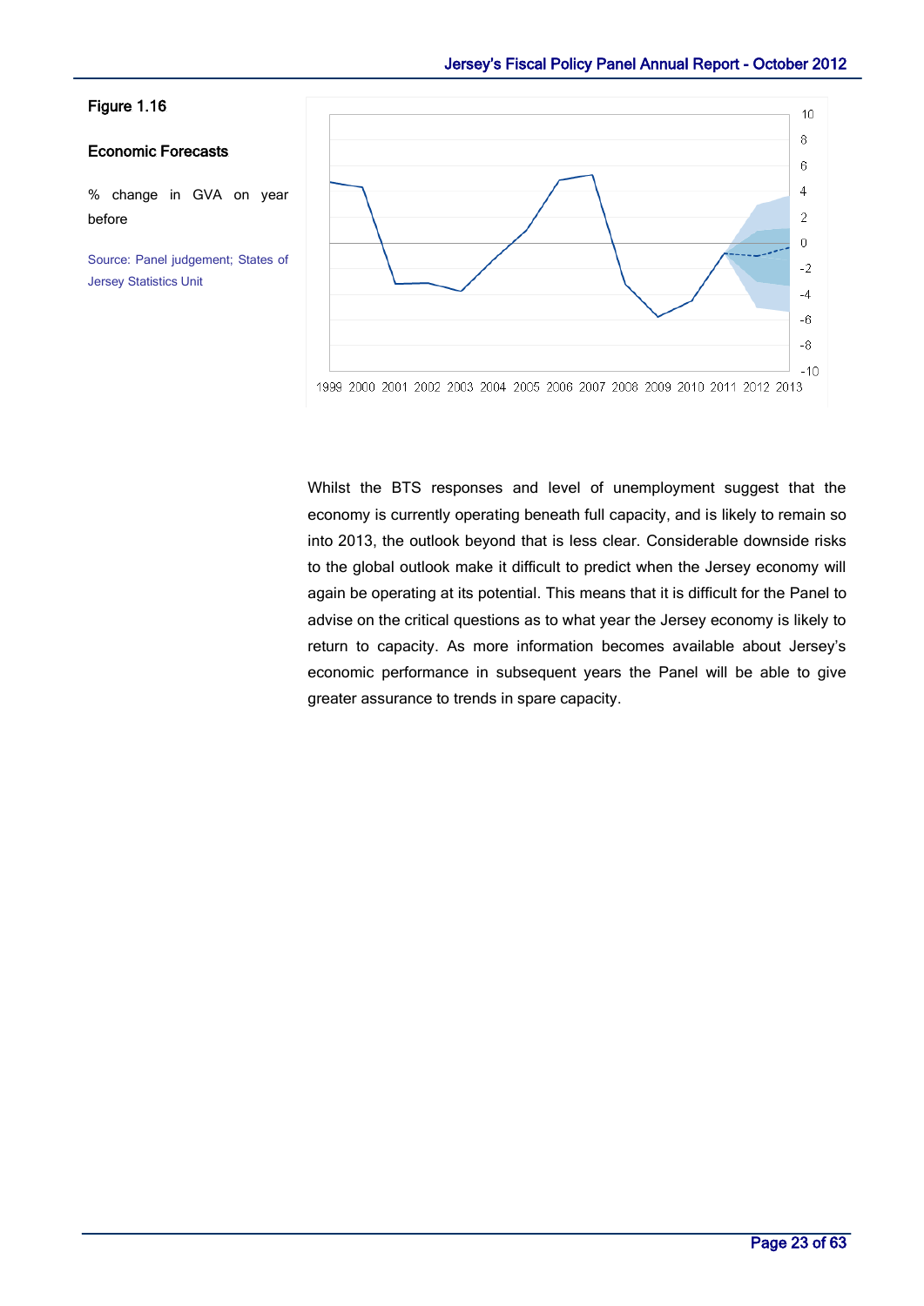**Figure 1.16**

**Economic Forecasts**

% change in GVA on year before

Source: Panel judgement; States of Jersey Statistics Unit

Whilst the BTS responses and level of unemployment suggest that the economy is currently operating beneath full capacity, and is likely to remain so into 2013, the outlook beyond that is less clear. Considerable downside risks to the global outlook make it difficult to predict when the Jersey economy will again be operating at its potential. This means that it is difficult for the Panel to advise on the critical questions as to what year the Jersey economy is likely to return to capacity. As more information becomes available about Jersey's economic performance in subsequent years the Panel will be able to give greater assurance to trends in spare capacity.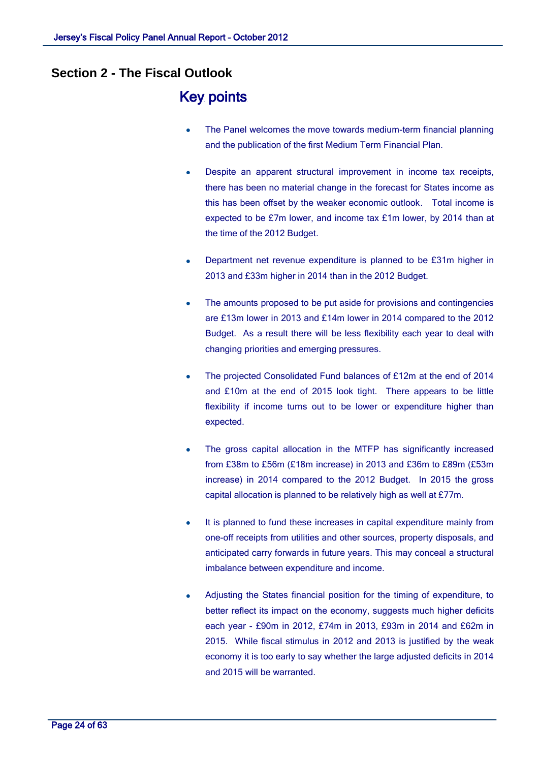## Section 2 - The Fiscal Outlook

### Key points

- The Panel welcomes the move towards medium-term financial planning and the publication of the first Medium Term Financial Plan.
- Despite an apparent structural improvement in income tax receipts, there has been no material change in the forecast for States income as this has been offset by the weaker economic outlook. Total income is expected to be £7m lower, and income tax £1m lower, by 2014 than at the time of the 2012 Budget.
- Department net revenue expenditure is planned to be £31m higher in 2013 and £33m higher in 2014 than in the 2012 Budget.
- The amounts proposed to be put aside for provisions and contingencies are £13m lower in 2013 and £14m lower in 2014 compared to the 2012 Budget. As a result there will be less flexibility each year to deal with changing priorities and emerging pressures.
- The projected Consolidated Fund balances of £12m at the end of 2014 and £10m at the end of 2015 look tight. There appears to be little flexibility if income turns out to be lower or expenditure higher than expected.
- The gross capital allocation in the MTFP has significantly increased from £38m to £56m (£18m increase) in 2013 and £36m to £89m (£53m increase) in 2014 compared to the 2012 Budget. In 2015 the gross capital allocation is planned to be relatively high as well at £77m.
- It is planned to fund these increases in capital expenditure mainly from one-off receipts from utilities and other sources, property disposals, and anticipated carry forwards in future years. This may conceal a structural imbalance between expenditure and income.
- Adjusting the States financial position for the timing of expenditure, to better reflect its impact on the economy, suggests much higher deficits each year - £90m in 2012, £74m in 2013, £93m in 2014 and £62m in 2015. While fiscal stimulus in 2012 and 2013 is justified by the weak economy it is too early to say whether the large adjusted deficits in 2014 and 2015 will be warranted.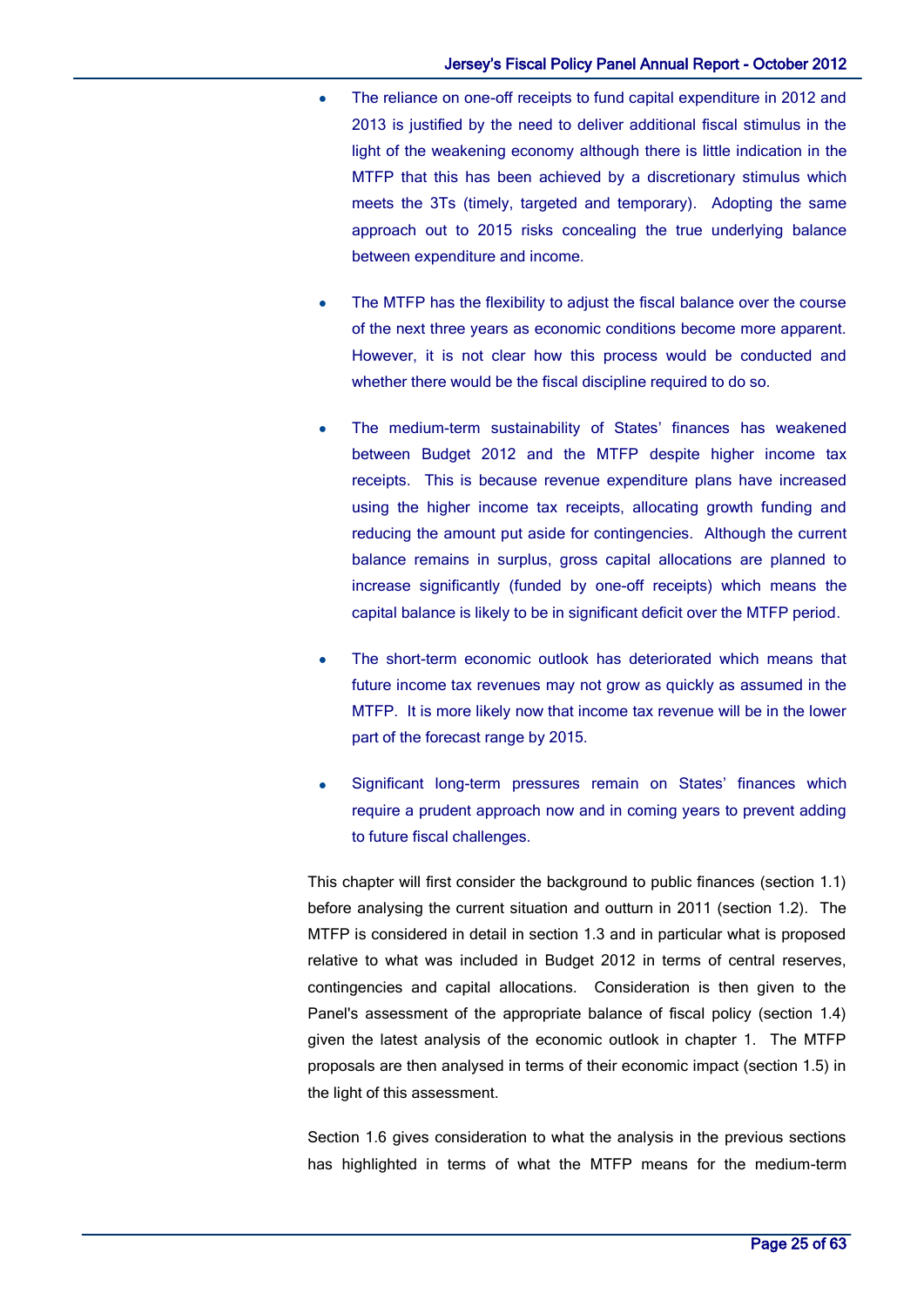- The reliance on one-off receipts to fund capital expenditure in 2012 and 2013 is justified by the need to deliver additional fiscal stimulus in the light of the weakening economy although there is little indication in the MTFP that this has been achieved by a discretionary stimulus which meets the 3Ts (timely, targeted and temporary). Adopting the same approach out to 2015 risks concealing the true underlying balance between expenditure and income.

- The MTFP has the flexibility to adjust the fiscal balance over the course of the next three years as economic conditions become more apparent. However, it is not clear how this process would be conducted and whether there would be the fiscal discipline required to do so.

- The medium-term sustainability of States' finances has weakened between Budget 2012 and the MTFP despite higher income tax receipts. This is because revenue expenditure plans have increased using the higher income tax receipts, allocating growth funding and reducing the amount put aside for contingencies. Although the current balance remains in surplus, gross capital allocations are planned to increase significantly (funded by one-off receipts) which means the capital balance is likely to be in significant deficit over the MTFP period.

- The short-term economic outlook has deteriorated which means that future income tax revenues may not grow as quickly as assumed in the MTFP. It is more likely now that income tax revenue will be in the lower part of the forecast range by 2015.

- Significant long-term pressures remain on States' finances which require a prudent approach now and in coming years to prevent adding to future fiscal challenges.

This chapter will first consider the background to public finances (section 1.1) before analysing the current situation and outturn in 2011 (section 1.2). The MTFP is considered in detail in section 1.3 and in particular what is proposed relative to what was included in Budget 2012 in terms of central reserves, contingencies and capital allocations. Consideration is then given to the Panel's assessment of the appropriate balance of fiscal policy (section 1.4) given the latest analysis of the economic outlook in chapter 1. The MTFP proposals are then analysed in terms of their economic impact (section 1.5) in the light of this assessment.

Section 1.6 gives consideration to what the analysis in the previous sections has highlighted in terms of what the MTFP means for the medium-term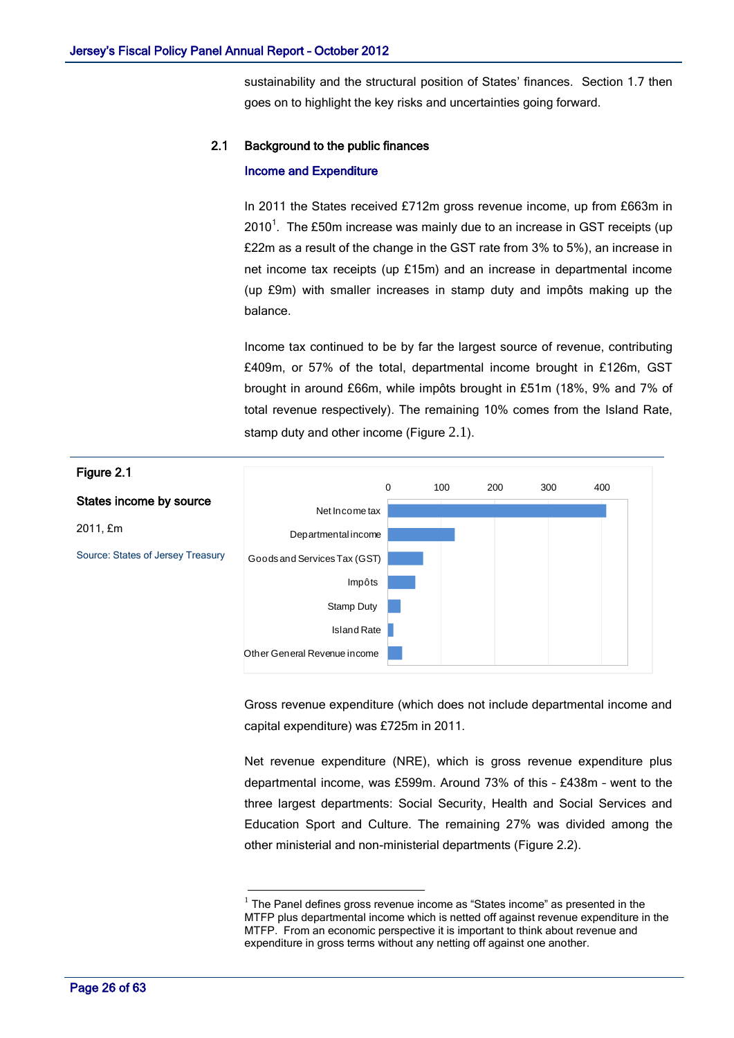sustainability and the structural position of States' finances. Section 1.7 then goes on to highlight the key risks and uncertainties going forward.

## 2.1 Background to the public finances

### Income and Expenditure

In 2011 the States received £712m gross revenue income, up from £663m in 2010[1]. The £50m increase was mainly due to an increase in GST receipts (up £22m as a result of the change in the GST rate from 3% to 5%), an increase in net income tax receipts (up £15m) and an increase in departmental income (up £9m) with smaller increases in stamp duty and impôts making up the balance.

Income tax continued to be by far the largest source of revenue, contributing £409m, or 57% of the total, departmental income brought in £126m, GST brought in around £66m, while impôts brought in £51m (18%, 9% and 7% of total revenue respectively). The remaining 10% comes from the Island Rate, stamp duty and other income (Figure 2.1).

**Figure 2.1**

**States income by source**

2011, £m

Source: States of Jersey Treasury

| Source | £m (approx.) |
|---|---|
| Net Income tax | 409 |
| Departmental income | 126 |
| Goods and Services Tax (GST) | 66 |
| Impôts | 51 |
| Stamp Duty | ~24 |
| Island Rate | ~10 |
| Other General Revenue income | ~27 |

Gross revenue expenditure (which does not include departmental income and capital expenditure) was £725m in 2011.

Net revenue expenditure (NRE), which is gross revenue expenditure plus departmental income, was £599m. Around 73% of this – £438m – went to the three largest departments: Social Security, Health and Social Services and Education Sport and Culture. The remaining 27% was divided among the other ministerial and non-ministerial departments (Figure 2.2).

[1] The Panel defines gross revenue income as "States income" as presented in the MTFP plus departmental income which is netted off against revenue expenditure in the MTFP. From an economic perspective it is important to think about revenue and expenditure in gross terms without any netting off against one another.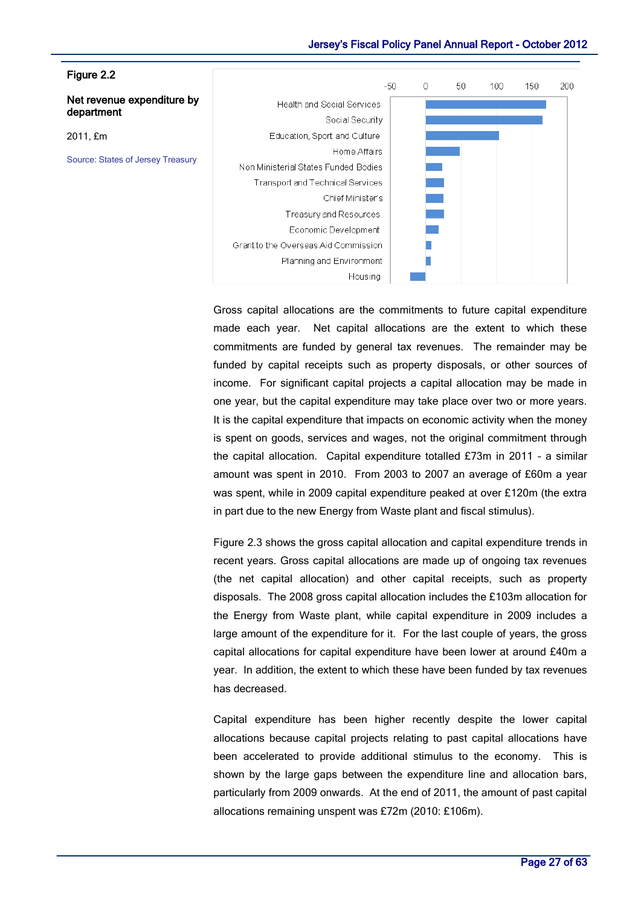**Figure 2.2**

**Net revenue expenditure by department**

2011, £m

Source: States of Jersey Treasury

Gross capital allocations are the commitments to future capital expenditure made each year. Net capital allocations are the extent to which these commitments are funded by general tax revenues. The remainder may be funded by capital receipts such as property disposals, or other sources of income. For significant capital projects a capital allocation may be made in one year, but the capital expenditure may take place over two or more years. It is the capital expenditure that impacts on economic activity when the money is spent on goods, services and wages, not the original commitment through the capital allocation. Capital expenditure totalled £73m in 2011 – a similar amount was spent in 2010. From 2003 to 2007 an average of £60m a year was spent, while in 2009 capital expenditure peaked at over £120m (the extra in part due to the new Energy from Waste plant and fiscal stimulus).

Figure 2.3 shows the gross capital allocation and capital expenditure trends in recent years. Gross capital allocations are made up of ongoing tax revenues (the net capital allocation) and other capital receipts, such as property disposals. The 2008 gross capital allocation includes the £103m allocation for the Energy from Waste plant, while capital expenditure in 2009 includes a large amount of the expenditure for it. For the last couple of years, the gross capital allocations for capital expenditure have been lower at around £40m a year. In addition, the extent to which these have been funded by tax revenues has decreased.

Capital expenditure has been higher recently despite the lower capital allocations because capital projects relating to past capital allocations have been accelerated to provide additional stimulus to the economy. This is shown by the large gaps between the expenditure line and allocation bars, particularly from 2009 onwards. At the end of 2011, the amount of past capital allocations remaining unspent was £72m (2010: £106m).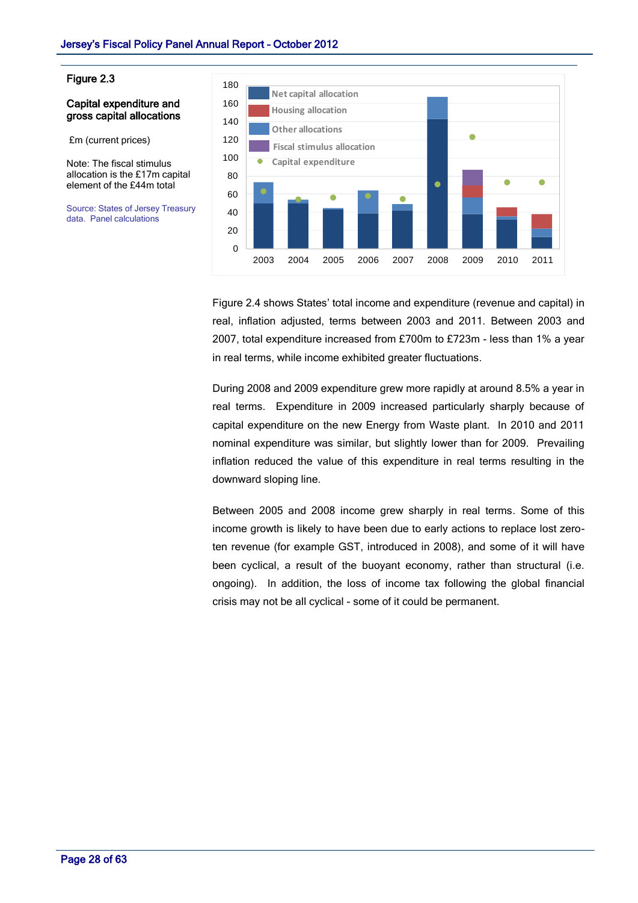Figure 2.3

**Capital expenditure and gross capital allocations**

£m (current prices)

Note: The fiscal stimulus allocation is the £17m capital element of the £44m total

Source: States of Jersey Treasury data. Panel calculations

Figure 2.4 shows States' total income and expenditure (revenue and capital) in real, inflation adjusted, terms between 2003 and 2011. Between 2003 and 2007, total expenditure increased from £700m to £723m - less than 1% a year in real terms, while income exhibited greater fluctuations.

During 2008 and 2009 expenditure grew more rapidly at around 8.5% a year in real terms. Expenditure in 2009 increased particularly sharply because of capital expenditure on the new Energy from Waste plant. In 2010 and 2011 nominal expenditure was similar, but slightly lower than for 2009. Prevailing inflation reduced the value of this expenditure in real terms resulting in the downward sloping line.

Between 2005 and 2008 income grew sharply in real terms. Some of this income growth is likely to have been due to early actions to replace lost zero-ten revenue (for example GST, introduced in 2008), and some of it will have been cyclical, a result of the buoyant economy, rather than structural (i.e. ongoing). In addition, the loss of income tax following the global financial crisis may not be all cyclical - some of it could be permanent.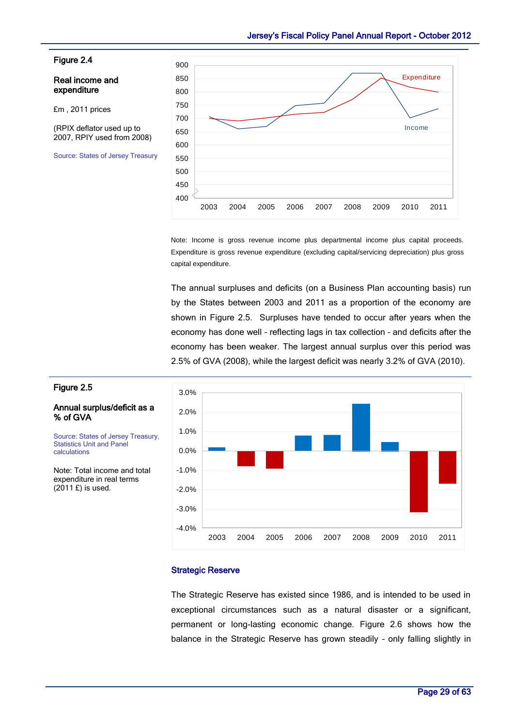**Figure 2.4**

**Real income and expenditure**

£m , 2011 prices

(RPIX deflator used up to 2007, RPIY used from 2008)

Source: States of Jersey Treasury

Note: Income is gross revenue income plus departmental income plus capital proceeds. Expenditure is gross revenue expenditure (excluding capital/servicing depreciation) plus gross capital expenditure.

The annual surpluses and deficits (on a Business Plan accounting basis) run by the States between 2003 and 2011 as a proportion of the economy are shown in Figure 2.5. Surpluses have tended to occur after years when the economy has done well – reflecting lags in tax collection – and deficits after the economy has been weaker. The largest annual surplus over this period was 2.5% of GVA (2008), while the largest deficit was nearly 3.2% of GVA (2010).

**Figure 2.5**

**Annual surplus/deficit as a % of GVA**

Source: States of Jersey Treasury, Statistics Unit and Panel calculations

Note: Total income and total expenditure in real terms (2011 £) is used.

### Strategic Reserve

The Strategic Reserve has existed since 1986, and is intended to be used in exceptional circumstances such as a natural disaster or a significant, permanent or long-lasting economic change. Figure 2.6 shows how the balance in the Strategic Reserve has grown steadily – only falling slightly in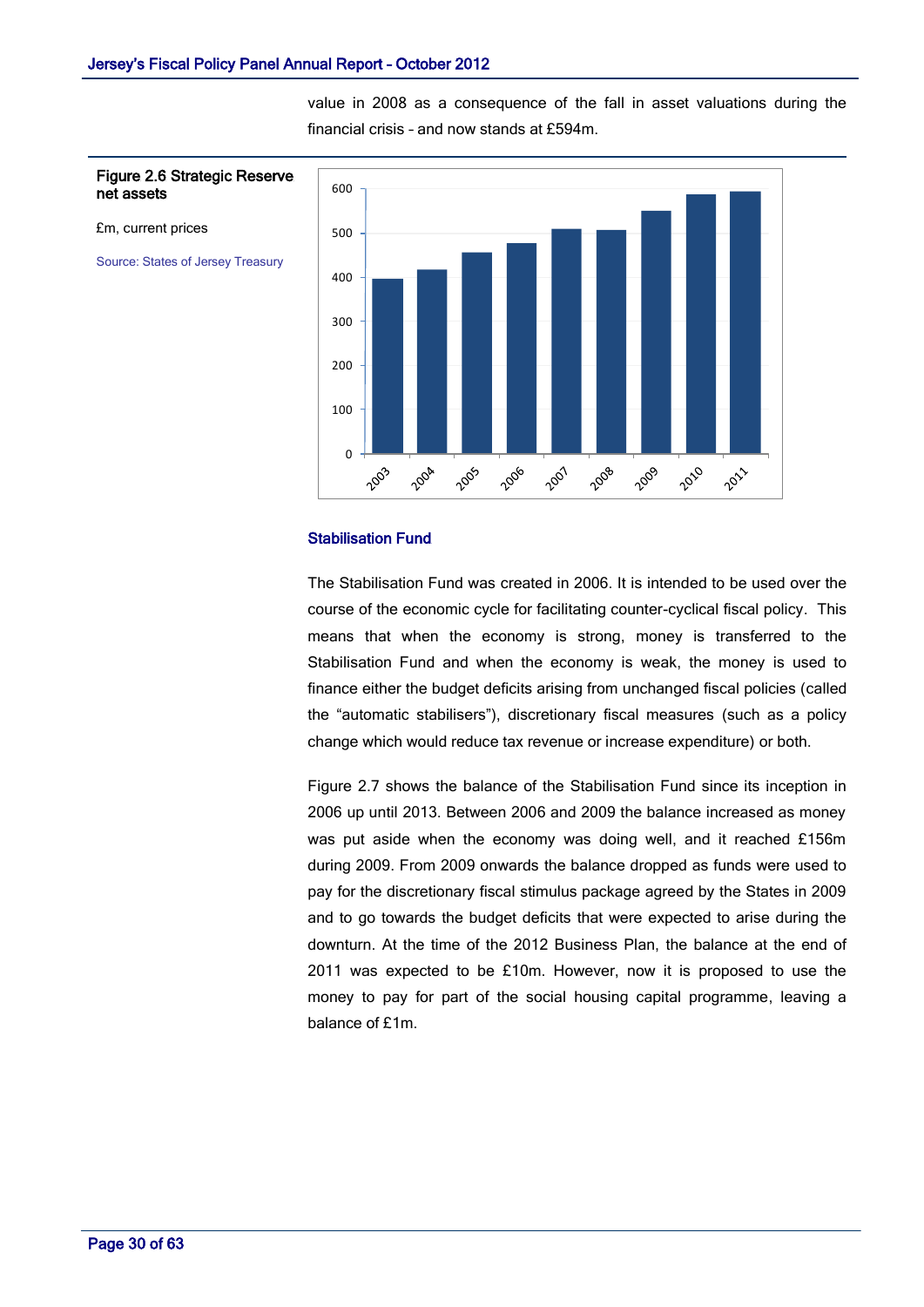value in 2008 as a consequence of the fall in asset valuations during the financial crisis – and now stands at £594m.

**Figure 2.6 Strategic Reserve net assets**

£m, current prices

Source: States of Jersey Treasury

### Stabilisation Fund

The Stabilisation Fund was created in 2006. It is intended to be used over the course of the economic cycle for facilitating counter-cyclical fiscal policy. This means that when the economy is strong, money is transferred to the Stabilisation Fund and when the economy is weak, the money is used to finance either the budget deficits arising from unchanged fiscal policies (called the "automatic stabilisers"), discretionary fiscal measures (such as a policy change which would reduce tax revenue or increase expenditure) or both.

Figure 2.7 shows the balance of the Stabilisation Fund since its inception in 2006 up until 2013. Between 2006 and 2009 the balance increased as money was put aside when the economy was doing well, and it reached £156m during 2009. From 2009 onwards the balance dropped as funds were used to pay for the discretionary fiscal stimulus package agreed by the States in 2009 and to go towards the budget deficits that were expected to arise during the downturn. At the time of the 2012 Business Plan, the balance at the end of 2011 was expected to be £10m. However, now it is proposed to use the money to pay for part of the social housing capital programme, leaving a balance of £1m.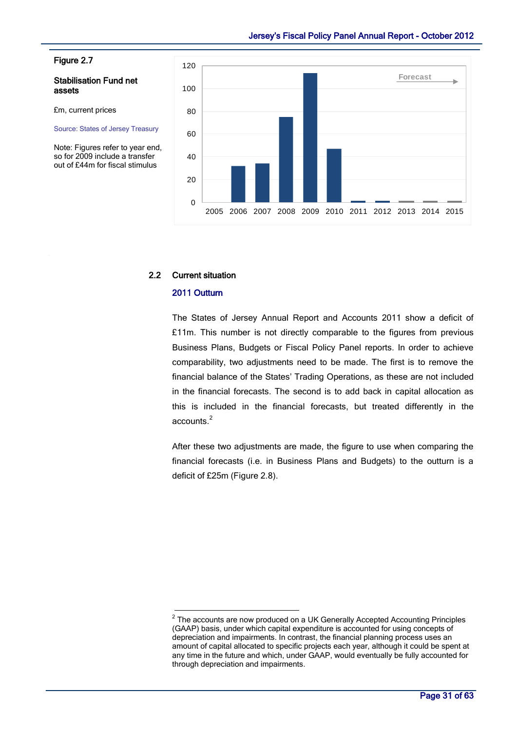**Figure 2.7**

**Stabilisation Fund net assets**

£m, current prices

Source: States of Jersey Treasury

Note: Figures refer to year end, so for 2009 include a transfer out of £44m for fiscal stimulus

## 2.2 Current situation

### 2011 Outturn

The States of Jersey Annual Report and Accounts 2011 show a deficit of £11m. This number is not directly comparable to the figures from previous Business Plans, Budgets or Fiscal Policy Panel reports. In order to achieve comparability, two adjustments need to be made. The first is to remove the financial balance of the States' Trading Operations, as these are not included in the financial forecasts. The second is to add back in capital allocation as this is included in the financial forecasts, but treated differently in the accounts.[2]

After these two adjustments are made, the figure to use when comparing the financial forecasts (i.e. in Business Plans and Budgets) to the outturn is a deficit of £25m (Figure 2.8).

[2] The accounts are now produced on a UK Generally Accepted Accounting Principles (GAAP) basis, under which capital expenditure is accounted for using concepts of depreciation and impairments. In contrast, the financial planning process uses an amount of capital allocated to specific projects each year, although it could be spent at any time in the future and which, under GAAP, would eventually be fully accounted for through depreciation and impairments.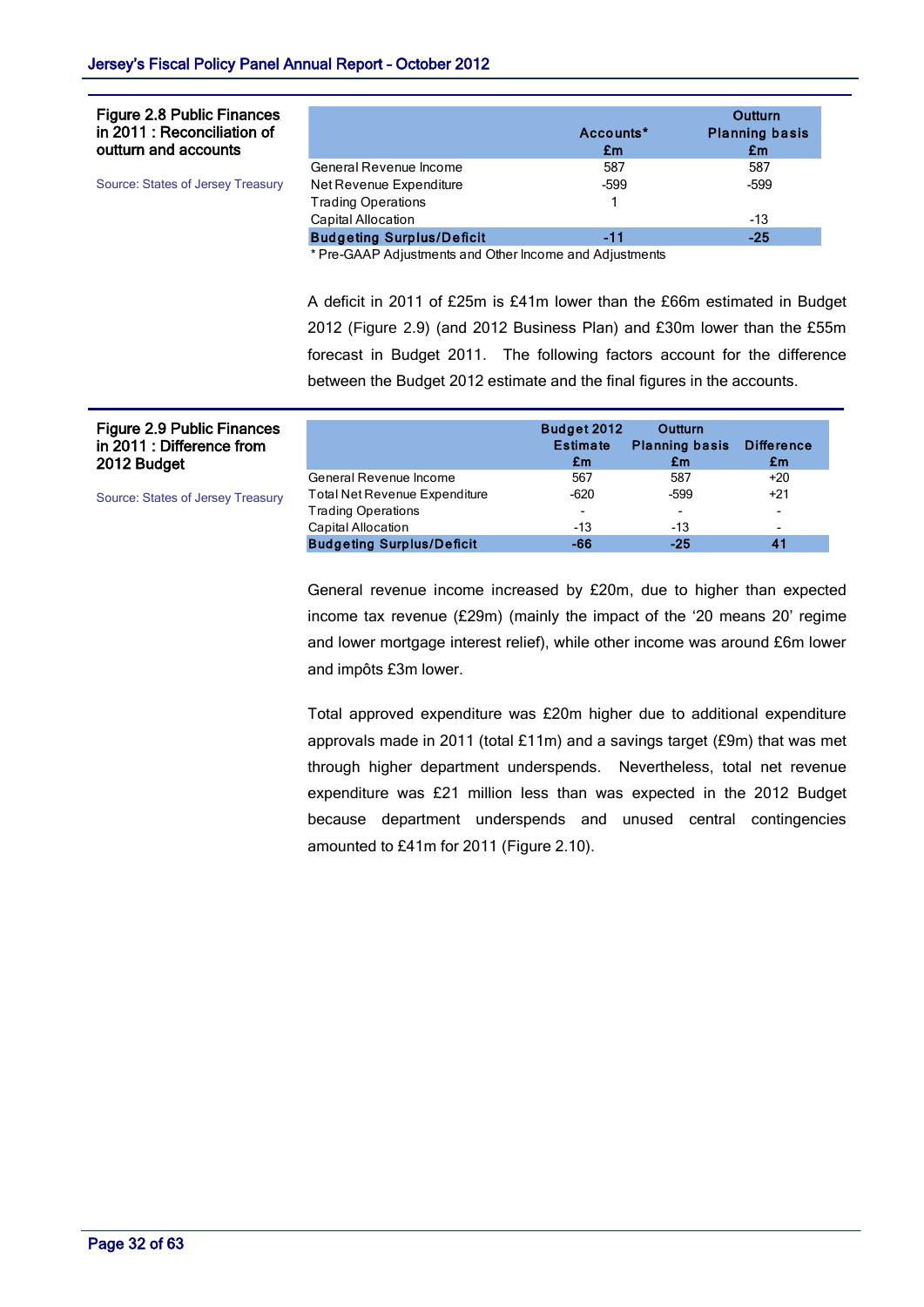**Figure 2.8 Public Finances in 2011 : Reconciliation of outturn and accounts**

Source: States of Jersey Treasury

| | Accounts* £m | Outturn Planning basis £m |
|---|---|---|
| General Revenue Income | 587 | 587 |
| Net Revenue Expenditure | -599 | -599 |
| Trading Operations | 1 | |
| Capital Allocation | | -13 |
| **Budgeting Surplus/Deficit** | **-11** | **-25** |

\* Pre-GAAP Adjustments and Other Income and Adjustments

A deficit in 2011 of £25m is £41m lower than the £66m estimated in Budget 2012 (Figure 2.9) (and 2012 Business Plan) and £30m lower than the £55m forecast in Budget 2011. The following factors account for the difference between the Budget 2012 estimate and the final figures in the accounts.

**Figure 2.9 Public Finances in 2011 : Difference from 2012 Budget**

Source: States of Jersey Treasury

| | Budget 2012 Estimate £m | Outturn Planning basis £m | Difference £m |
|---|---|---|---|
| General Revenue Income | 567 | 587 | +20 |
| Total Net Revenue Expenditure | -620 | -599 | +21 |
| Trading Operations | - | - | - |
| Capital Allocation | -13 | -13 | - |
| **Budgeting Surplus/Deficit** | **-66** | **-25** | **41** |

General revenue income increased by £20m, due to higher than expected income tax revenue (£29m) (mainly the impact of the '20 means 20' regime and lower mortgage interest relief), while other income was around £6m lower and impôts £3m lower.

Total approved expenditure was £20m higher due to additional expenditure approvals made in 2011 (total £11m) and a savings target (£9m) that was met through higher department underspends. Nevertheless, total net revenue expenditure was £21 million less than was expected in the 2012 Budget because department underspends and unused central contingencies amounted to £41m for 2011 (Figure 2.10).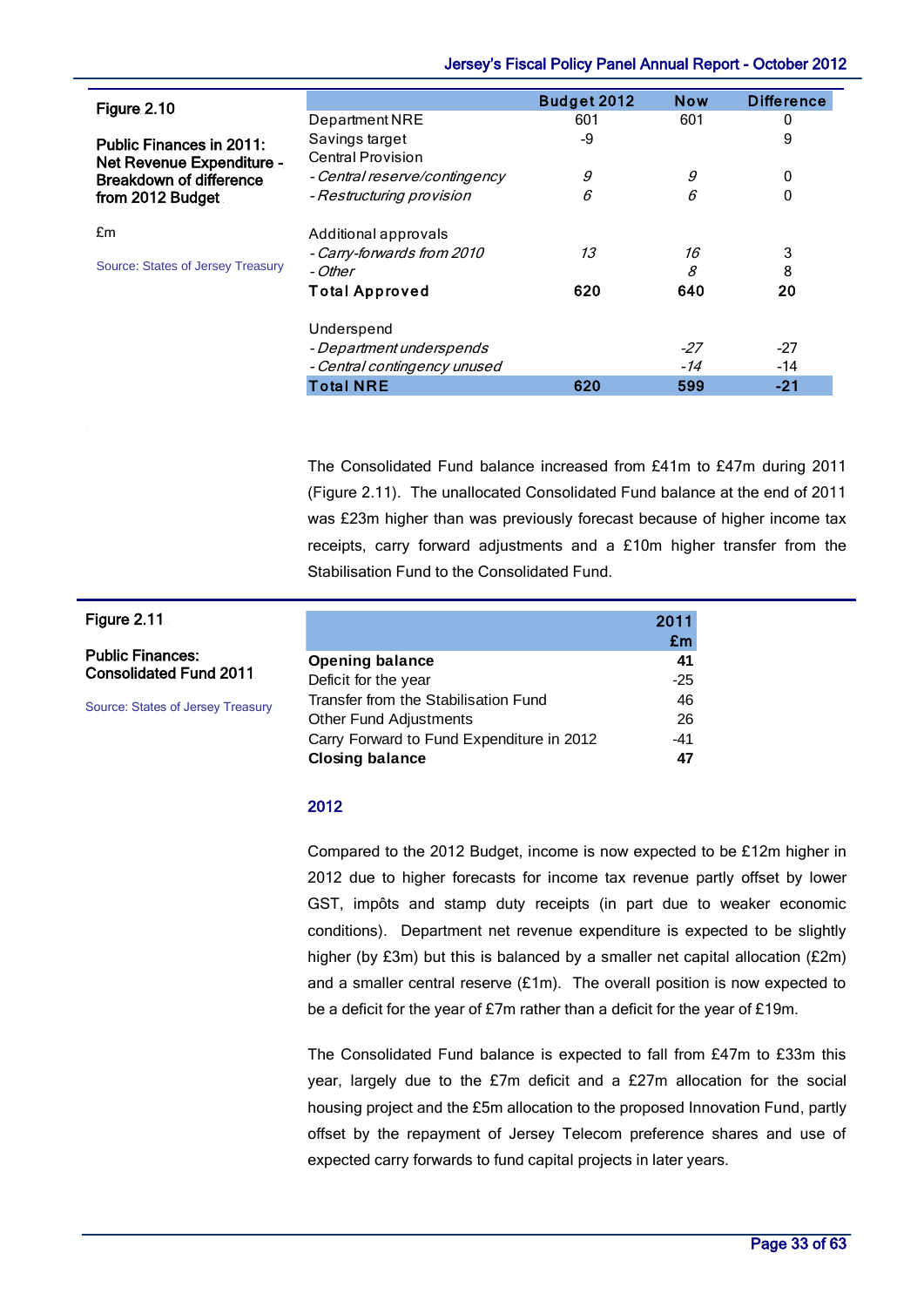**Figure 2.10**

**Public Finances in 2011: Net Revenue Expenditure - Breakdown of difference from 2012 Budget**

£m

Source: States of Jersey Treasury

| | Budget 2012 | Now | Difference |
|---|---|---|---|
| Department NRE | 601 | 601 | 0 |
| Savings target | -9 | | 9 |
| Central Provision | | | |
| *- Central reserve/contingency* | *9* | *9* | 0 |
| *- Restructuring provision* | *6* | *6* | 0 |
| | | | |
| Additional approvals | | | |
| *- Carry-forwards from 2010* | *13* | *16* | 3 |
| *- Other* | | *8* | 8 |
| **Total Approved** | **620** | **640** | **20** |
| | | | |
| Underspend | | | |
| *- Department underspends* | | *-27* | -27 |
| *- Central contingency unused* | | *-14* | -14 |
| **Total NRE** | **620** | **599** | **-21** |

The Consolidated Fund balance increased from £41m to £47m during 2011 (Figure 2.11). The unallocated Consolidated Fund balance at the end of 2011 was £23m higher than was previously forecast because of higher income tax receipts, carry forward adjustments and a £10m higher transfer from the Stabilisation Fund to the Consolidated Fund.

**Figure 2.11**

**Public Finances: Consolidated Fund 2011**

Source: States of Jersey Treasury

| | 2011 £m |
|---|---|
| **Opening balance** | **41** |
| Deficit for the year | -25 |
| Transfer from the Stabilisation Fund | 46 |
| Other Fund Adjustments | 26 |
| Carry Forward to Fund Expenditure in 2012 | -41 |
| **Closing balance** | **47** |

## 2012

Compared to the 2012 Budget, income is now expected to be £12m higher in 2012 due to higher forecasts for income tax revenue partly offset by lower GST, impôts and stamp duty receipts (in part due to weaker economic conditions). Department net revenue expenditure is expected to be slightly higher (by £3m) but this is balanced by a smaller net capital allocation (£2m) and a smaller central reserve (£1m). The overall position is now expected to be a deficit for the year of £7m rather than a deficit for the year of £19m.

The Consolidated Fund balance is expected to fall from £47m to £33m this year, largely due to the £7m deficit and a £27m allocation for the social housing project and the £5m allocation to the proposed Innovation Fund, partly offset by the repayment of Jersey Telecom preference shares and use of expected carry forwards to fund capital projects in later years.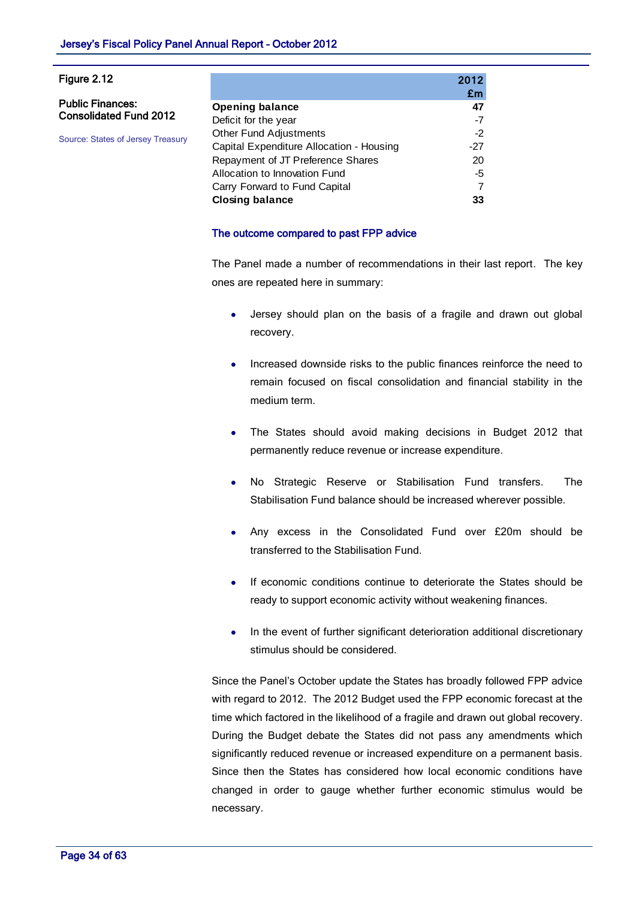Figure 2.12

**Public Finances: Consolidated Fund 2012**

Source: States of Jersey Treasury

| | 2012 £m |
|---|---|
| **Opening balance** | **47** |
| Deficit for the year | -7 |
| Other Fund Adjustments | -2 |
| Capital Expenditure Allocation - Housing | -27 |
| Repayment of JT Preference Shares | 20 |
| Allocation to Innovation Fund | -5 |
| Carry Forward to Fund Capital | 7 |
| **Closing balance** | **33** |

### The outcome compared to past FPP advice

The Panel made a number of recommendations in their last report. The key ones are repeated here in summary:

- Jersey should plan on the basis of a fragile and drawn out global recovery.
- Increased downside risks to the public finances reinforce the need to remain focused on fiscal consolidation and financial stability in the medium term.
- The States should avoid making decisions in Budget 2012 that permanently reduce revenue or increase expenditure.
- No Strategic Reserve or Stabilisation Fund transfers. The Stabilisation Fund balance should be increased wherever possible.
- Any excess in the Consolidated Fund over £20m should be transferred to the Stabilisation Fund.
- If economic conditions continue to deteriorate the States should be ready to support economic activity without weakening finances.
- In the event of further significant deterioration additional discretionary stimulus should be considered.

Since the Panel's October update the States has broadly followed FPP advice with regard to 2012. The 2012 Budget used the FPP economic forecast at the time which factored in the likelihood of a fragile and drawn out global recovery. During the Budget debate the States did not pass any amendments which significantly reduced revenue or increased expenditure on a permanent basis. Since then the States has considered how local economic conditions have changed in order to gauge whether further economic stimulus would be necessary.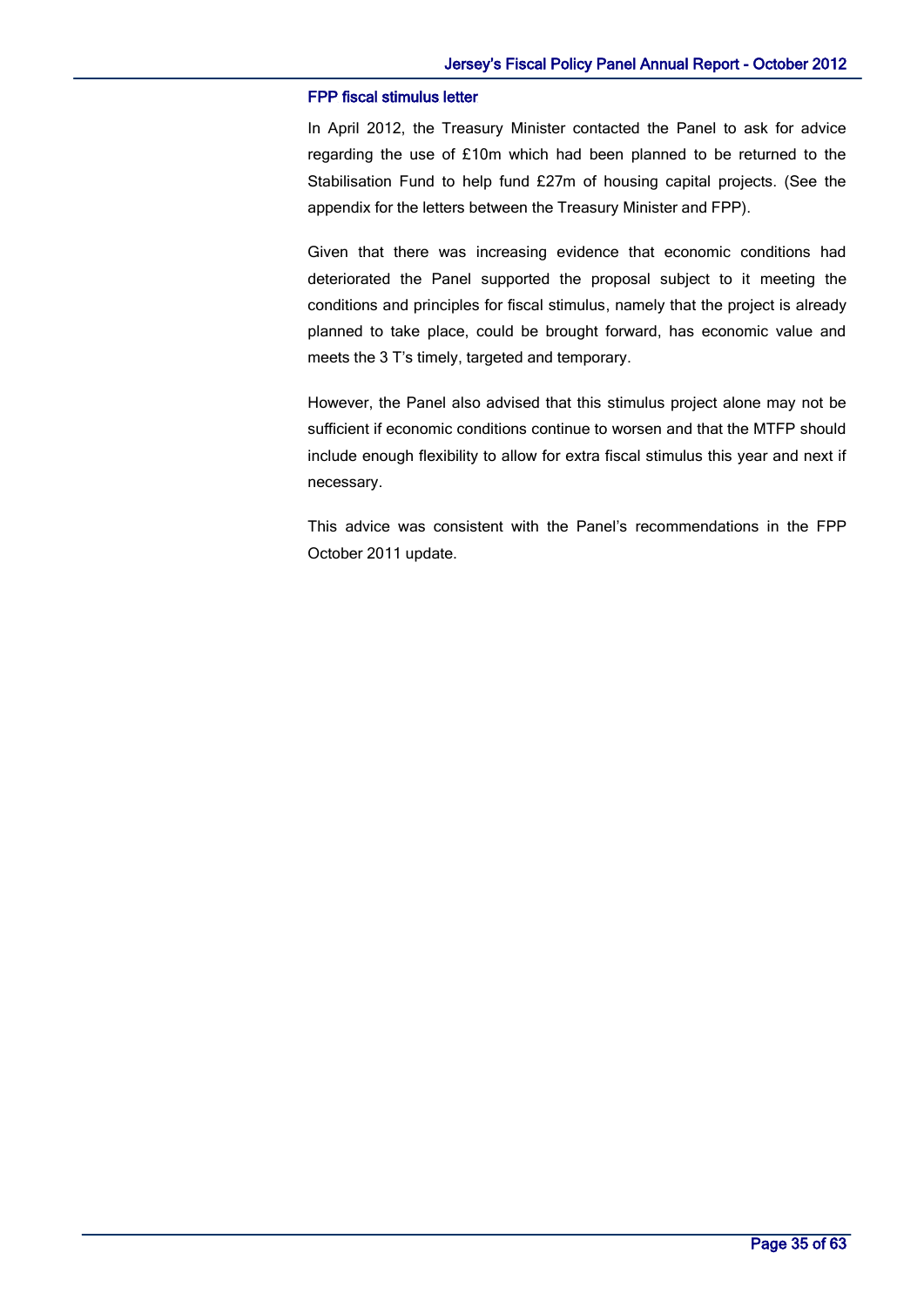### FPP fiscal stimulus letter

In April 2012, the Treasury Minister contacted the Panel to ask for advice regarding the use of £10m which had been planned to be returned to the Stabilisation Fund to help fund £27m of housing capital projects. (See the appendix for the letters between the Treasury Minister and FPP).

Given that there was increasing evidence that economic conditions had deteriorated the Panel supported the proposal subject to it meeting the conditions and principles for fiscal stimulus, namely that the project is already planned to take place, could be brought forward, has economic value and meets the 3 T's timely, targeted and temporary.

However, the Panel also advised that this stimulus project alone may not be sufficient if economic conditions continue to worsen and that the MTFP should include enough flexibility to allow for extra fiscal stimulus this year and next if necessary.

This advice was consistent with the Panel's recommendations in the FPP October 2011 update.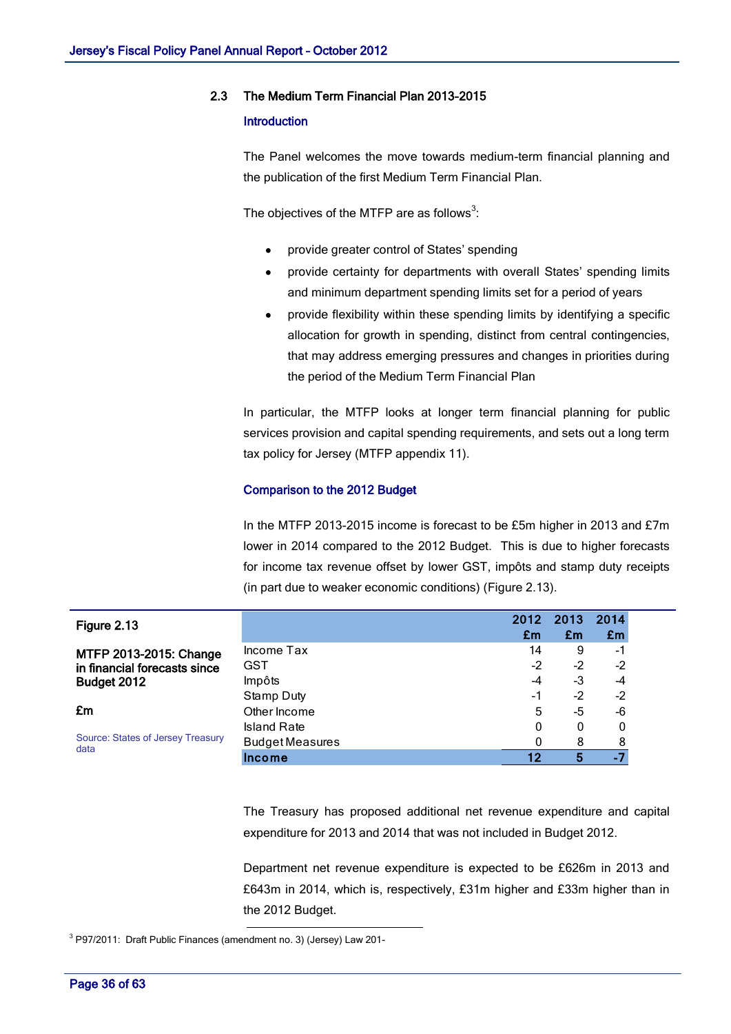## 2.3 The Medium Term Financial Plan 2013-2015

### Introduction

The Panel welcomes the move towards medium-term financial planning and the publication of the first Medium Term Financial Plan.

The objectives of the MTFP are as follows[3]:

- provide greater control of States' spending
- provide certainty for departments with overall States' spending limits and minimum department spending limits set for a period of years
- provide flexibility within these spending limits by identifying a specific allocation for growth in spending, distinct from central contingencies, that may address emerging pressures and changes in priorities during the period of the Medium Term Financial Plan

In particular, the MTFP looks at longer term financial planning for public services provision and capital spending requirements, and sets out a long term tax policy for Jersey (MTFP appendix 11).

### Comparison to the 2012 Budget

In the MTFP 2013-2015 income is forecast to be £5m higher in 2013 and £7m lower in 2014 compared to the 2012 Budget. This is due to higher forecasts for income tax revenue offset by lower GST, impôts and stamp duty receipts (in part due to weaker economic conditions) (Figure 2.13).

**Figure 2.13**

**MTFP 2013-2015: Change in financial forecasts since Budget 2012**

**£m**

Source: States of Jersey Treasury data

| | 2012 £m | 2013 £m | 2014 £m |
|---|---|---|---|
| Income Tax | 14 | 9 | -1 |
| GST | -2 | -2 | -2 |
| Impôts | -4 | -3 | -4 |
| Stamp Duty | -1 | -2 | -2 |
| Other Income | 5 | -5 | -6 |
| Island Rate | 0 | 0 | 0 |
| Budget Measures | 0 | 8 | 8 |
| **Income** | **12** | **5** | **-7** |

The Treasury has proposed additional net revenue expenditure and capital expenditure for 2013 and 2014 that was not included in Budget 2012.

Department net revenue expenditure is expected to be £626m in 2013 and £643m in 2014, which is, respectively, £31m higher and £33m higher than in the 2012 Budget.

[3] P97/2011: Draft Public Finances (amendment no. 3) (Jersey) Law 201-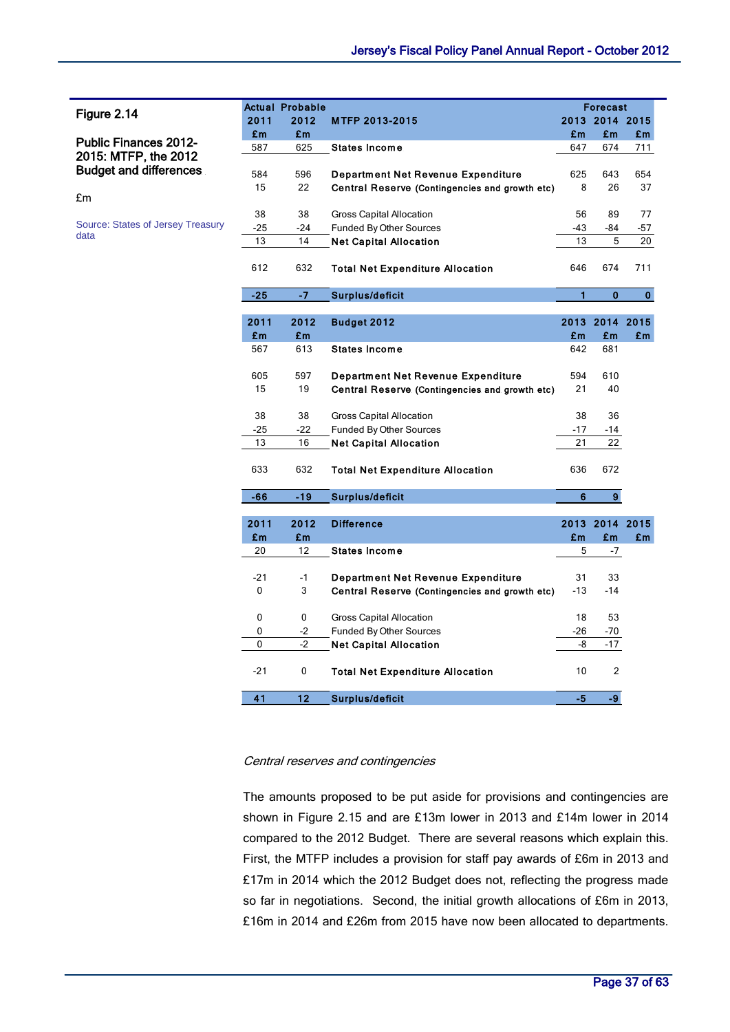**Figure 2.14**

**Public Finances 2012-2015: MTFP, the 2012 Budget and differences**

£m

Source: States of Jersey Treasury data

| Actual 2011 £m | Probable 2012 £m | MTFP 2013-2015 | Forecast 2013 £m | 2014 £m | 2015 £m |
|---|---|---|---|---|---|
| 587 | 625 | **States Income** | 647 | 674 | 711 |
| 584 | 596 | **Department Net Revenue Expenditure** | 625 | 643 | 654 |
| 15 | 22 | **Central Reserve** (Contingencies and growth etc) | 8 | 26 | 37 |
| 38 | 38 | Gross Capital Allocation | 56 | 89 | 77 |
| -25 | -24 | Funded By Other Sources | -43 | -84 | -57 |
| 13 | 14 | **Net Capital Allocation** | 13 | 5 | 20 |
| 612 | 632 | **Total Net Expenditure Allocation** | 646 | 674 | 711 |
| **-25** | **-7** | **Surplus/deficit** | **1** | **0** | **0** |

| 2011 £m | 2012 £m | Budget 2012 | 2013 £m | 2014 £m | 2015 £m |
|---|---|---|---|---|---|
| 567 | 613 | **States Income** | 642 | 681 | |
| 605 | 597 | **Department Net Revenue Expenditure** | 594 | 610 | |
| 15 | 19 | **Central Reserve** (Contingencies and growth etc) | 21 | 40 | |
| 38 | 38 | Gross Capital Allocation | 38 | 36 | |
| -25 | -22 | Funded By Other Sources | -17 | -14 | |
| 13 | 16 | **Net Capital Allocation** | 21 | 22 | |
| 633 | 632 | **Total Net Expenditure Allocation** | 636 | 672 | |
| **-66** | **-19** | **Surplus/deficit** | **6** | **9** | |

| 2011 £m | 2012 £m | Difference | 2013 £m | 2014 £m | 2015 £m |
|---|---|---|---|---|---|
| 20 | 12 | **States Income** | 5 | -7 | |
| -21 | -1 | **Department Net Revenue Expenditure** | 31 | 33 | |
| 0 | 3 | **Central Reserve** (Contingencies and growth etc) | -13 | -14 | |
| 0 | 0 | Gross Capital Allocation | 18 | 53 | |
| 0 | -2 | Funded By Other Sources | -26 | -70 | |
| 0 | -2 | **Net Capital Allocation** | -8 | -17 | |
| -21 | 0 | **Total Net Expenditure Allocation** | 10 | 2 | |
| **41** | **12** | **Surplus/deficit** | **-5** | **-9** | |

*Central reserves and contingencies*

The amounts proposed to be put aside for provisions and contingencies are shown in Figure 2.15 and are £13m lower in 2013 and £14m lower in 2014 compared to the 2012 Budget. There are several reasons which explain this. First, the MTFP includes a provision for staff pay awards of £6m in 2013 and £17m in 2014 which the 2012 Budget does not, reflecting the progress made so far in negotiations. Second, the initial growth allocations of £6m in 2013, £16m in 2014 and £26m from 2015 have now been allocated to departments.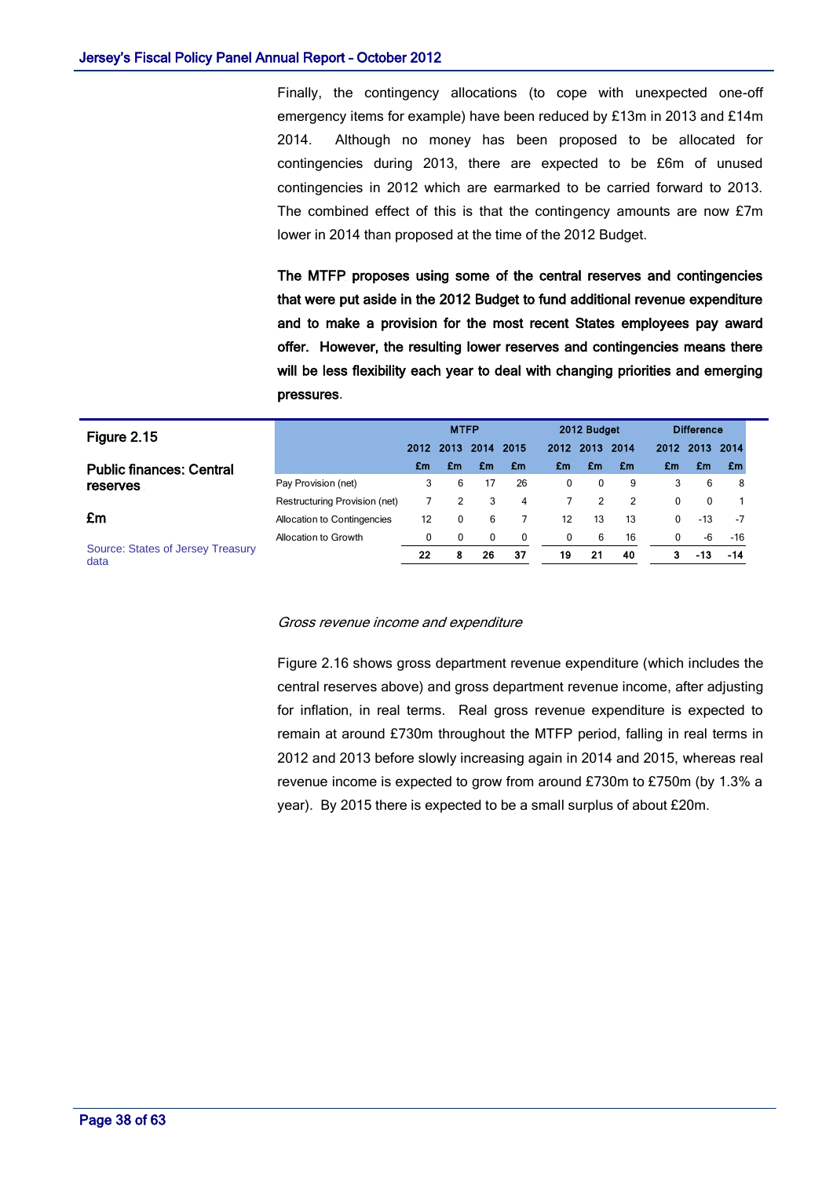Finally, the contingency allocations (to cope with unexpected one-off emergency items for example) have been reduced by £13m in 2013 and £14m 2014. Although no money has been proposed to be allocated for contingencies during 2013, there are expected to be £6m of unused contingencies in 2012 which are earmarked to be carried forward to 2013. The combined effect of this is that the contingency amounts are now £7m lower in 2014 than proposed at the time of the 2012 Budget.

**The MTFP proposes using some of the central reserves and contingencies that were put aside in the 2012 Budget to fund additional revenue expenditure and to make a provision for the most recent States employees pay award offer. However, the resulting lower reserves and contingencies means there will be less flexibility each year to deal with changing priorities and emerging pressures.**

**Figure 2.15**

**Public finances: Central reserves**

**£m**

Source: States of Jersey Treasury data

| | MTFP | | | | 2012 Budget | | | Difference | | |
|---|---|---|---|---|---|---|---|---|---|---|
| | 2012 | 2013 | 2014 | 2015 | 2012 | 2013 | 2014 | 2012 | 2013 | 2014 |
| | £m | £m | £m | £m | £m | £m | £m | £m | £m | £m |
| Pay Provision (net) | 3 | 6 | 17 | 26 | 0 | 0 | 9 | 3 | 6 | 8 |
| Restructuring Provision (net) | 7 | 2 | 3 | 4 | 7 | 2 | 2 | 0 | 0 | 1 |
| Allocation to Contingencies | 12 | 0 | 6 | 7 | 12 | 13 | 13 | 0 | -13 | -7 |
| Allocation to Growth | 0 | 0 | 0 | 0 | 0 | 6 | 16 | 0 | -6 | -16 |
| | **22** | **8** | **26** | **37** | **19** | **21** | **40** | **3** | **-13** | **-14** |

*Gross revenue income and expenditure*

Figure 2.16 shows gross department revenue expenditure (which includes the central reserves above) and gross department revenue income, after adjusting for inflation, in real terms. Real gross revenue expenditure is expected to remain at around £730m throughout the MTFP period, falling in real terms in 2012 and 2013 before slowly increasing again in 2014 and 2015, whereas real revenue income is expected to grow from around £730m to £750m (by 1.3% a year). By 2015 there is expected to be a small surplus of about £20m.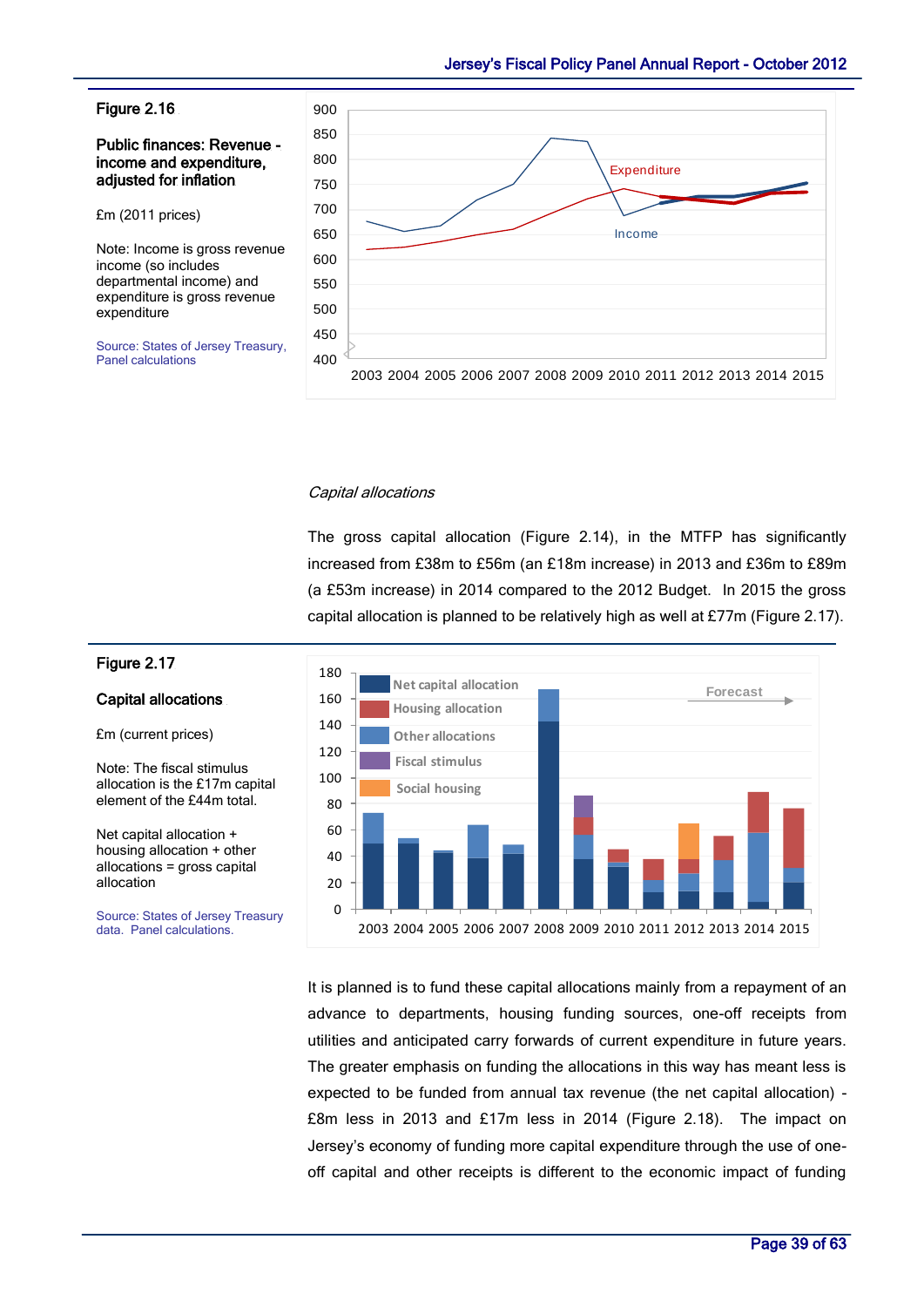**Figure 2.16**

**Public finances: Revenue - income and expenditure, adjusted for inflation**

£m (2011 prices)

Note: Income is gross revenue income (so includes departmental income) and expenditure is gross revenue expenditure

Source: States of Jersey Treasury, Panel calculations

*Capital allocations*

The gross capital allocation (Figure 2.14), in the MTFP has significantly increased from £38m to £56m (an £18m increase) in 2013 and £36m to £89m (a £53m increase) in 2014 compared to the 2012 Budget. In 2015 the gross capital allocation is planned to be relatively high as well at £77m (Figure 2.17).

**Figure 2.17**

**Capital allocations**

£m (current prices)

Note: The fiscal stimulus allocation is the £17m capital element of the £44m total.

Net capital allocation + housing allocation + other allocations = gross capital allocation

Source: States of Jersey Treasury data. Panel calculations.

It is planned is to fund these capital allocations mainly from a repayment of an advance to departments, housing funding sources, one-off receipts from utilities and anticipated carry forwards of current expenditure in future years. The greater emphasis on funding the allocations in this way has meant less is expected to be funded from annual tax revenue (the net capital allocation) - £8m less in 2013 and £17m less in 2014 (Figure 2.18). The impact on Jersey's economy of funding more capital expenditure through the use of one-off capital and other receipts is different to the economic impact of funding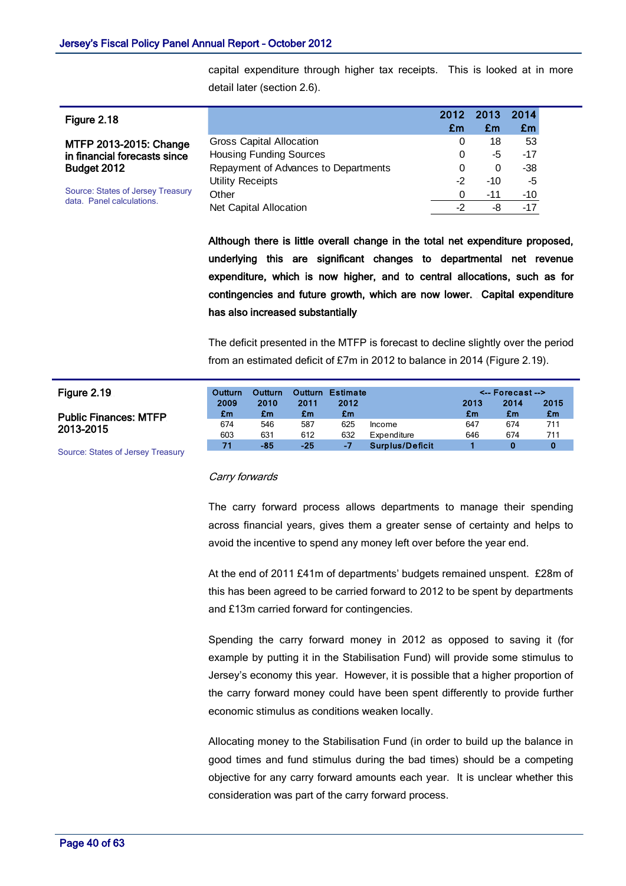capital expenditure through higher tax receipts. This is looked at in more detail later (section 2.6).

**Figure 2.18**

**MTFP 2013-2015: Change in financial forecasts since Budget 2012**

Source: States of Jersey Treasury data. Panel calculations.

| | 2012 £m | 2013 £m | 2014 £m |
|---|---|---|---|
| Gross Capital Allocation | 0 | 18 | 53 |
| Housing Funding Sources | 0 | -5 | -17 |
| Repayment of Advances to Departments | 0 | 0 | -38 |
| Utility Receipts | -2 | -10 | -5 |
| Other | 0 | -11 | -10 |
| Net Capital Allocation | -2 | -8 | -17 |

**Although there is little overall change in the total net expenditure proposed, underlying this are significant changes to departmental net revenue expenditure, which is now higher, and to central allocations, such as for contingencies and future growth, which are now lower. Capital expenditure has also increased substantially**

The deficit presented in the MTFP is forecast to decline slightly over the period from an estimated deficit of £7m in 2012 to balance in 2014 (Figure 2.19).

**Figure 2.19**

**Public Finances: MTFP 2013-2015**

Source: States of Jersey Treasury

| Outturn 2009 £m | Outturn 2010 £m | Outturn 2011 £m | Estimate 2012 £m | | Forecast 2013 £m | Forecast 2014 £m | Forecast 2015 £m |
|---|---|---|---|---|---|---|---|
| 674 | 546 | 587 | 625 | Income | 647 | 674 | 711 |
| 603 | 631 | 612 | 632 | Expenditure | 646 | 674 | 711 |
| **71** | **-85** | **-25** | **-7** | **Surplus/Deficit** | **1** | **0** | **0** |

*Carry forwards*

The carry forward process allows departments to manage their spending across financial years, gives them a greater sense of certainty and helps to avoid the incentive to spend any money left over before the year end.

At the end of 2011 £41m of departments' budgets remained unspent. £28m of this has been agreed to be carried forward to 2012 to be spent by departments and £13m carried forward for contingencies.

Spending the carry forward money in 2012 as opposed to saving it (for example by putting it in the Stabilisation Fund) will provide some stimulus to Jersey's economy this year. However, it is possible that a higher proportion of the carry forward money could have been spent differently to provide further economic stimulus as conditions weaken locally.

Allocating money to the Stabilisation Fund (in order to build up the balance in good times and fund stimulus during the bad times) should be a competing objective for any carry forward amounts each year. It is unclear whether this consideration was part of the carry forward process.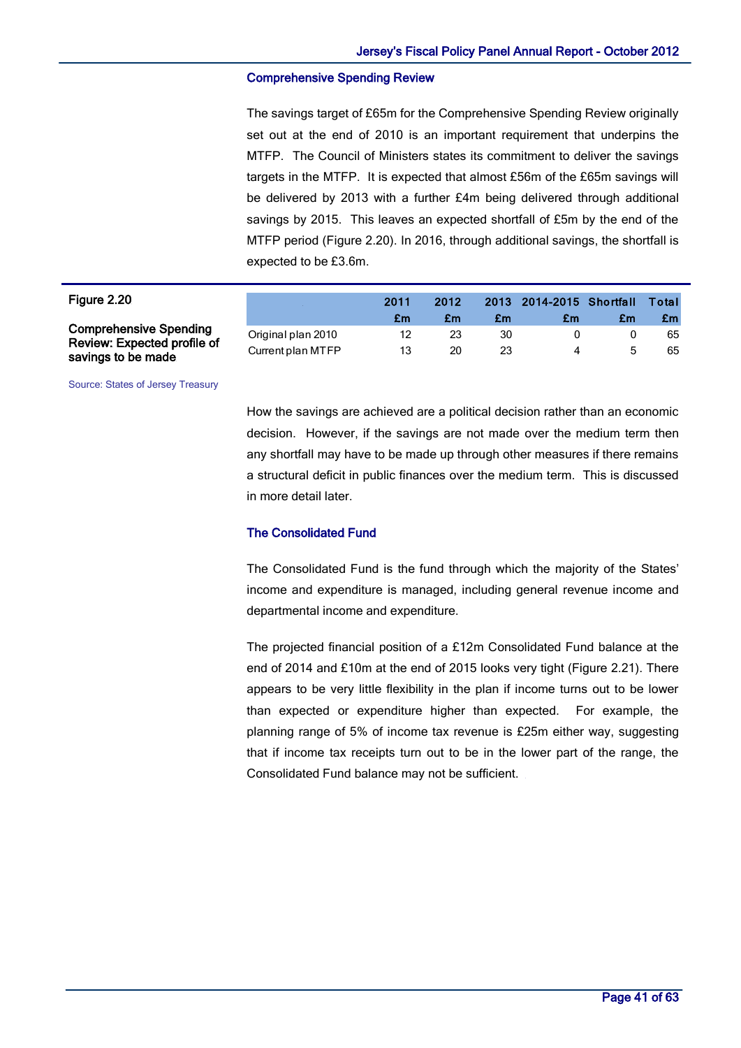### Comprehensive Spending Review

The savings target of £65m for the Comprehensive Spending Review originally set out at the end of 2010 is an important requirement that underpins the MTFP. The Council of Ministers states its commitment to deliver the savings targets in the MTFP. It is expected that almost £56m of the £65m savings will be delivered by 2013 with a further £4m being delivered through additional savings by 2015. This leaves an expected shortfall of £5m by the end of the MTFP period (Figure 2.20). In 2016, through additional savings, the shortfall is expected to be £3.6m.

**Figure 2.20**

**Comprehensive Spending Review: Expected profile of savings to be made**

| | 2011 £m | 2012 £m | 2013 £m | 2014-2015 £m | Shortfall £m | Total £m |
|---|---|---|---|---|---|---|
| Original plan 2010 | 12 | 23 | 30 | 0 | 0 | 65 |
| Current plan MTFP | 13 | 20 | 23 | 4 | 5 | 65 |

Source: States of Jersey Treasury

How the savings are achieved are a political decision rather than an economic decision. However, if the savings are not made over the medium term then any shortfall may have to be made up through other measures if there remains a structural deficit in public finances over the medium term. This is discussed in more detail later.

### The Consolidated Fund

The Consolidated Fund is the fund through which the majority of the States' income and expenditure is managed, including general revenue income and departmental income and expenditure.

The projected financial position of a £12m Consolidated Fund balance at the end of 2014 and £10m at the end of 2015 looks very tight (Figure 2.21). There appears to be very little flexibility in the plan if income turns out to be lower than expected or expenditure higher than expected. For example, the planning range of 5% of income tax revenue is £25m either way, suggesting that if income tax receipts turn out to be in the lower part of the range, the Consolidated Fund balance may not be sufficient.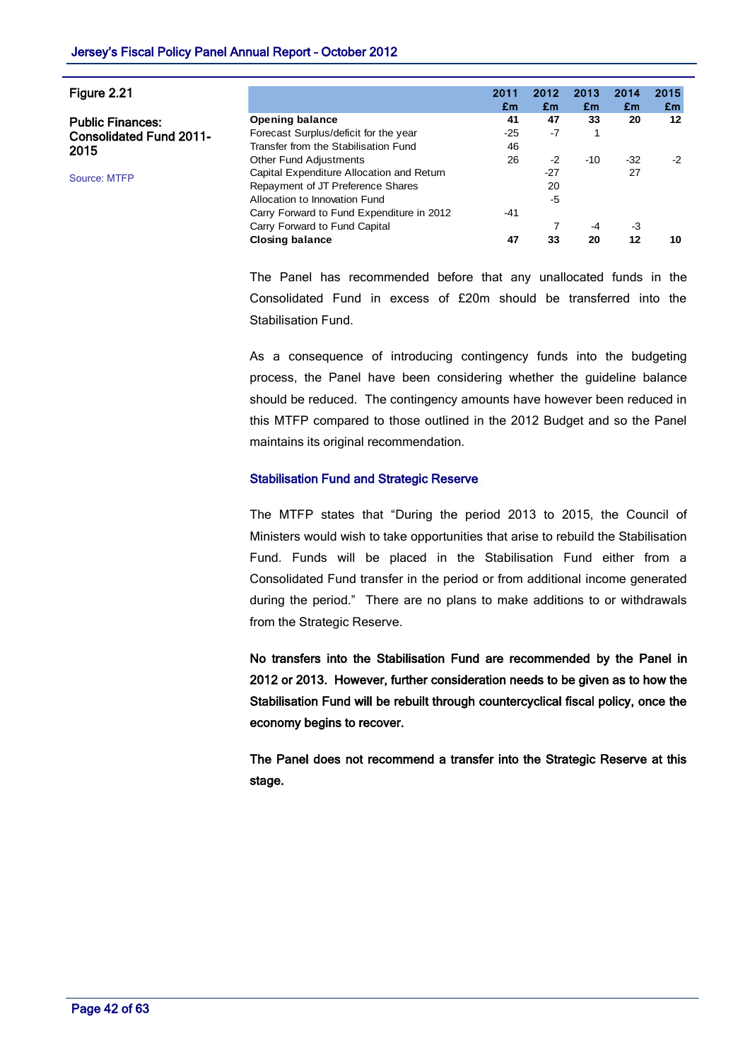Figure 2.21

**Public Finances: Consolidated Fund 2011-2015**

Source: MTFP

| | 2011 £m | 2012 £m | 2013 £m | 2014 £m | 2015 £m |
|---|---|---|---|---|---|
| **Opening balance** | **41** | **47** | **33** | **20** | **12** |
| Forecast Surplus/deficit for the year | -25 | -7 | 1 | | |
| Transfer from the Stabilisation Fund | 46 | | | | |
| Other Fund Adjustments | 26 | -2 | -10 | -32 | -2 |
| Capital Expenditure Allocation and Return | | -27 | | 27 | |
| Repayment of JT Preference Shares | | 20 | | | |
| Allocation to Innovation Fund | | -5 | | | |
| Carry Forward to Fund Expenditure in 2012 | -41 | | | | |
| Carry Forward to Fund Capital | | 7 | -4 | -3 | |
| **Closing balance** | **47** | **33** | **20** | **12** | **10** |

The Panel has recommended before that any unallocated funds in the Consolidated Fund in excess of £20m should be transferred into the Stabilisation Fund.

As a consequence of introducing contingency funds into the budgeting process, the Panel have been considering whether the guideline balance should be reduced. The contingency amounts have however been reduced in this MTFP compared to those outlined in the 2012 Budget and so the Panel maintains its original recommendation.

### Stabilisation Fund and Strategic Reserve

The MTFP states that "During the period 2013 to 2015, the Council of Ministers would wish to take opportunities that arise to rebuild the Stabilisation Fund. Funds will be placed in the Stabilisation Fund either from a Consolidated Fund transfer in the period or from additional income generated during the period." There are no plans to make additions to or withdrawals from the Strategic Reserve.

**No transfers into the Stabilisation Fund are recommended by the Panel in 2012 or 2013. However, further consideration needs to be given as to how the Stabilisation Fund will be rebuilt through countercyclical fiscal policy, once the economy begins to recover.**

**The Panel does not recommend a transfer into the Strategic Reserve at this stage.**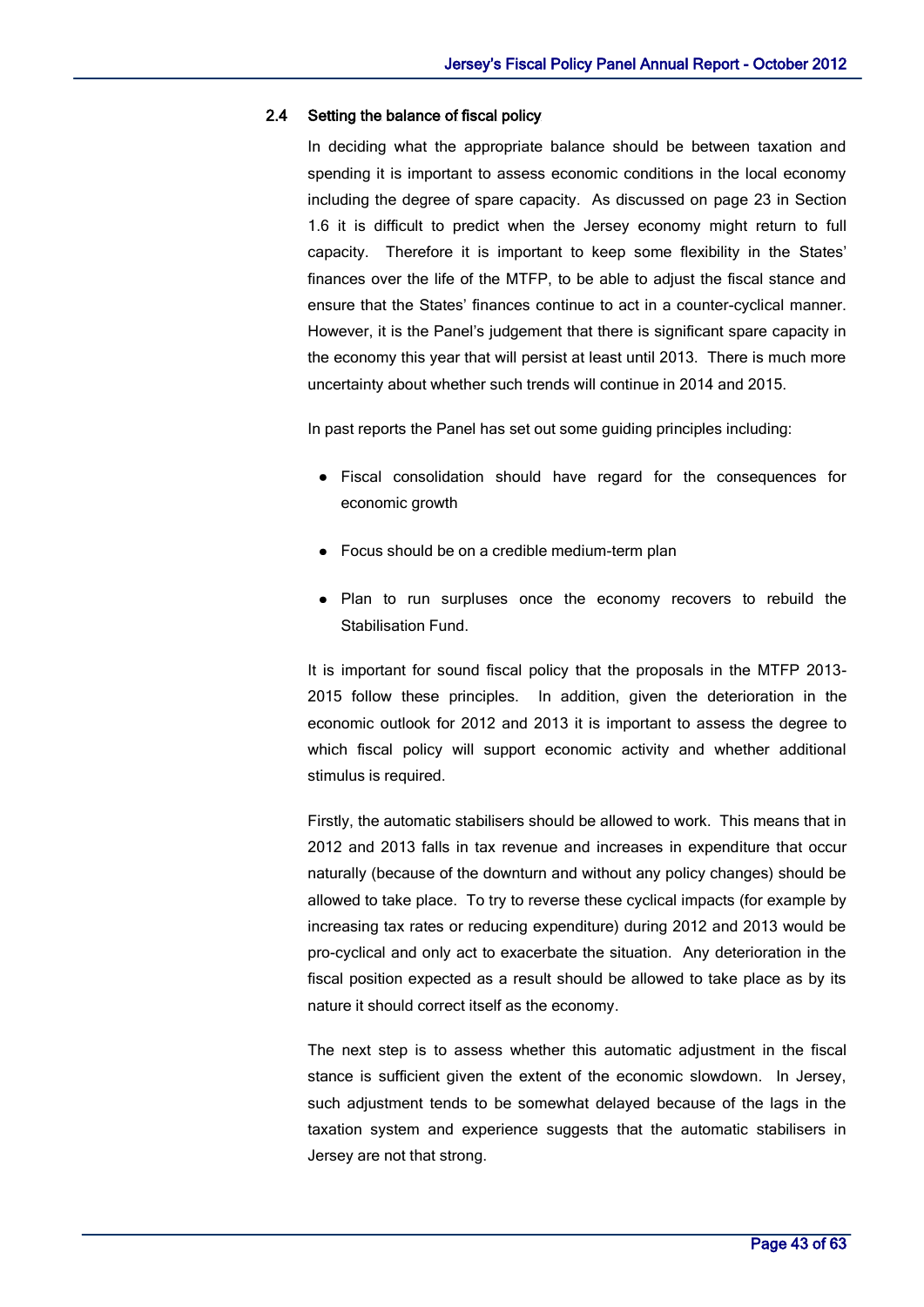### 2.4 Setting the balance of fiscal policy

In deciding what the appropriate balance should be between taxation and spending it is important to assess economic conditions in the local economy including the degree of spare capacity. As discussed on page 23 in Section 1.6 it is difficult to predict when the Jersey economy might return to full capacity. Therefore it is important to keep some flexibility in the States' finances over the life of the MTFP, to be able to adjust the fiscal stance and ensure that the States' finances continue to act in a counter-cyclical manner. However, it is the Panel's judgement that there is significant spare capacity in the economy this year that will persist at least until 2013. There is much more uncertainty about whether such trends will continue in 2014 and 2015.

In past reports the Panel has set out some guiding principles including:

- Fiscal consolidation should have regard for the consequences for economic growth
- Focus should be on a credible medium-term plan
- Plan to run surpluses once the economy recovers to rebuild the Stabilisation Fund.

It is important for sound fiscal policy that the proposals in the MTFP 2013-2015 follow these principles. In addition, given the deterioration in the economic outlook for 2012 and 2013 it is important to assess the degree to which fiscal policy will support economic activity and whether additional stimulus is required.

Firstly, the automatic stabilisers should be allowed to work. This means that in 2012 and 2013 falls in tax revenue and increases in expenditure that occur naturally (because of the downturn and without any policy changes) should be allowed to take place. To try to reverse these cyclical impacts (for example by increasing tax rates or reducing expenditure) during 2012 and 2013 would be pro-cyclical and only act to exacerbate the situation. Any deterioration in the fiscal position expected as a result should be allowed to take place as by its nature it should correct itself as the economy.

The next step is to assess whether this automatic adjustment in the fiscal stance is sufficient given the extent of the economic slowdown. In Jersey, such adjustment tends to be somewhat delayed because of the lags in the taxation system and experience suggests that the automatic stabilisers in Jersey are not that strong.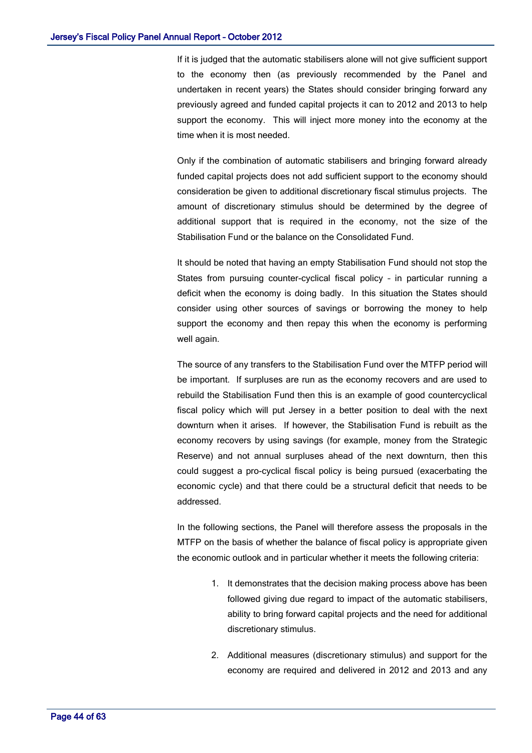If it is judged that the automatic stabilisers alone will not give sufficient support to the economy then (as previously recommended by the Panel and undertaken in recent years) the States should consider bringing forward any previously agreed and funded capital projects it can to 2012 and 2013 to help support the economy. This will inject more money into the economy at the time when it is most needed.

Only if the combination of automatic stabilisers and bringing forward already funded capital projects does not add sufficient support to the economy should consideration be given to additional discretionary fiscal stimulus projects. The amount of discretionary stimulus should be determined by the degree of additional support that is required in the economy, not the size of the Stabilisation Fund or the balance on the Consolidated Fund.

It should be noted that having an empty Stabilisation Fund should not stop the States from pursuing counter-cyclical fiscal policy – in particular running a deficit when the economy is doing badly. In this situation the States should consider using other sources of savings or borrowing the money to help support the economy and then repay this when the economy is performing well again.

The source of any transfers to the Stabilisation Fund over the MTFP period will be important. If surpluses are run as the economy recovers and are used to rebuild the Stabilisation Fund then this is an example of good countercyclical fiscal policy which will put Jersey in a better position to deal with the next downturn when it arises. If however, the Stabilisation Fund is rebuilt as the economy recovers by using savings (for example, money from the Strategic Reserve) and not annual surpluses ahead of the next downturn, then this could suggest a pro-cyclical fiscal policy is being pursued (exacerbating the economic cycle) and that there could be a structural deficit that needs to be addressed.

In the following sections, the Panel will therefore assess the proposals in the MTFP on the basis of whether the balance of fiscal policy is appropriate given the economic outlook and in particular whether it meets the following criteria:

1. It demonstrates that the decision making process above has been followed giving due regard to impact of the automatic stabilisers, ability to bring forward capital projects and the need for additional discretionary stimulus.

2. Additional measures (discretionary stimulus) and support for the economy are required and delivered in 2012 and 2013 and any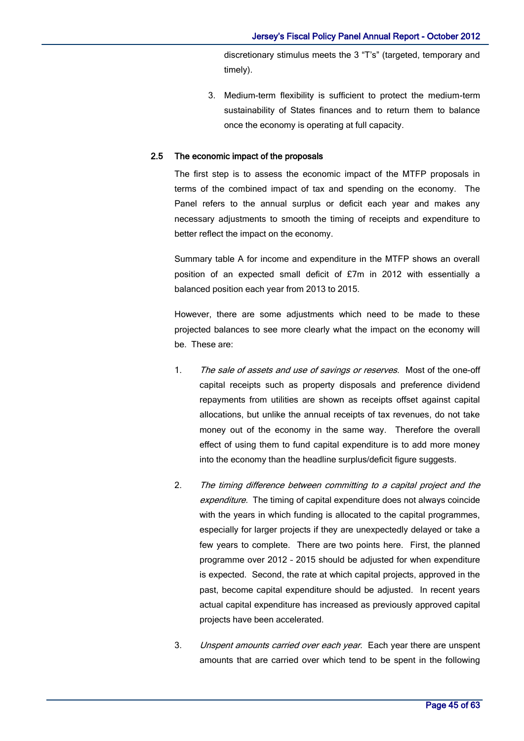discretionary stimulus meets the 3 "T's" (targeted, temporary and timely).

3. Medium-term flexibility is sufficient to protect the medium-term sustainability of States finances and to return them to balance once the economy is operating at full capacity.

### 2.5 The economic impact of the proposals

The first step is to assess the economic impact of the MTFP proposals in terms of the combined impact of tax and spending on the economy. The Panel refers to the annual surplus or deficit each year and makes any necessary adjustments to smooth the timing of receipts and expenditure to better reflect the impact on the economy.

Summary table A for income and expenditure in the MTFP shows an overall position of an expected small deficit of £7m in 2012 with essentially a balanced position each year from 2013 to 2015.

However, there are some adjustments which need to be made to these projected balances to see more clearly what the impact on the economy will be. These are:

1. *The sale of assets and use of savings or reserves.* Most of the one-off capital receipts such as property disposals and preference dividend repayments from utilities are shown as receipts offset against capital allocations, but unlike the annual receipts of tax revenues, do not take money out of the economy in the same way. Therefore the overall effect of using them to fund capital expenditure is to add more money into the economy than the headline surplus/deficit figure suggests.

2. *The timing difference between committing to a capital project and the expenditure.* The timing of capital expenditure does not always coincide with the years in which funding is allocated to the capital programmes, especially for larger projects if they are unexpectedly delayed or take a few years to complete. There are two points here. First, the planned programme over 2012 – 2015 should be adjusted for when expenditure is expected. Second, the rate at which capital projects, approved in the past, become capital expenditure should be adjusted. In recent years actual capital expenditure has increased as previously approved capital projects have been accelerated.

3. *Unspent amounts carried over each year.* Each year there are unspent amounts that are carried over which tend to be spent in the following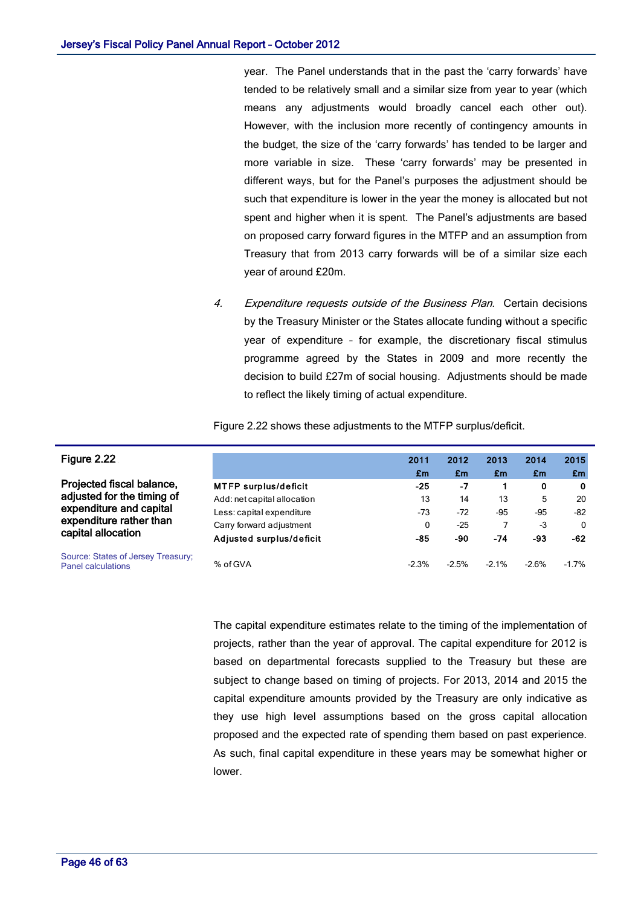year. The Panel understands that in the past the 'carry forwards' have tended to be relatively small and a similar size from year to year (which means any adjustments would broadly cancel each other out). However, with the inclusion more recently of contingency amounts in the budget, the size of the 'carry forwards' has tended to be larger and more variable in size. These 'carry forwards' may be presented in different ways, but for the Panel's purposes the adjustment should be such that expenditure is lower in the year the money is allocated but not spent and higher when it is spent. The Panel's adjustments are based on proposed carry forward figures in the MTFP and an assumption from Treasury that from 2013 carry forwards will be of a similar size each year of around £20m.

4. *Expenditure requests outside of the Business Plan.* Certain decisions by the Treasury Minister or the States allocate funding without a specific year of expenditure – for example, the discretionary fiscal stimulus programme agreed by the States in 2009 and more recently the decision to build £27m of social housing. Adjustments should be made to reflect the likely timing of actual expenditure.

Figure 2.22 shows these adjustments to the MTFP surplus/deficit.

**Figure 2.22**

**Projected fiscal balance, adjusted for the timing of expenditure and capital expenditure rather than capital allocation**

| | 2011 £m | 2012 £m | 2013 £m | 2014 £m | 2015 £m |
|---|---|---|---|---|---|
| **MTFP surplus/deficit** | **-25** | **-7** | **1** | **0** | **0** |
| Add: net capital allocation | 13 | 14 | 13 | 5 | 20 |
| Less: capital expenditure | -73 | -72 | -95 | -95 | -82 |
| Carry forward adjustment | 0 | -25 | 7 | -3 | 0 |
| **Adjusted surplus/deficit** | **-85** | **-90** | **-74** | **-93** | **-62** |
| % of GVA | -2.3% | -2.5% | -2.1% | -2.6% | -1.7% |

Source: States of Jersey Treasury; Panel calculations

The capital expenditure estimates relate to the timing of the implementation of projects, rather than the year of approval. The capital expenditure for 2012 is based on departmental forecasts supplied to the Treasury but these are subject to change based on timing of projects. For 2013, 2014 and 2015 the capital expenditure amounts provided by the Treasury are only indicative as they use high level assumptions based on the gross capital allocation proposed and the expected rate of spending them based on past experience. As such, final capital expenditure in these years may be somewhat higher or lower.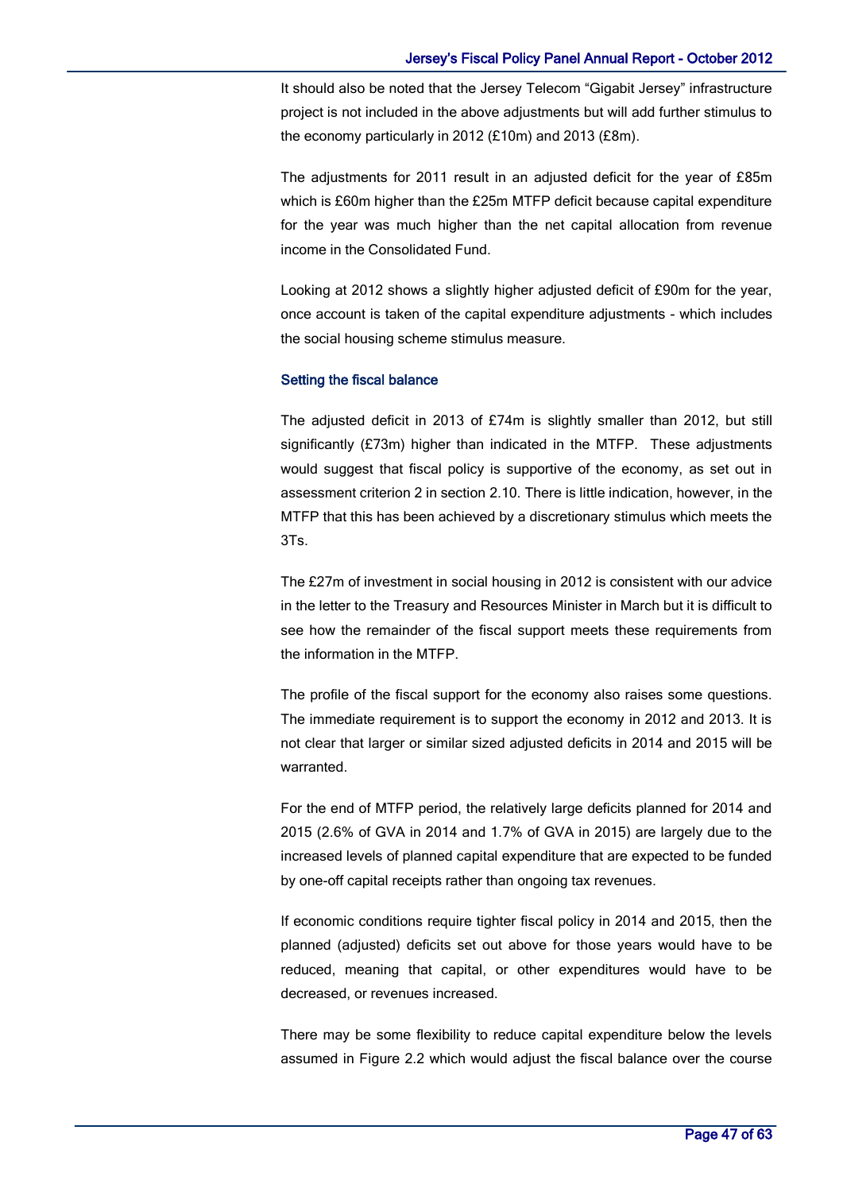It should also be noted that the Jersey Telecom "Gigabit Jersey" infrastructure project is not included in the above adjustments but will add further stimulus to the economy particularly in 2012 (£10m) and 2013 (£8m).

The adjustments for 2011 result in an adjusted deficit for the year of £85m which is £60m higher than the £25m MTFP deficit because capital expenditure for the year was much higher than the net capital allocation from revenue income in the Consolidated Fund.

Looking at 2012 shows a slightly higher adjusted deficit of £90m for the year, once account is taken of the capital expenditure adjustments - which includes the social housing scheme stimulus measure.

### Setting the fiscal balance

The adjusted deficit in 2013 of £74m is slightly smaller than 2012, but still significantly (£73m) higher than indicated in the MTFP. These adjustments would suggest that fiscal policy is supportive of the economy, as set out in assessment criterion 2 in section 2.10. There is little indication, however, in the MTFP that this has been achieved by a discretionary stimulus which meets the 3Ts.

The £27m of investment in social housing in 2012 is consistent with our advice in the letter to the Treasury and Resources Minister in March but it is difficult to see how the remainder of the fiscal support meets these requirements from the information in the MTFP.

The profile of the fiscal support for the economy also raises some questions. The immediate requirement is to support the economy in 2012 and 2013. It is not clear that larger or similar sized adjusted deficits in 2014 and 2015 will be warranted.

For the end of MTFP period, the relatively large deficits planned for 2014 and 2015 (2.6% of GVA in 2014 and 1.7% of GVA in 2015) are largely due to the increased levels of planned capital expenditure that are expected to be funded by one-off capital receipts rather than ongoing tax revenues.

If economic conditions require tighter fiscal policy in 2014 and 2015, then the planned (adjusted) deficits set out above for those years would have to be reduced, meaning that capital, or other expenditures would have to be decreased, or revenues increased.

There may be some flexibility to reduce capital expenditure below the levels assumed in Figure 2.2 which would adjust the fiscal balance over the course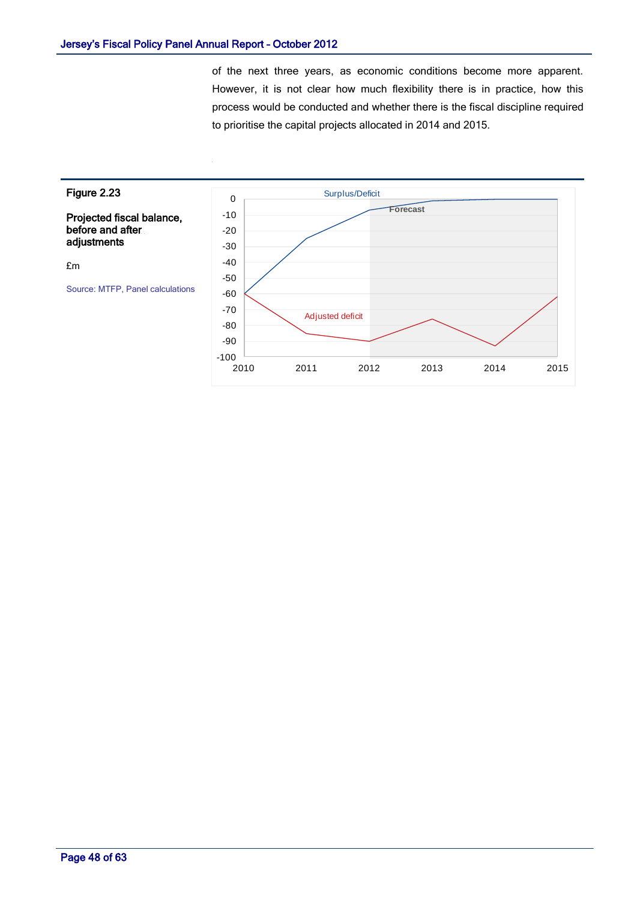of the next three years, as economic conditions become more apparent. However, it is not clear how much flexibility there is in practice, how this process would be conducted and whether there is the fiscal discipline required to prioritise the capital projects allocated in 2014 and 2015.

**Figure 2.23**

**Projected fiscal balance, before and after adjustments**

£m

Source: MTFP, Panel calculations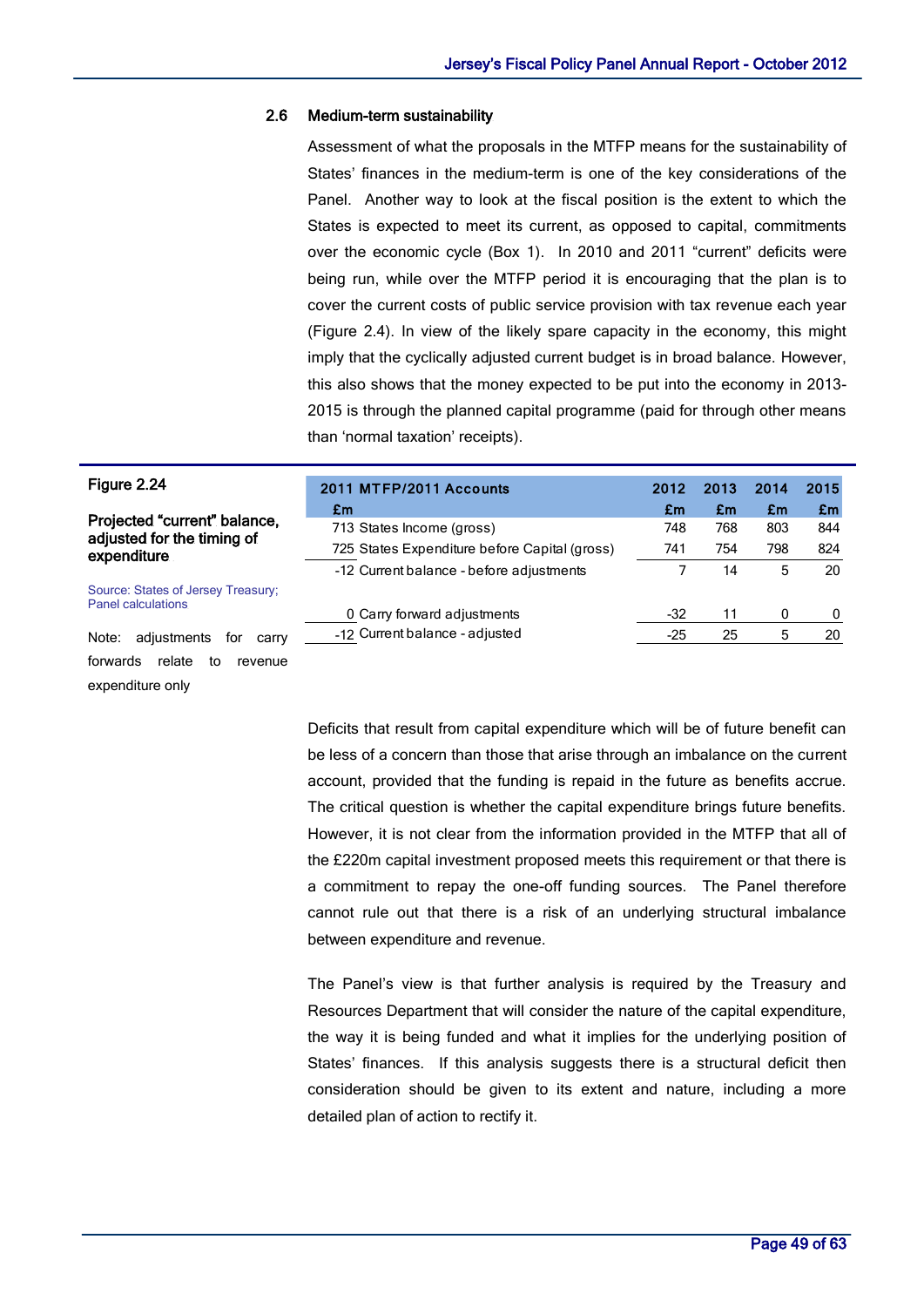## 2.6 Medium-term sustainability

Assessment of what the proposals in the MTFP means for the sustainability of States' finances in the medium-term is one of the key considerations of the Panel. Another way to look at the fiscal position is the extent to which the States is expected to meet its current, as opposed to capital, commitments over the economic cycle (Box 1). In 2010 and 2011 "current" deficits were being run, while over the MTFP period it is encouraging that the plan is to cover the current costs of public service provision with tax revenue each year (Figure 2.4). In view of the likely spare capacity in the economy, this might imply that the cyclically adjusted current budget is in broad balance. However, this also shows that the money expected to be put into the economy in 2013-2015 is through the planned capital programme (paid for through other means than 'normal taxation' receipts).

**Figure 2.24**

**Projected "current" balance, adjusted for the timing of expenditure**

Source: States of Jersey Treasury; Panel calculations

Note: adjustments for carry forwards relate to revenue expenditure only

| 2011 MTFP/2011 Accounts £m | | 2012 £m | 2013 £m | 2014 £m | 2015 £m |
|---|---|---|---|---|---|
| 713 | States Income (gross) | 748 | 768 | 803 | 844 |
| 725 | States Expenditure before Capital (gross) | 741 | 754 | 798 | 824 |
| -12 | Current balance - before adjustments | 7 | 14 | 5 | 20 |
| 0 | Carry forward adjustments | -32 | 11 | 0 | 0 |
| -12 | Current balance - adjusted | -25 | 25 | 5 | 20 |

Deficits that result from capital expenditure which will be of future benefit can be less of a concern than those that arise through an imbalance on the current account, provided that the funding is repaid in the future as benefits accrue. The critical question is whether the capital expenditure brings future benefits. However, it is not clear from the information provided in the MTFP that all of the £220m capital investment proposed meets this requirement or that there is a commitment to repay the one-off funding sources. The Panel therefore cannot rule out that there is a risk of an underlying structural imbalance between expenditure and revenue.

The Panel's view is that further analysis is required by the Treasury and Resources Department that will consider the nature of the capital expenditure, the way it is being funded and what it implies for the underlying position of States' finances. If this analysis suggests there is a structural deficit then consideration should be given to its extent and nature, including a more detailed plan of action to rectify it.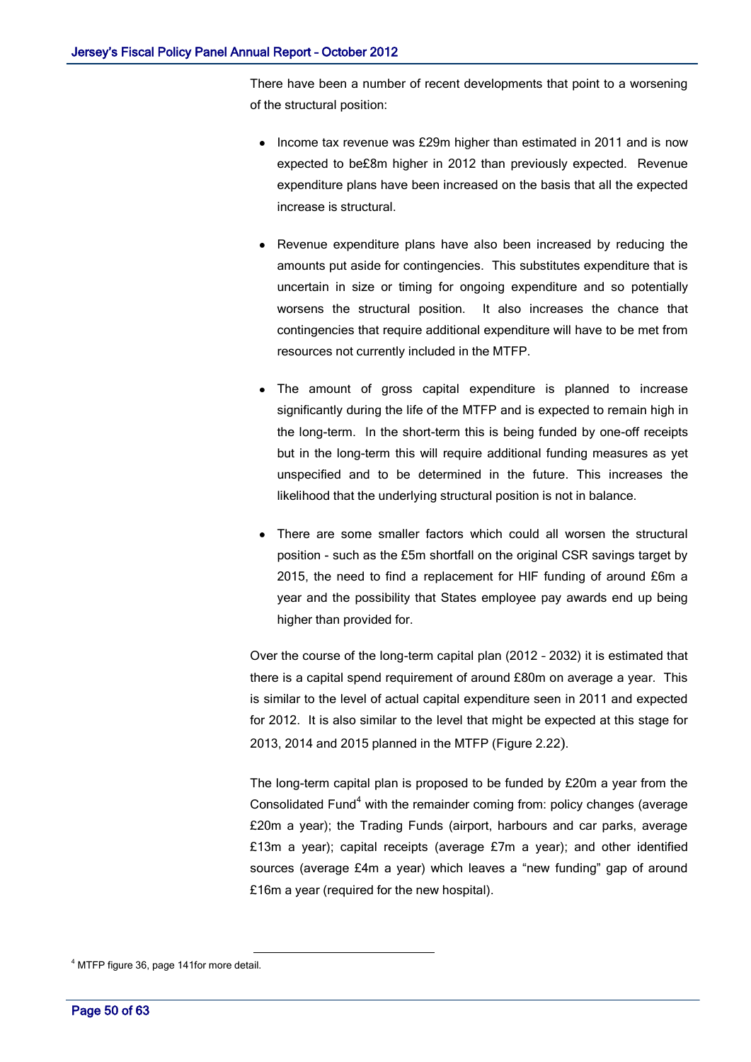There have been a number of recent developments that point to a worsening of the structural position:

- Income tax revenue was £29m higher than estimated in 2011 and is now expected to be£8m higher in 2012 than previously expected. Revenue expenditure plans have been increased on the basis that all the expected increase is structural.

- Revenue expenditure plans have also been increased by reducing the amounts put aside for contingencies. This substitutes expenditure that is uncertain in size or timing for ongoing expenditure and so potentially worsens the structural position. It also increases the chance that contingencies that require additional expenditure will have to be met from resources not currently included in the MTFP.

- The amount of gross capital expenditure is planned to increase significantly during the life of the MTFP and is expected to remain high in the long-term. In the short-term this is being funded by one-off receipts but in the long-term this will require additional funding measures as yet unspecified and to be determined in the future. This increases the likelihood that the underlying structural position is not in balance.

- There are some smaller factors which could all worsen the structural position - such as the £5m shortfall on the original CSR savings target by 2015, the need to find a replacement for HIF funding of around £6m a year and the possibility that States employee pay awards end up being higher than provided for.

Over the course of the long-term capital plan (2012 – 2032) it is estimated that there is a capital spend requirement of around £80m on average a year. This is similar to the level of actual capital expenditure seen in 2011 and expected for 2012. It is also similar to the level that might be expected at this stage for 2013, 2014 and 2015 planned in the MTFP (Figure 2.22).

The long-term capital plan is proposed to be funded by £20m a year from the Consolidated Fund[4] with the remainder coming from: policy changes (average £20m a year); the Trading Funds (airport, harbours and car parks, average £13m a year); capital receipts (average £7m a year); and other identified sources (average £4m a year) which leaves a "new funding" gap of around £16m a year (required for the new hospital).

[4] MTFP figure 36, page 141for more detail.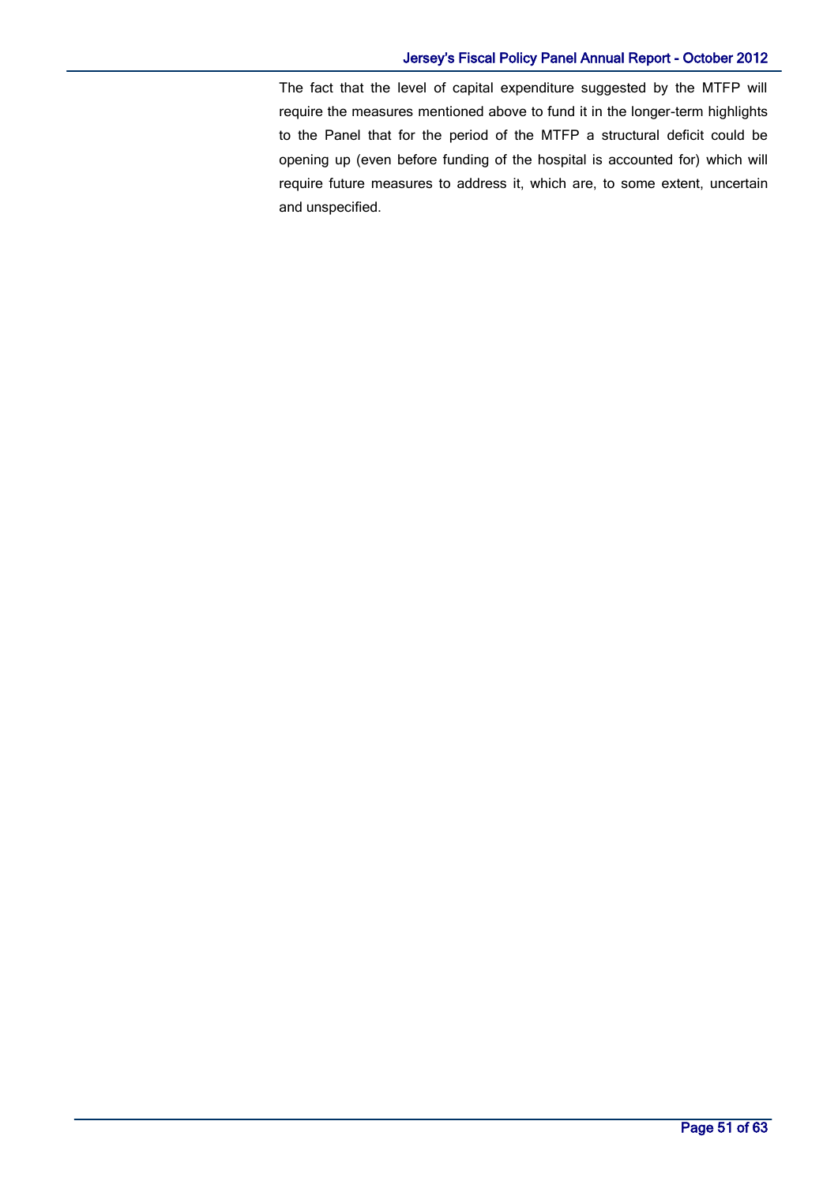The fact that the level of capital expenditure suggested by the MTFP will require the measures mentioned above to fund it in the longer-term highlights to the Panel that for the period of the MTFP a structural deficit could be opening up (even before funding of the hospital is accounted for) which will require future measures to address it, which are, to some extent, uncertain and unspecified.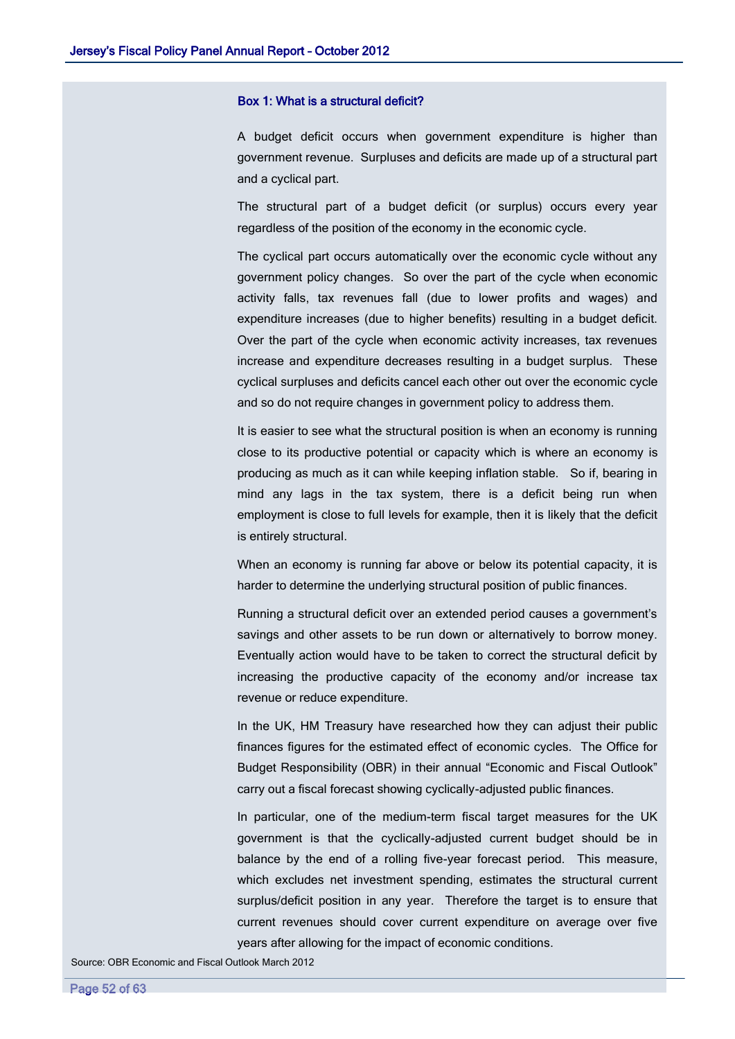### Box 1: What is a structural deficit?

A budget deficit occurs when government expenditure is higher than government revenue. Surpluses and deficits are made up of a structural part and a cyclical part.

The structural part of a budget deficit (or surplus) occurs every year regardless of the position of the economy in the economic cycle.

The cyclical part occurs automatically over the economic cycle without any government policy changes. So over the part of the cycle when economic activity falls, tax revenues fall (due to lower profits and wages) and expenditure increases (due to higher benefits) resulting in a budget deficit. Over the part of the cycle when economic activity increases, tax revenues increase and expenditure decreases resulting in a budget surplus. These cyclical surpluses and deficits cancel each other out over the economic cycle and so do not require changes in government policy to address them.

It is easier to see what the structural position is when an economy is running close to its productive potential or capacity which is where an economy is producing as much as it can while keeping inflation stable. So if, bearing in mind any lags in the tax system, there is a deficit being run when employment is close to full levels for example, then it is likely that the deficit is entirely structural.

When an economy is running far above or below its potential capacity, it is harder to determine the underlying structural position of public finances.

Running a structural deficit over an extended period causes a government's savings and other assets to be run down or alternatively to borrow money. Eventually action would have to be taken to correct the structural deficit by increasing the productive capacity of the economy and/or increase tax revenue or reduce expenditure.

In the UK, HM Treasury have researched how they can adjust their public finances figures for the estimated effect of economic cycles. The Office for Budget Responsibility (OBR) in their annual "Economic and Fiscal Outlook" carry out a fiscal forecast showing cyclically-adjusted public finances.

In particular, one of the medium-term fiscal target measures for the UK government is that the cyclically-adjusted current budget should be in balance by the end of a rolling five-year forecast period. This measure, which excludes net investment spending, estimates the structural current surplus/deficit position in any year. Therefore the target is to ensure that current revenues should cover current expenditure on average over five years after allowing for the impact of economic conditions.

Source: OBR Economic and Fiscal Outlook March 2012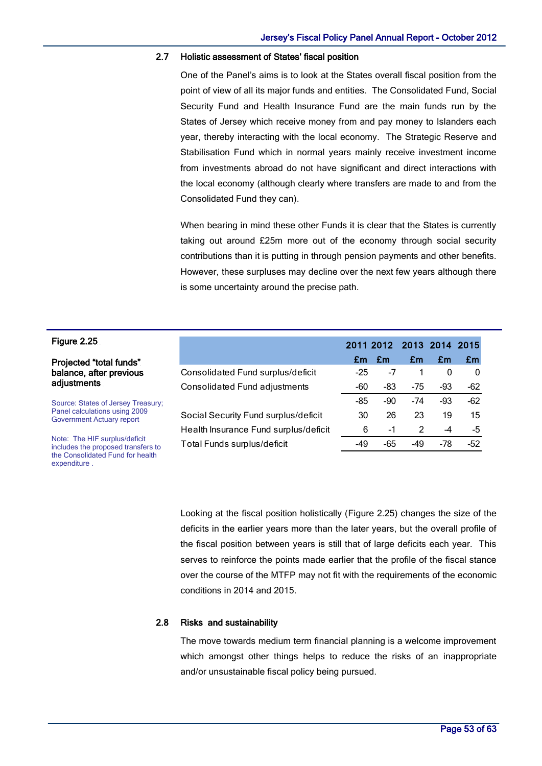## 2.7 Holistic assessment of States' fiscal position

One of the Panel's aims is to look at the States overall fiscal position from the point of view of all its major funds and entities. The Consolidated Fund, Social Security Fund and Health Insurance Fund are the main funds run by the States of Jersey which receive money from and pay money to Islanders each year, thereby interacting with the local economy. The Strategic Reserve and Stabilisation Fund which in normal years mainly receive investment income from investments abroad do not have significant and direct interactions with the local economy (although clearly where transfers are made to and from the Consolidated Fund they can).

When bearing in mind these other Funds it is clear that the States is currently taking out around £25m more out of the economy through social security contributions than it is putting in through pension payments and other benefits. However, these surpluses may decline over the next few years although there is some uncertainty around the precise path.

**Figure 2.25**

**Projected "total funds" balance, after previous adjustments**

Source: States of Jersey Treasury; Panel calculations using 2009 Government Actuary report

Note: The HIF surplus/deficit includes the proposed transfers to the Consolidated Fund for health expenditure .

| | 2011 £m | 2012 £m | 2013 £m | 2014 £m | 2015 £m |
|---|---|---|---|---|---|
| Consolidated Fund surplus/deficit | -25 | -7 | 1 | 0 | 0 |
| Consolidated Fund adjustments | -60 | -83 | -75 | -93 | -62 |
| | -85 | -90 | -74 | -93 | -62 |
| Social Security Fund surplus/deficit | 30 | 26 | 23 | 19 | 15 |
| Health Insurance Fund surplus/deficit | 6 | -1 | 2 | -4 | -5 |
| Total Funds surplus/deficit | -49 | -65 | -49 | -78 | -52 |

Looking at the fiscal position holistically (Figure 2.25) changes the size of the deficits in the earlier years more than the later years, but the overall profile of the fiscal position between years is still that of large deficits each year. This serves to reinforce the points made earlier that the profile of the fiscal stance over the course of the MTFP may not fit with the requirements of the economic conditions in 2014 and 2015.

## 2.8 Risks and sustainability

The move towards medium term financial planning is a welcome improvement which amongst other things helps to reduce the risks of an inappropriate and/or unsustainable fiscal policy being pursued.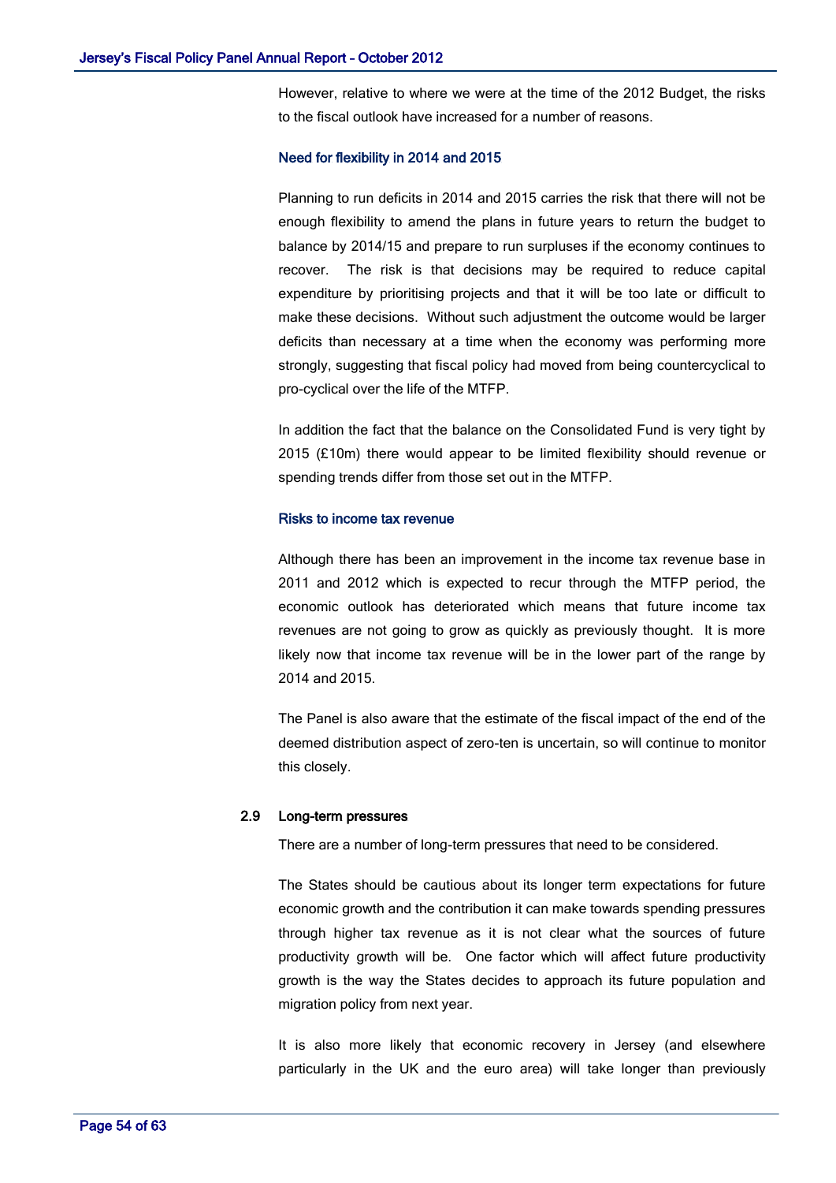However, relative to where we were at the time of the 2012 Budget, the risks to the fiscal outlook have increased for a number of reasons.

#### Need for flexibility in 2014 and 2015

Planning to run deficits in 2014 and 2015 carries the risk that there will not be enough flexibility to amend the plans in future years to return the budget to balance by 2014/15 and prepare to run surpluses if the economy continues to recover. The risk is that decisions may be required to reduce capital expenditure by prioritising projects and that it will be too late or difficult to make these decisions. Without such adjustment the outcome would be larger deficits than necessary at a time when the economy was performing more strongly, suggesting that fiscal policy had moved from being countercyclical to pro-cyclical over the life of the MTFP.

In addition the fact that the balance on the Consolidated Fund is very tight by 2015 (£10m) there would appear to be limited flexibility should revenue or spending trends differ from those set out in the MTFP.

#### Risks to income tax revenue

Although there has been an improvement in the income tax revenue base in 2011 and 2012 which is expected to recur through the MTFP period, the economic outlook has deteriorated which means that future income tax revenues are not going to grow as quickly as previously thought. It is more likely now that income tax revenue will be in the lower part of the range by 2014 and 2015.

The Panel is also aware that the estimate of the fiscal impact of the end of the deemed distribution aspect of zero-ten is uncertain, so will continue to monitor this closely.

### 2.9 Long-term pressures

There are a number of long-term pressures that need to be considered.

The States should be cautious about its longer term expectations for future economic growth and the contribution it can make towards spending pressures through higher tax revenue as it is not clear what the sources of future productivity growth will be. One factor which will affect future productivity growth is the way the States decides to approach its future population and migration policy from next year.

It is also more likely that economic recovery in Jersey (and elsewhere particularly in the UK and the euro area) will take longer than previously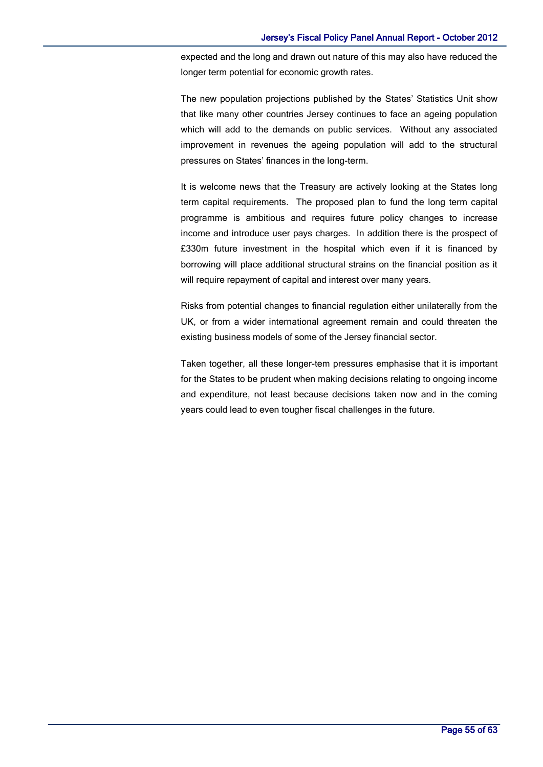expected and the long and drawn out nature of this may also have reduced the longer term potential for economic growth rates.

The new population projections published by the States' Statistics Unit show that like many other countries Jersey continues to face an ageing population which will add to the demands on public services. Without any associated improvement in revenues the ageing population will add to the structural pressures on States' finances in the long-term.

It is welcome news that the Treasury are actively looking at the States long term capital requirements. The proposed plan to fund the long term capital programme is ambitious and requires future policy changes to increase income and introduce user pays charges. In addition there is the prospect of £330m future investment in the hospital which even if it is financed by borrowing will place additional structural strains on the financial position as it will require repayment of capital and interest over many years.

Risks from potential changes to financial regulation either unilaterally from the UK, or from a wider international agreement remain and could threaten the existing business models of some of the Jersey financial sector.

Taken together, all these longer-tem pressures emphasise that it is important for the States to be prudent when making decisions relating to ongoing income and expenditure, not least because decisions taken now and in the coming years could lead to even tougher fiscal challenges in the future.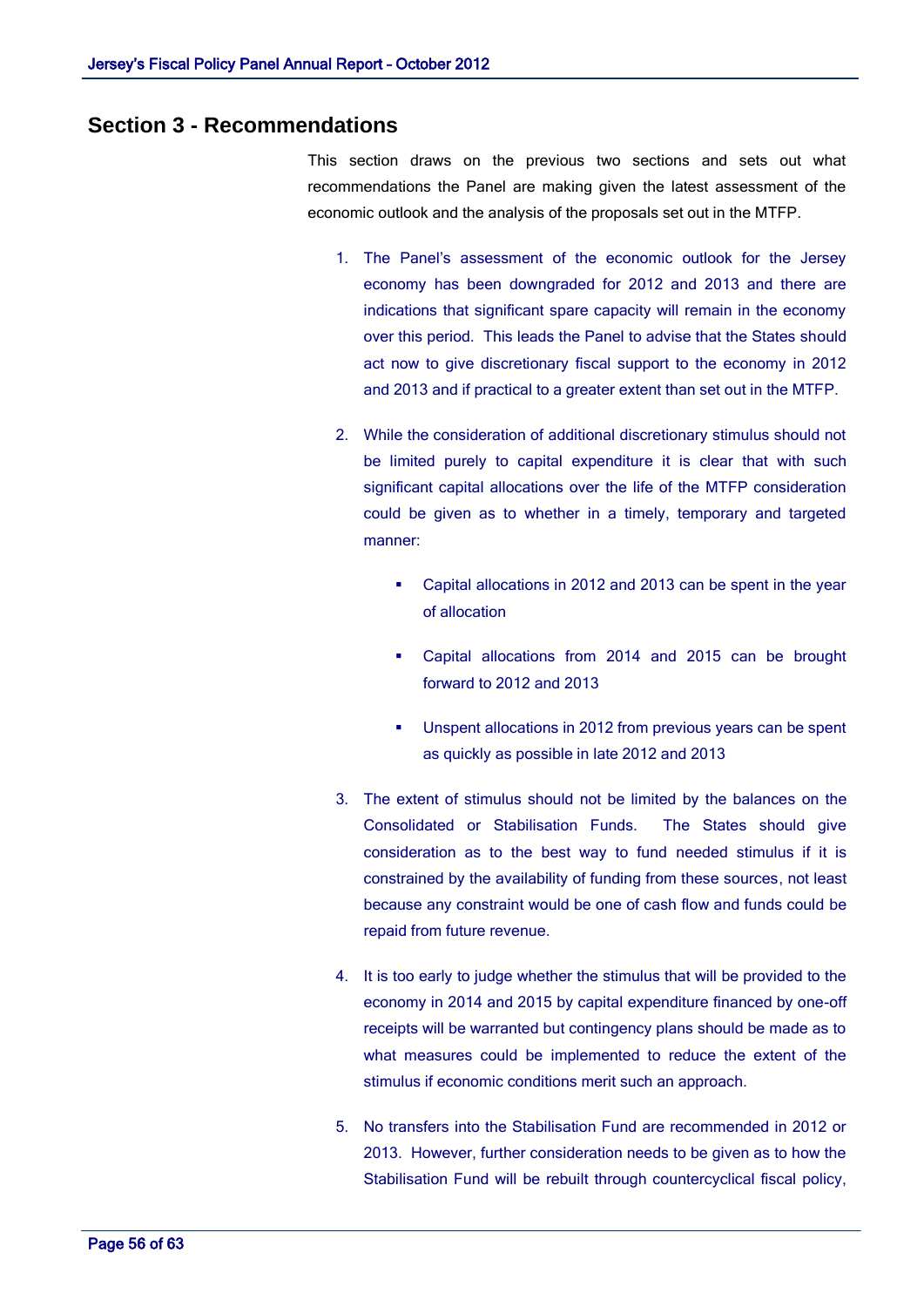## Section 3 - Recommendations

This section draws on the previous two sections and sets out what recommendations the Panel are making given the latest assessment of the economic outlook and the analysis of the proposals set out in the MTFP.

1. The Panel's assessment of the economic outlook for the Jersey economy has been downgraded for 2012 and 2013 and there are indications that significant spare capacity will remain in the economy over this period. This leads the Panel to advise that the States should act now to give discretionary fiscal support to the economy in 2012 and 2013 and if practical to a greater extent than set out in the MTFP.

2. While the consideration of additional discretionary stimulus should not be limited purely to capital expenditure it is clear that with such significant capital allocations over the life of the MTFP consideration could be given as to whether in a timely, temporary and targeted manner:

   - Capital allocations in 2012 and 2013 can be spent in the year of allocation
   - Capital allocations from 2014 and 2015 can be brought forward to 2012 and 2013
   - Unspent allocations in 2012 from previous years can be spent as quickly as possible in late 2012 and 2013

3. The extent of stimulus should not be limited by the balances on the Consolidated or Stabilisation Funds. The States should give consideration as to the best way to fund needed stimulus if it is constrained by the availability of funding from these sources, not least because any constraint would be one of cash flow and funds could be repaid from future revenue.

4. It is too early to judge whether the stimulus that will be provided to the economy in 2014 and 2015 by capital expenditure financed by one-off receipts will be warranted but contingency plans should be made as to what measures could be implemented to reduce the extent of the stimulus if economic conditions merit such an approach.

5. No transfers into the Stabilisation Fund are recommended in 2012 or 2013. However, further consideration needs to be given as to how the Stabilisation Fund will be rebuilt through countercyclical fiscal policy,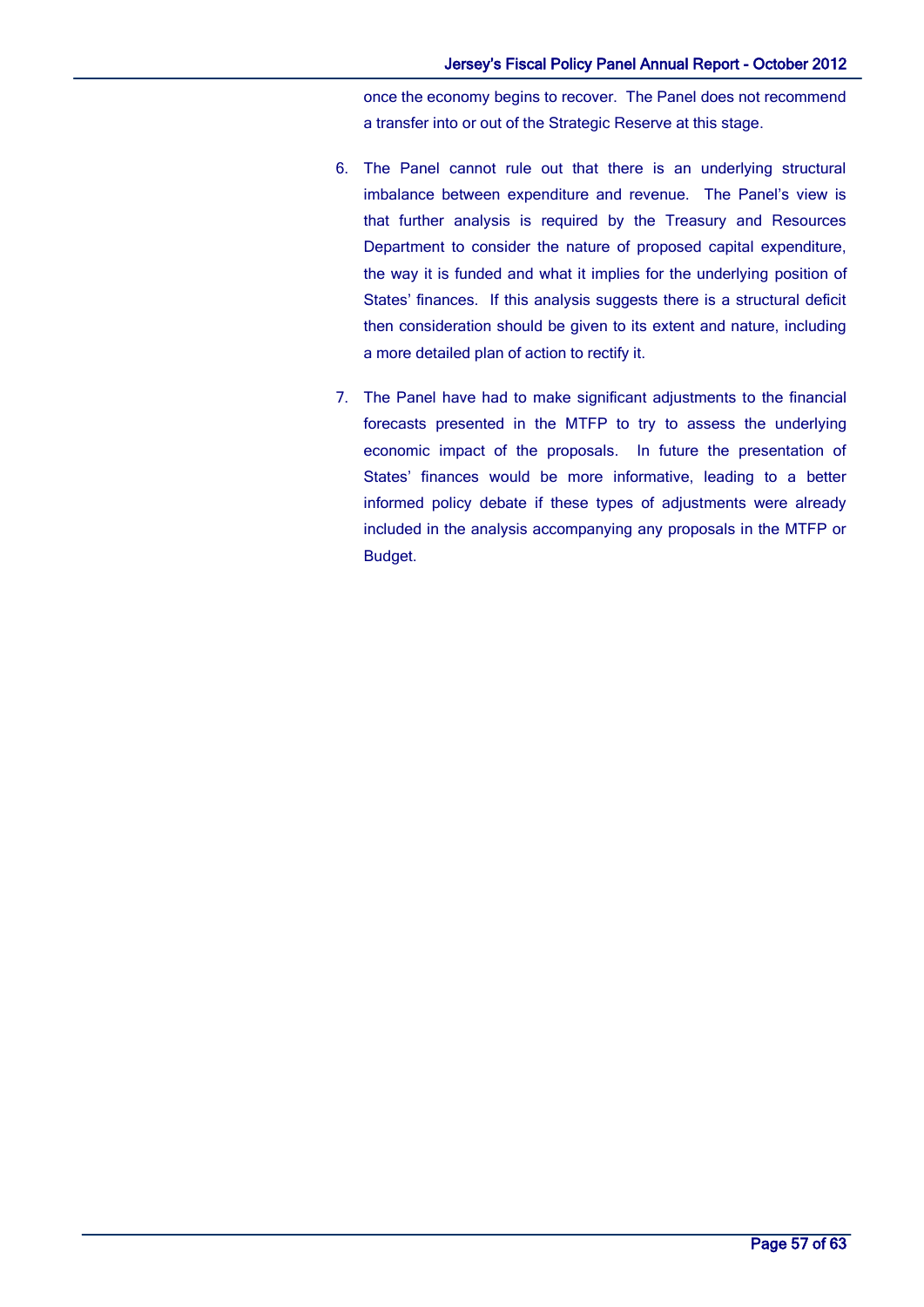once the economy begins to recover. The Panel does not recommend a transfer into or out of the Strategic Reserve at this stage.

6. The Panel cannot rule out that there is an underlying structural imbalance between expenditure and revenue. The Panel's view is that further analysis is required by the Treasury and Resources Department to consider the nature of proposed capital expenditure, the way it is funded and what it implies for the underlying position of States' finances. If this analysis suggests there is a structural deficit then consideration should be given to its extent and nature, including a more detailed plan of action to rectify it.

7. The Panel have had to make significant adjustments to the financial forecasts presented in the MTFP to try to assess the underlying economic impact of the proposals. In future the presentation of States' finances would be more informative, leading to a better informed policy debate if these types of adjustments were already included in the analysis accompanying any proposals in the MTFP or Budget.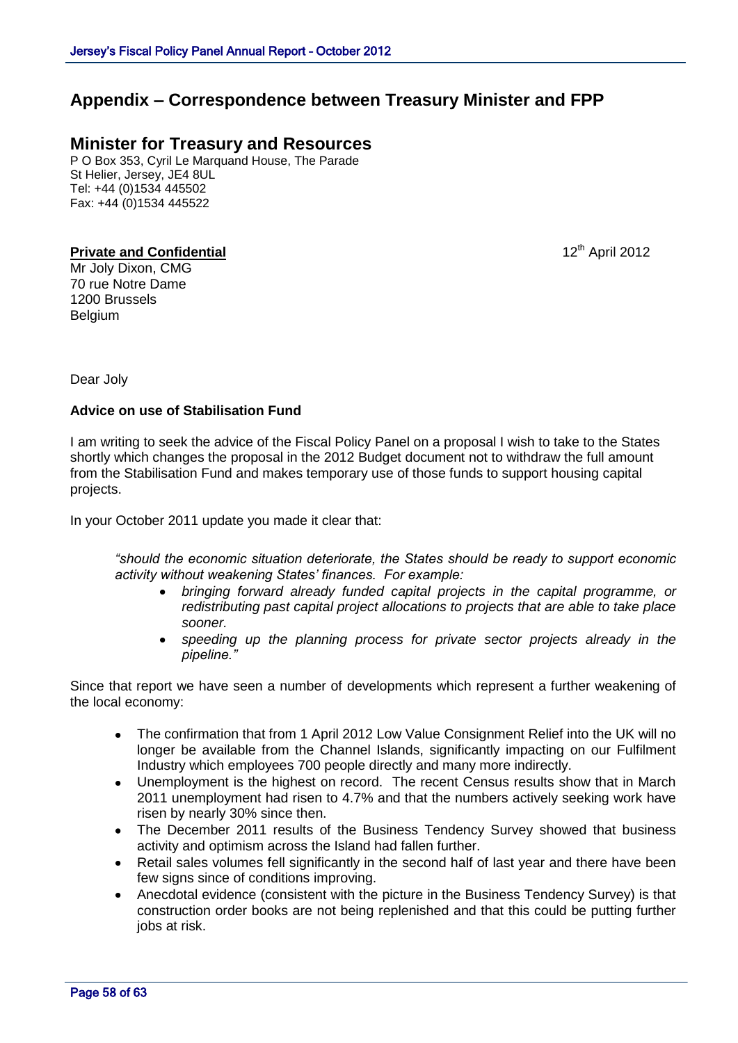# Appendix – Correspondence between Treasury Minister and FPP

## Minister for Treasury and Resources

P O Box 353, Cyril Le Marquand House, The Parade
St Helier, Jersey, JE4 8UL
Tel: +44 (0)1534 445502
Fax: +44 (0)1534 445522

**Private and Confidential**

12th April 2012

Mr Joly Dixon, CMG
70 rue Notre Dame
1200 Brussels
Belgium

Dear Joly

**Advice on use of Stabilisation Fund**

I am writing to seek the advice of the Fiscal Policy Panel on a proposal I wish to take to the States shortly which changes the proposal in the 2012 Budget document not to withdraw the full amount from the Stabilisation Fund and makes temporary use of those funds to support housing capital projects.

In your October 2011 update you made it clear that:

> *"should the economic situation deteriorate, the States should be ready to support economic activity without weakening States' finances. For example:*
>
> - *bringing forward already funded capital projects in the capital programme, or redistributing past capital project allocations to projects that are able to take place sooner.*
> - *speeding up the planning process for private sector projects already in the pipeline."*

Since that report we have seen a number of developments which represent a further weakening of the local economy:

- The confirmation that from 1 April 2012 Low Value Consignment Relief into the UK will no longer be available from the Channel Islands, significantly impacting on our Fulfilment Industry which employees 700 people directly and many more indirectly.
- Unemployment is the highest on record. The recent Census results show that in March 2011 unemployment had risen to 4.7% and that the numbers actively seeking work have risen by nearly 30% since then.
- The December 2011 results of the Business Tendency Survey showed that business activity and optimism across the Island had fallen further.
- Retail sales volumes fell significantly in the second half of last year and there have been few signs since of conditions improving.
- Anecdotal evidence (consistent with the picture in the Business Tendency Survey) is that construction order books are not being replenished and that this could be putting further jobs at risk.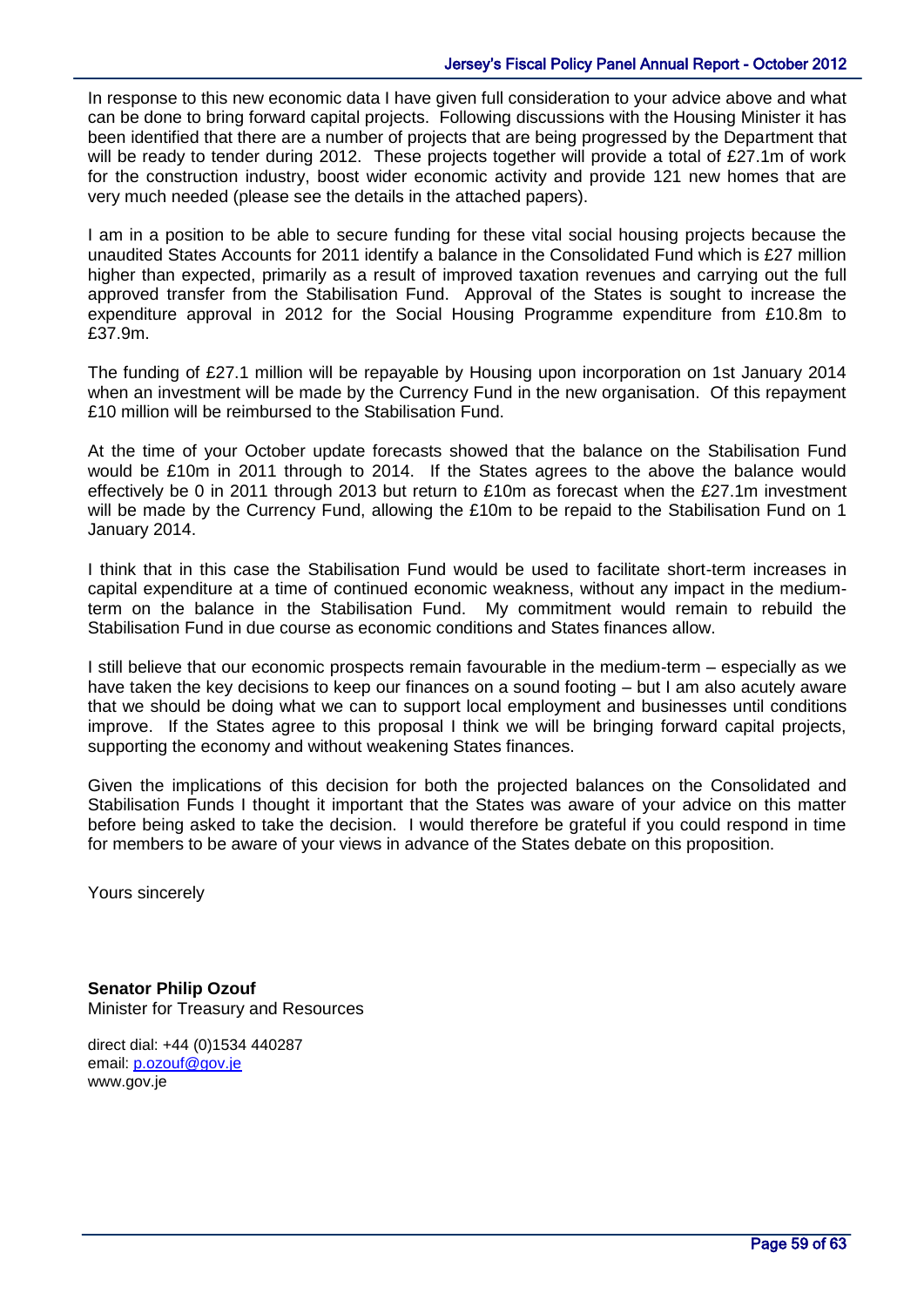In response to this new economic data I have given full consideration to your advice above and what can be done to bring forward capital projects. Following discussions with the Housing Minister it has been identified that there are a number of projects that are being progressed by the Department that will be ready to tender during 2012. These projects together will provide a total of £27.1m of work for the construction industry, boost wider economic activity and provide 121 new homes that are very much needed (please see the details in the attached papers).

I am in a position to be able to secure funding for these vital social housing projects because the unaudited States Accounts for 2011 identify a balance in the Consolidated Fund which is £27 million higher than expected, primarily as a result of improved taxation revenues and carrying out the full approved transfer from the Stabilisation Fund. Approval of the States is sought to increase the expenditure approval in 2012 for the Social Housing Programme expenditure from £10.8m to £37.9m.

The funding of £27.1 million will be repayable by Housing upon incorporation on 1st January 2014 when an investment will be made by the Currency Fund in the new organisation. Of this repayment £10 million will be reimbursed to the Stabilisation Fund.

At the time of your October update forecasts showed that the balance on the Stabilisation Fund would be £10m in 2011 through to 2014. If the States agrees to the above the balance would effectively be 0 in 2011 through 2013 but return to £10m as forecast when the £27.1m investment will be made by the Currency Fund, allowing the £10m to be repaid to the Stabilisation Fund on 1 January 2014.

I think that in this case the Stabilisation Fund would be used to facilitate short-term increases in capital expenditure at a time of continued economic weakness, without any impact in the medium-term on the balance in the Stabilisation Fund. My commitment would remain to rebuild the Stabilisation Fund in due course as economic conditions and States finances allow.

I still believe that our economic prospects remain favourable in the medium-term – especially as we have taken the key decisions to keep our finances on a sound footing – but I am also acutely aware that we should be doing what we can to support local employment and businesses until conditions improve. If the States agree to this proposal I think we will be bringing forward capital projects, supporting the economy and without weakening States finances.

Given the implications of this decision for both the projected balances on the Consolidated and Stabilisation Funds I thought it important that the States was aware of your advice on this matter before being asked to take the decision. I would therefore be grateful if you could respond in time for members to be aware of your views in advance of the States debate on this proposition.

Yours sincerely

**Senator Philip Ozouf**
Minister for Treasury and Resources

direct dial: +44 (0)1534 440287
email: p.ozouf@gov.je
www.gov.je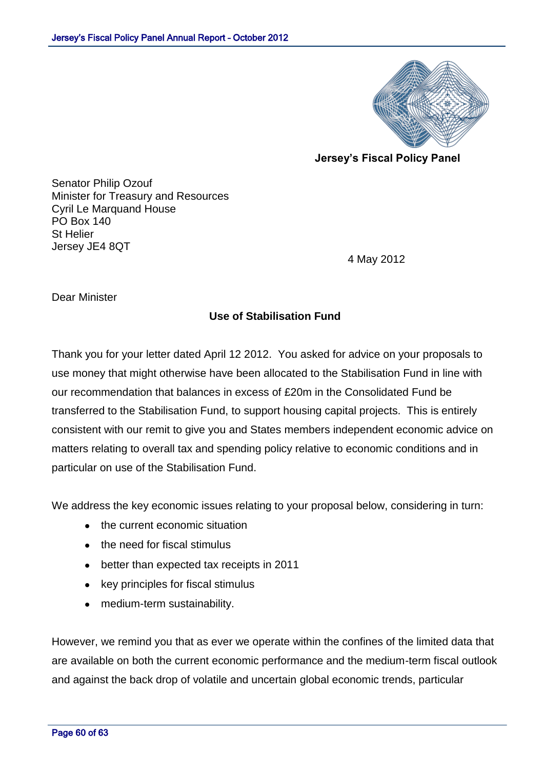**Jersey's Fiscal Policy Panel**

Senator Philip Ozouf
Minister for Treasury and Resources
Cyril Le Marquand House
PO Box 140
St Helier
Jersey JE4 8QT

4 May 2012

Dear Minister

**Use of Stabilisation Fund**

Thank you for your letter dated April 12 2012. You asked for advice on your proposals to use money that might otherwise have been allocated to the Stabilisation Fund in line with our recommendation that balances in excess of £20m in the Consolidated Fund be transferred to the Stabilisation Fund, to support housing capital projects. This is entirely consistent with our remit to give you and States members independent economic advice on matters relating to overall tax and spending policy relative to economic conditions and in particular on use of the Stabilisation Fund.

We address the key economic issues relating to your proposal below, considering in turn:

- the current economic situation
- the need for fiscal stimulus
- better than expected tax receipts in 2011
- key principles for fiscal stimulus
- medium-term sustainability.

However, we remind you that as ever we operate within the confines of the limited data that are available on both the current economic performance and the medium-term fiscal outlook and against the back drop of volatile and uncertain global economic trends, particular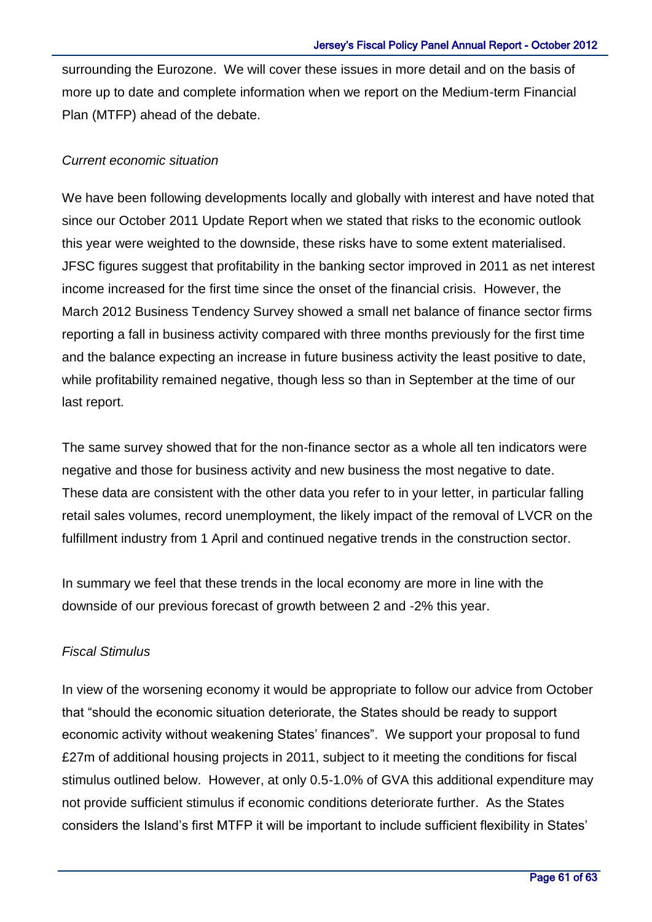surrounding the Eurozone. We will cover these issues in more detail and on the basis of more up to date and complete information when we report on the Medium-term Financial Plan (MTFP) ahead of the debate.

*Current economic situation*

We have been following developments locally and globally with interest and have noted that since our October 2011 Update Report when we stated that risks to the economic outlook this year were weighted to the downside, these risks have to some extent materialised. JFSC figures suggest that profitability in the banking sector improved in 2011 as net interest income increased for the first time since the onset of the financial crisis. However, the March 2012 Business Tendency Survey showed a small net balance of finance sector firms reporting a fall in business activity compared with three months previously for the first time and the balance expecting an increase in future business activity the least positive to date, while profitability remained negative, though less so than in September at the time of our last report.

The same survey showed that for the non-finance sector as a whole all ten indicators were negative and those for business activity and new business the most negative to date. These data are consistent with the other data you refer to in your letter, in particular falling retail sales volumes, record unemployment, the likely impact of the removal of LVCR on the fulfillment industry from 1 April and continued negative trends in the construction sector.

In summary we feel that these trends in the local economy are more in line with the downside of our previous forecast of growth between 2 and -2% this year.

*Fiscal Stimulus*

In view of the worsening economy it would be appropriate to follow our advice from October that "should the economic situation deteriorate, the States should be ready to support economic activity without weakening States' finances". We support your proposal to fund £27m of additional housing projects in 2011, subject to it meeting the conditions for fiscal stimulus outlined below. However, at only 0.5-1.0% of GVA this additional expenditure may not provide sufficient stimulus if economic conditions deteriorate further. As the States considers the Island's first MTFP it will be important to include sufficient flexibility in States'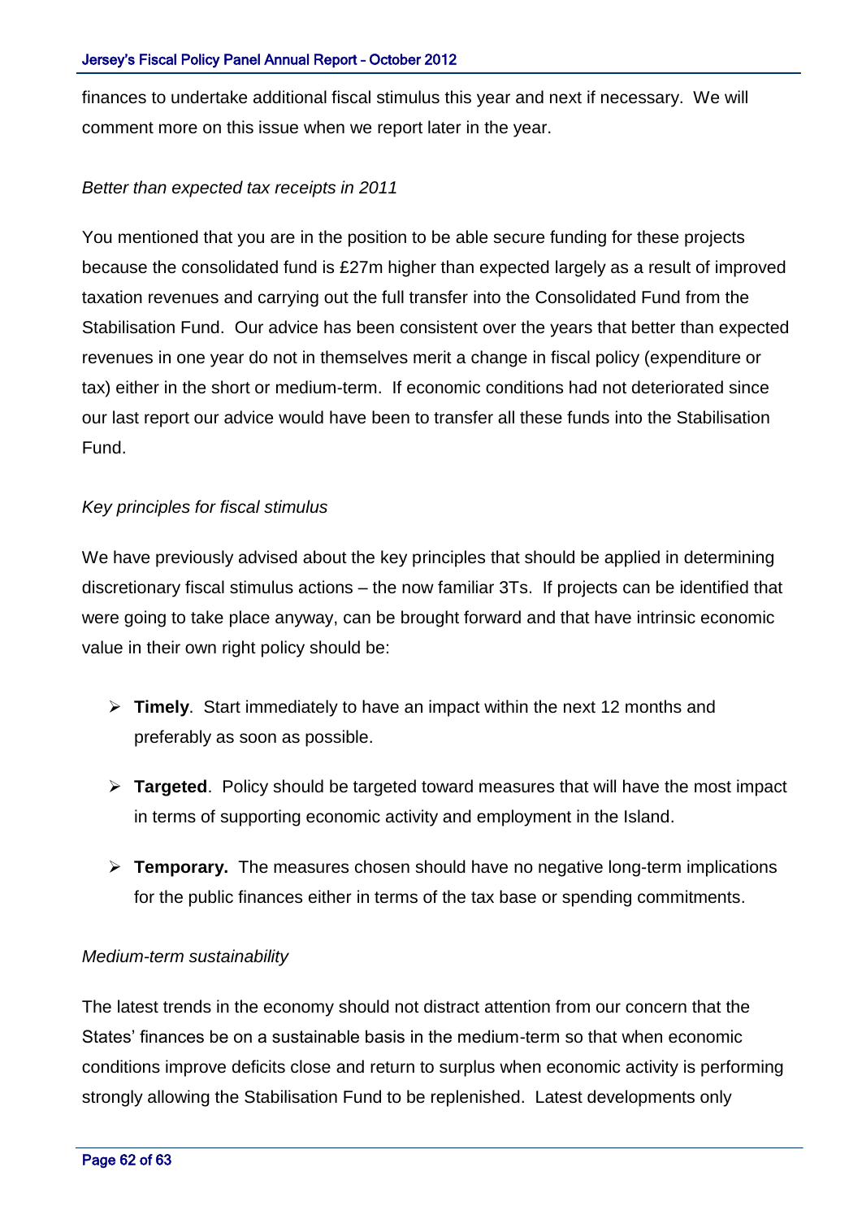finances to undertake additional fiscal stimulus this year and next if necessary. We will comment more on this issue when we report later in the year.

*Better than expected tax receipts in 2011*

You mentioned that you are in the position to be able secure funding for these projects because the consolidated fund is £27m higher than expected largely as a result of improved taxation revenues and carrying out the full transfer into the Consolidated Fund from the Stabilisation Fund. Our advice has been consistent over the years that better than expected revenues in one year do not in themselves merit a change in fiscal policy (expenditure or tax) either in the short or medium-term. If economic conditions had not deteriorated since our last report our advice would have been to transfer all these funds into the Stabilisation Fund.

*Key principles for fiscal stimulus*

We have previously advised about the key principles that should be applied in determining discretionary fiscal stimulus actions – the now familiar 3Ts. If projects can be identified that were going to take place anyway, can be brought forward and that have intrinsic economic value in their own right policy should be:

- **Timely**. Start immediately to have an impact within the next 12 months and preferably as soon as possible.
- **Targeted**. Policy should be targeted toward measures that will have the most impact in terms of supporting economic activity and employment in the Island.
- **Temporary.** The measures chosen should have no negative long-term implications for the public finances either in terms of the tax base or spending commitments.

*Medium-term sustainability*

The latest trends in the economy should not distract attention from our concern that the States' finances be on a sustainable basis in the medium-term so that when economic conditions improve deficits close and return to surplus when economic activity is performing strongly allowing the Stabilisation Fund to be replenished. Latest developments only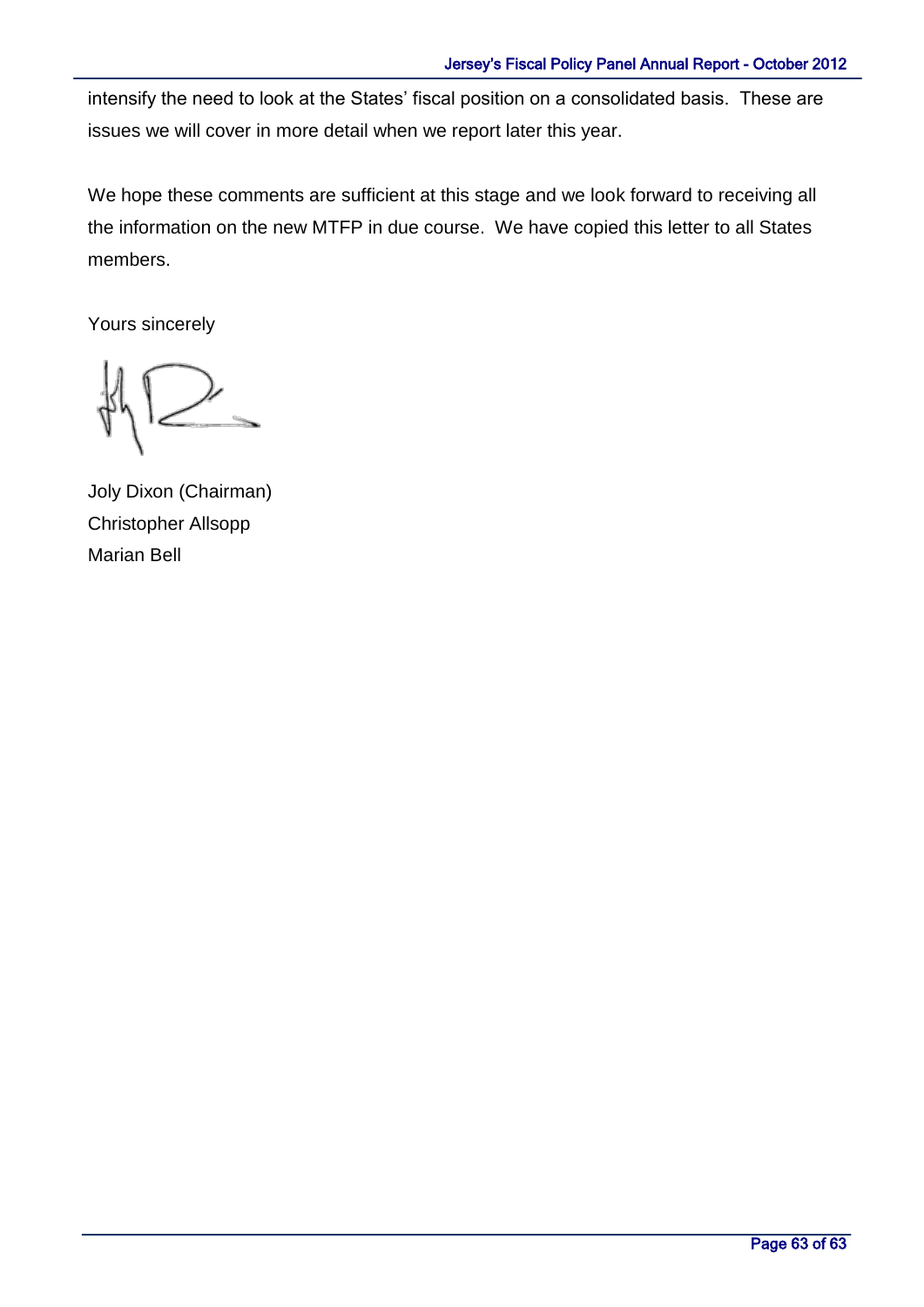intensify the need to look at the States' fiscal position on a consolidated basis. These are issues we will cover in more detail when we report later this year.

We hope these comments are sufficient at this stage and we look forward to receiving all the information on the new MTFP in due course. We have copied this letter to all States members.

Yours sincerely

Joly Dixon (Chairman)
Christopher Allsopp
Marian Bell